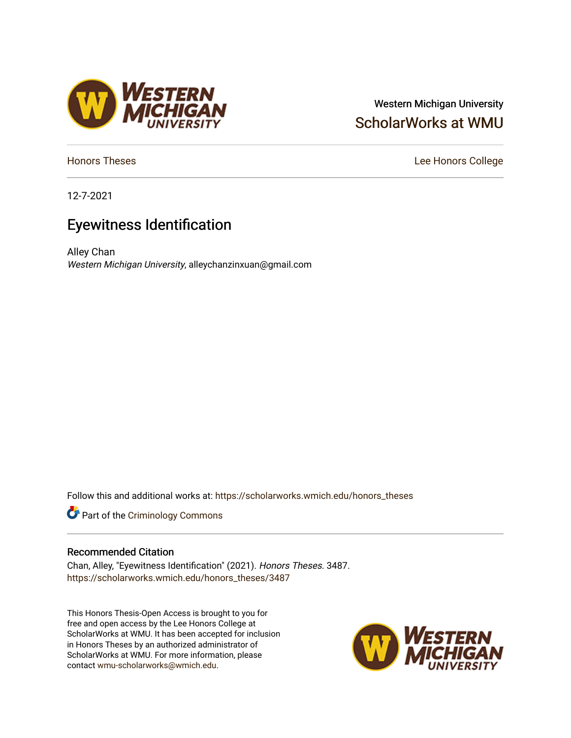Western Michigan University

ScholarWorks at WMU

Honors Theses

Lee Honors College

12-7-2021

# Eyewitness Identification

Alley Chan

*Western Michigan University*, alleychanzinxuan@gmail.com

Follow this and additional works at: https://scholarworks.wmich.edu/honors_theses

Part of the Criminology Commons

## Recommended Citation

Chan, Alley, "Eyewitness Identification" (2021). *Honors Theses*. 3487.
https://scholarworks.wmich.edu/honors_theses/3487

This Honors Thesis-Open Access is brought to you for free and open access by the Lee Honors College at ScholarWorks at WMU. It has been accepted for inclusion in Honors Theses by an authorized administrator of ScholarWorks at WMU. For more information, please contact wmu-scholarworks@wmich.edu.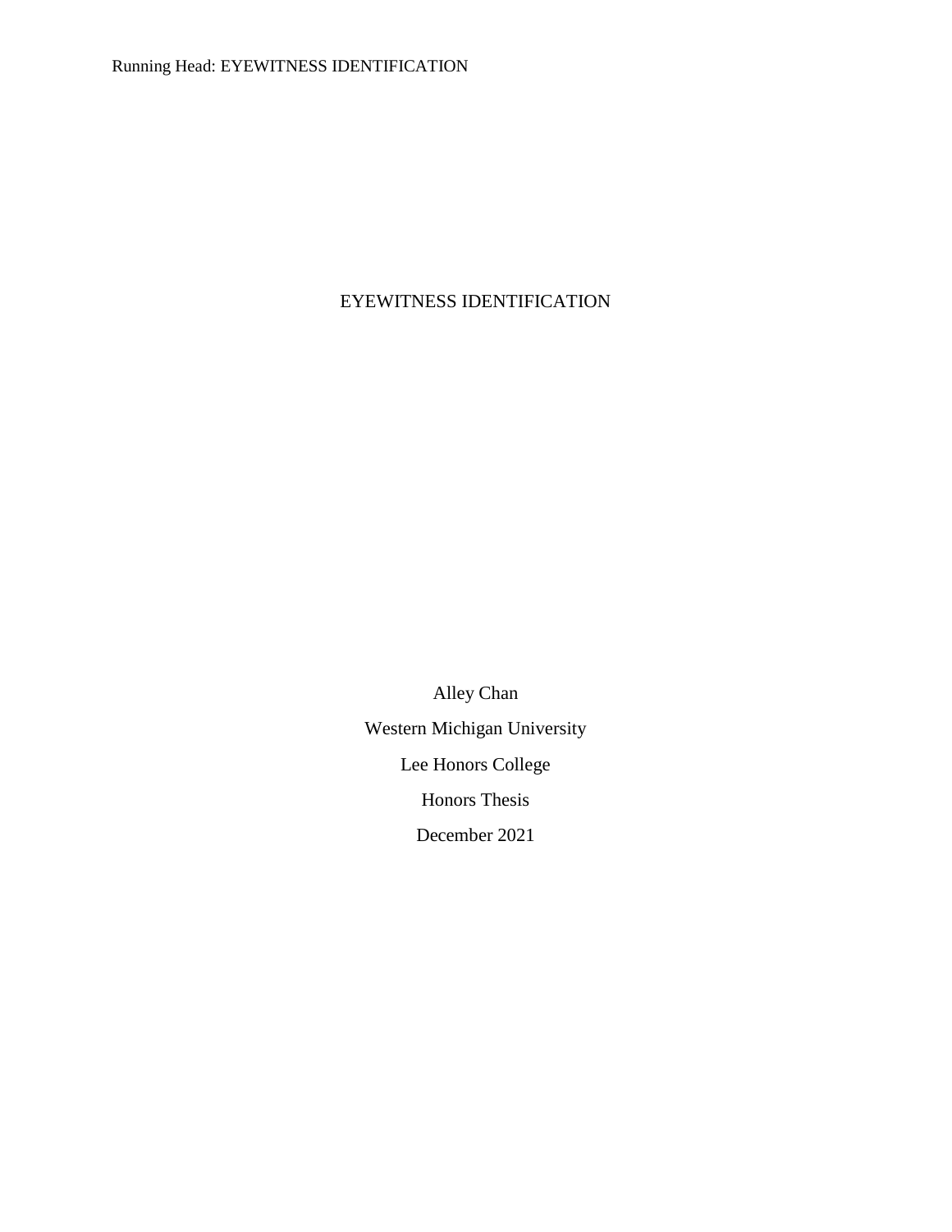# EYEWITNESS IDENTIFICATION

Alley Chan

Western Michigan University

Lee Honors College

Honors Thesis

December 2021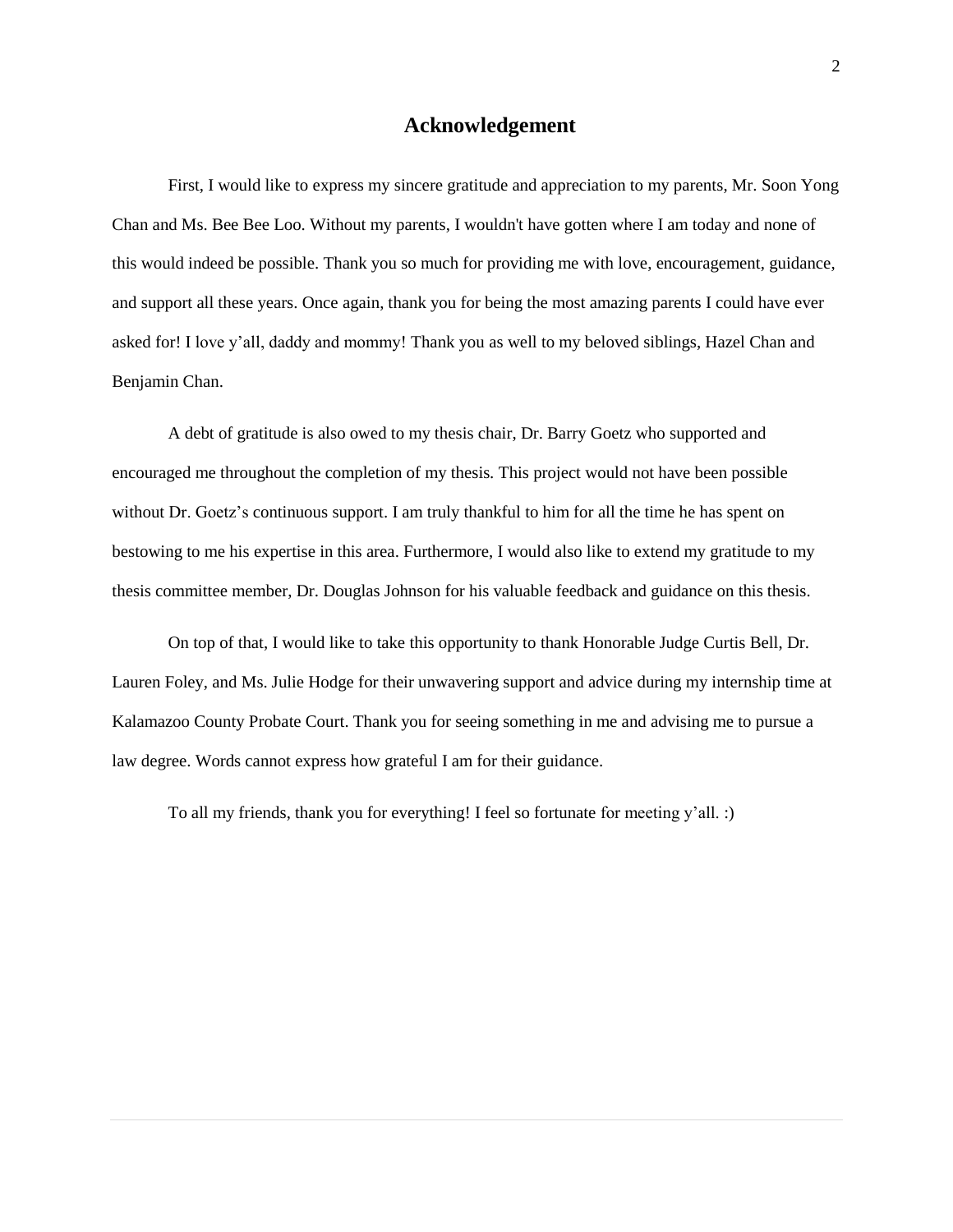# Acknowledgement

First, I would like to express my sincere gratitude and appreciation to my parents, Mr. Soon Yong Chan and Ms. Bee Bee Loo. Without my parents, I wouldn't have gotten where I am today and none of this would indeed be possible. Thank you so much for providing me with love, encouragement, guidance, and support all these years. Once again, thank you for being the most amazing parents I could have ever asked for! I love y'all, daddy and mommy! Thank you as well to my beloved siblings, Hazel Chan and Benjamin Chan.

A debt of gratitude is also owed to my thesis chair, Dr. Barry Goetz who supported and encouraged me throughout the completion of my thesis. This project would not have been possible without Dr. Goetz's continuous support. I am truly thankful to him for all the time he has spent on bestowing to me his expertise in this area. Furthermore, I would also like to extend my gratitude to my thesis committee member, Dr. Douglas Johnson for his valuable feedback and guidance on this thesis.

On top of that, I would like to take this opportunity to thank Honorable Judge Curtis Bell, Dr. Lauren Foley, and Ms. Julie Hodge for their unwavering support and advice during my internship time at Kalamazoo County Probate Court. Thank you for seeing something in me and advising me to pursue a law degree. Words cannot express how grateful I am for their guidance.

To all my friends, thank you for everything! I feel so fortunate for meeting y'all. :)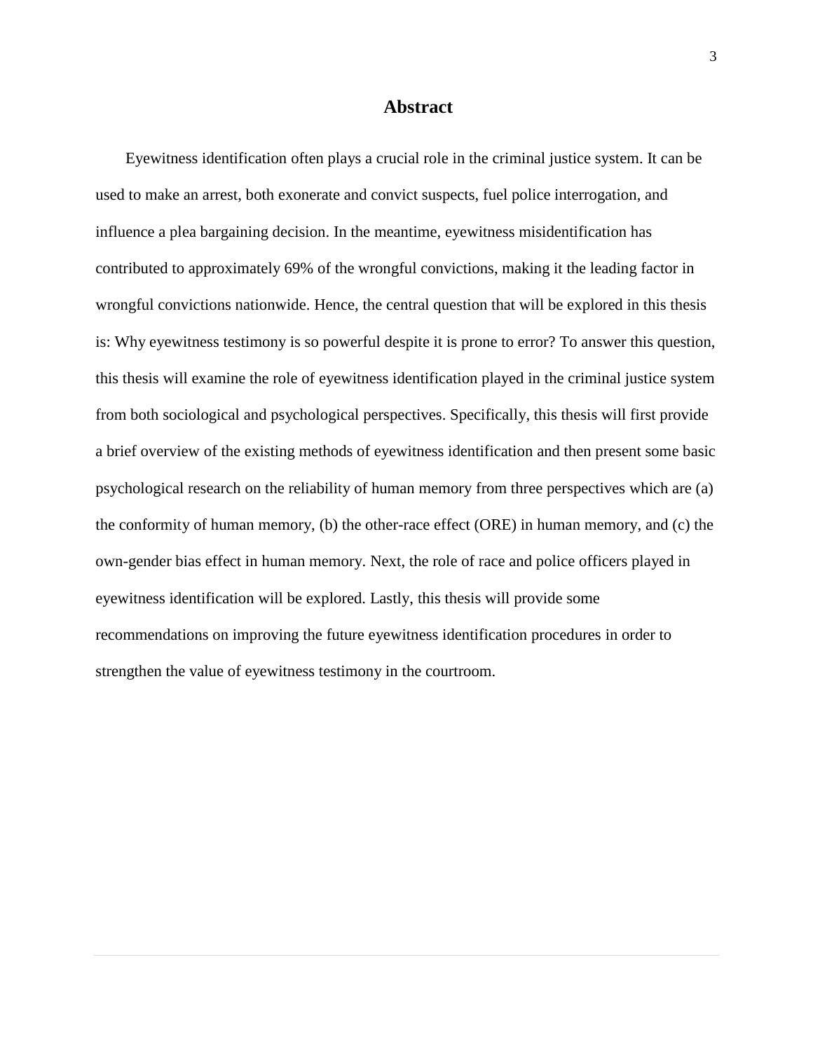# Abstract

Eyewitness identification often plays a crucial role in the criminal justice system. It can be used to make an arrest, both exonerate and convict suspects, fuel police interrogation, and influence a plea bargaining decision. In the meantime, eyewitness misidentification has contributed to approximately 69% of the wrongful convictions, making it the leading factor in wrongful convictions nationwide. Hence, the central question that will be explored in this thesis is: Why eyewitness testimony is so powerful despite it is prone to error? To answer this question, this thesis will examine the role of eyewitness identification played in the criminal justice system from both sociological and psychological perspectives. Specifically, this thesis will first provide a brief overview of the existing methods of eyewitness identification and then present some basic psychological research on the reliability of human memory from three perspectives which are (a) the conformity of human memory, (b) the other-race effect (ORE) in human memory, and (c) the own-gender bias effect in human memory. Next, the role of race and police officers played in eyewitness identification will be explored. Lastly, this thesis will provide some recommendations on improving the future eyewitness identification procedures in order to strengthen the value of eyewitness testimony in the courtroom.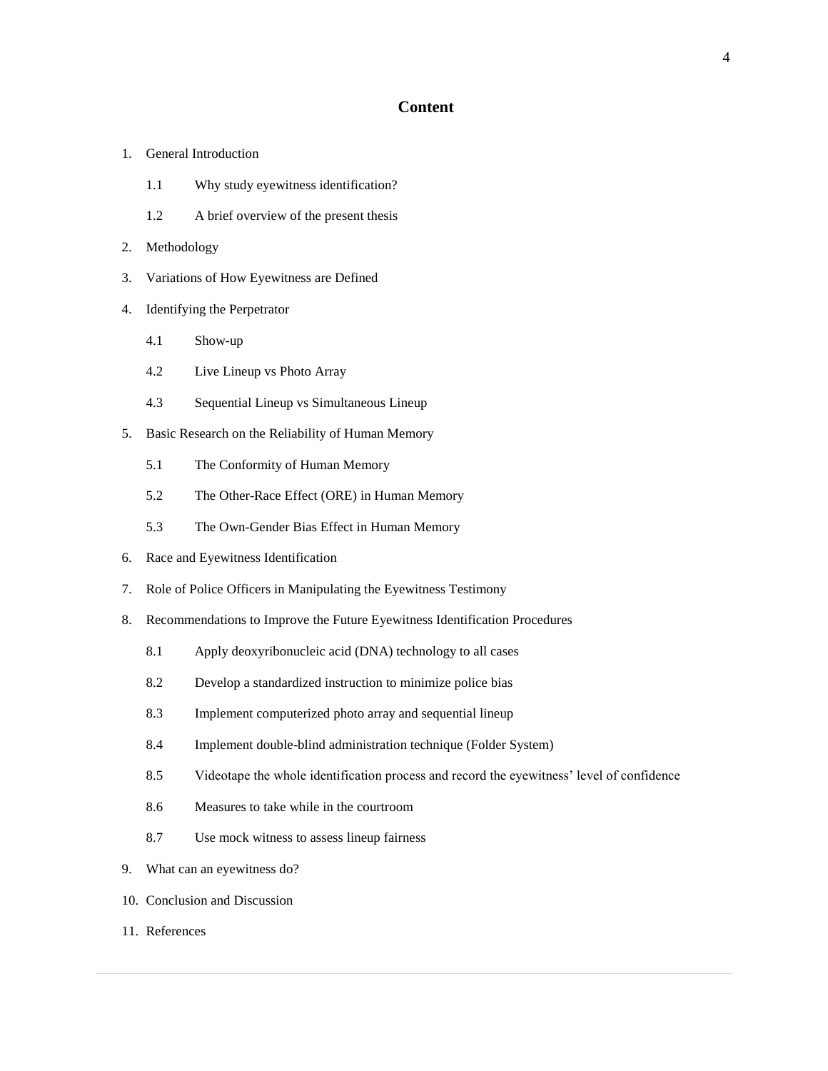# Content

1. General Introduction
   - 1.1 Why study eyewitness identification?
   - 1.2 A brief overview of the present thesis
2. Methodology
3. Variations of How Eyewitness are Defined
4. Identifying the Perpetrator
   - 4.1 Show-up
   - 4.2 Live Lineup vs Photo Array
   - 4.3 Sequential Lineup vs Simultaneous Lineup
5. Basic Research on the Reliability of Human Memory
   - 5.1 The Conformity of Human Memory
   - 5.2 The Other-Race Effect (ORE) in Human Memory
   - 5.3 The Own-Gender Bias Effect in Human Memory
6. Race and Eyewitness Identification
7. Role of Police Officers in Manipulating the Eyewitness Testimony
8. Recommendations to Improve the Future Eyewitness Identification Procedures
   - 8.1 Apply deoxyribonucleic acid (DNA) technology to all cases
   - 8.2 Develop a standardized instruction to minimize police bias
   - 8.3 Implement computerized photo array and sequential lineup
   - 8.4 Implement double-blind administration technique (Folder System)
   - 8.5 Videotape the whole identification process and record the eyewitness' level of confidence
   - 8.6 Measures to take while in the courtroom
   - 8.7 Use mock witness to assess lineup fairness
9. What can an eyewitness do?
10. Conclusion and Discussion
11. References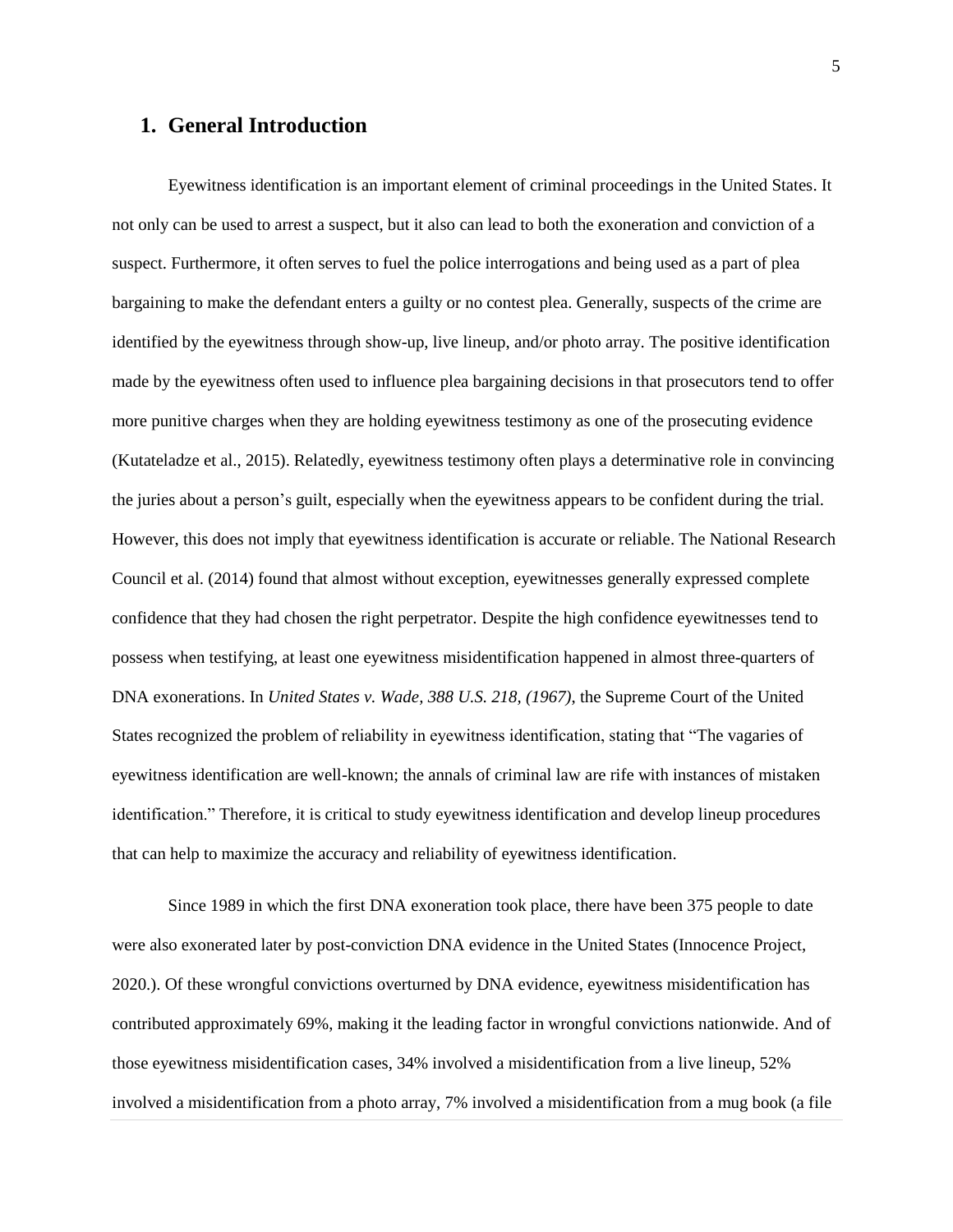# 1. General Introduction

Eyewitness identification is an important element of criminal proceedings in the United States. It not only can be used to arrest a suspect, but it also can lead to both the exoneration and conviction of a suspect. Furthermore, it often serves to fuel the police interrogations and being used as a part of plea bargaining to make the defendant enters a guilty or no contest plea. Generally, suspects of the crime are identified by the eyewitness through show-up, live lineup, and/or photo array. The positive identification made by the eyewitness often used to influence plea bargaining decisions in that prosecutors tend to offer more punitive charges when they are holding eyewitness testimony as one of the prosecuting evidence (Kutateladze et al., 2015). Relatedly, eyewitness testimony often plays a determinative role in convincing the juries about a person's guilt, especially when the eyewitness appears to be confident during the trial. However, this does not imply that eyewitness identification is accurate or reliable. The National Research Council et al. (2014) found that almost without exception, eyewitnesses generally expressed complete confidence that they had chosen the right perpetrator. Despite the high confidence eyewitnesses tend to possess when testifying, at least one eyewitness misidentification happened in almost three-quarters of DNA exonerations. In *United States v. Wade, 388 U.S. 218, (1967)*, the Supreme Court of the United States recognized the problem of reliability in eyewitness identification, stating that "The vagaries of eyewitness identification are well-known; the annals of criminal law are rife with instances of mistaken identification." Therefore, it is critical to study eyewitness identification and develop lineup procedures that can help to maximize the accuracy and reliability of eyewitness identification.

Since 1989 in which the first DNA exoneration took place, there have been 375 people to date were also exonerated later by post-conviction DNA evidence in the United States (Innocence Project, 2020.). Of these wrongful convictions overturned by DNA evidence, eyewitness misidentification has contributed approximately 69%, making it the leading factor in wrongful convictions nationwide. And of those eyewitness misidentification cases, 34% involved a misidentification from a live lineup, 52% involved a misidentification from a photo array, 7% involved a misidentification from a mug book (a file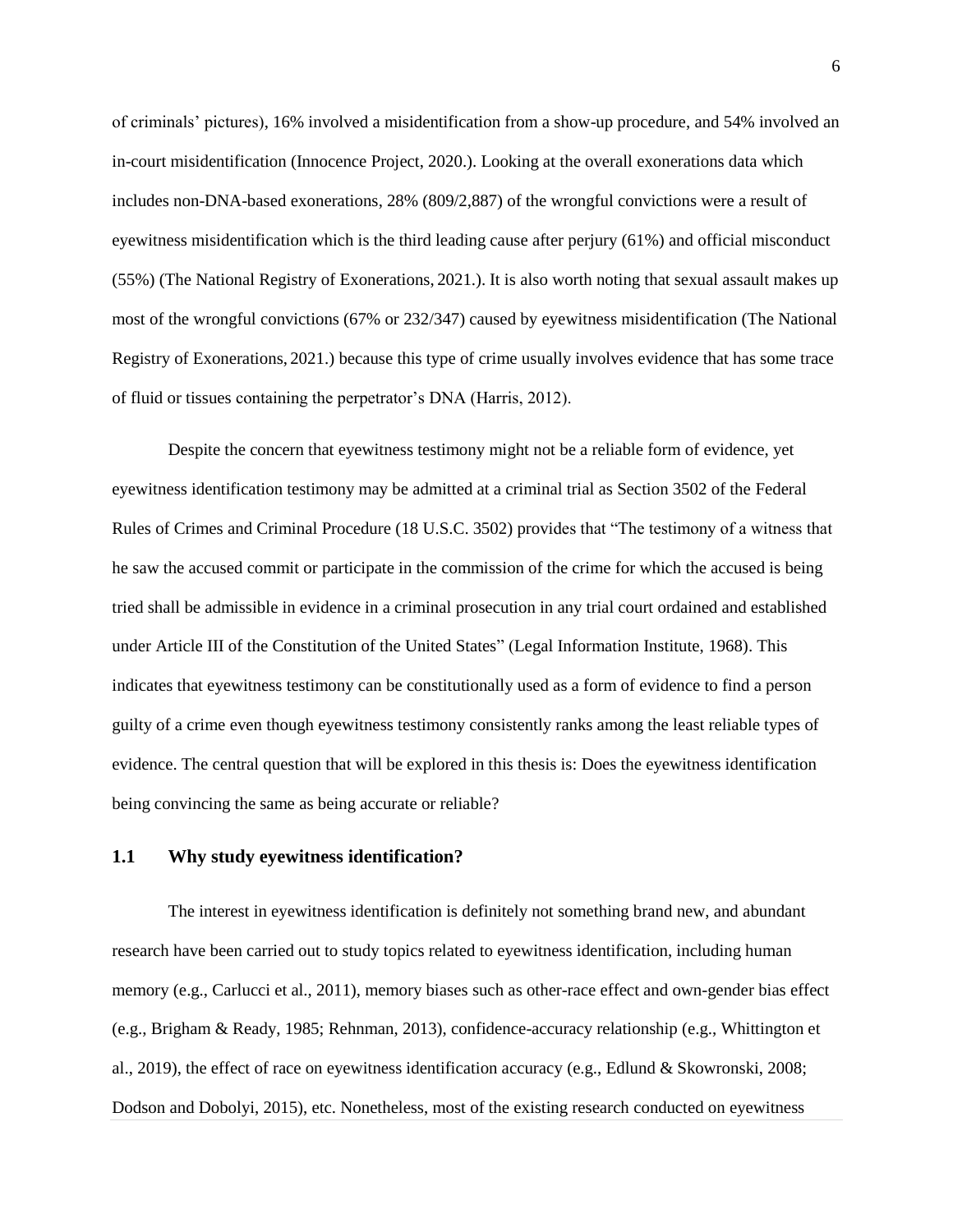of criminals' pictures), 16% involved a misidentification from a show-up procedure, and 54% involved an in-court misidentification (Innocence Project, 2020.). Looking at the overall exonerations data which includes non-DNA-based exonerations, 28% (809/2,887) of the wrongful convictions were a result of eyewitness misidentification which is the third leading cause after perjury (61%) and official misconduct (55%) (The National Registry of Exonerations, 2021.). It is also worth noting that sexual assault makes up most of the wrongful convictions (67% or 232/347) caused by eyewitness misidentification (The National Registry of Exonerations, 2021.) because this type of crime usually involves evidence that has some trace of fluid or tissues containing the perpetrator's DNA (Harris, 2012).

Despite the concern that eyewitness testimony might not be a reliable form of evidence, yet eyewitness identification testimony may be admitted at a criminal trial as Section 3502 of the Federal Rules of Crimes and Criminal Procedure (18 U.S.C. 3502) provides that "The testimony of a witness that he saw the accused commit or participate in the commission of the crime for which the accused is being tried shall be admissible in evidence in a criminal prosecution in any trial court ordained and established under Article III of the Constitution of the United States" (Legal Information Institute, 1968). This indicates that eyewitness testimony can be constitutionally used as a form of evidence to find a person guilty of a crime even though eyewitness testimony consistently ranks among the least reliable types of evidence. The central question that will be explored in this thesis is: Does the eyewitness identification being convincing the same as being accurate or reliable?

## 1.1 Why study eyewitness identification?

The interest in eyewitness identification is definitely not something brand new, and abundant research have been carried out to study topics related to eyewitness identification, including human memory (e.g., Carlucci et al., 2011), memory biases such as other-race effect and own-gender bias effect (e.g., Brigham & Ready, 1985; Rehnman, 2013), confidence-accuracy relationship (e.g., Whittington et al., 2019), the effect of race on eyewitness identification accuracy (e.g., Edlund & Skowronski, 2008; Dodson and Dobolyi, 2015), etc. Nonetheless, most of the existing research conducted on eyewitness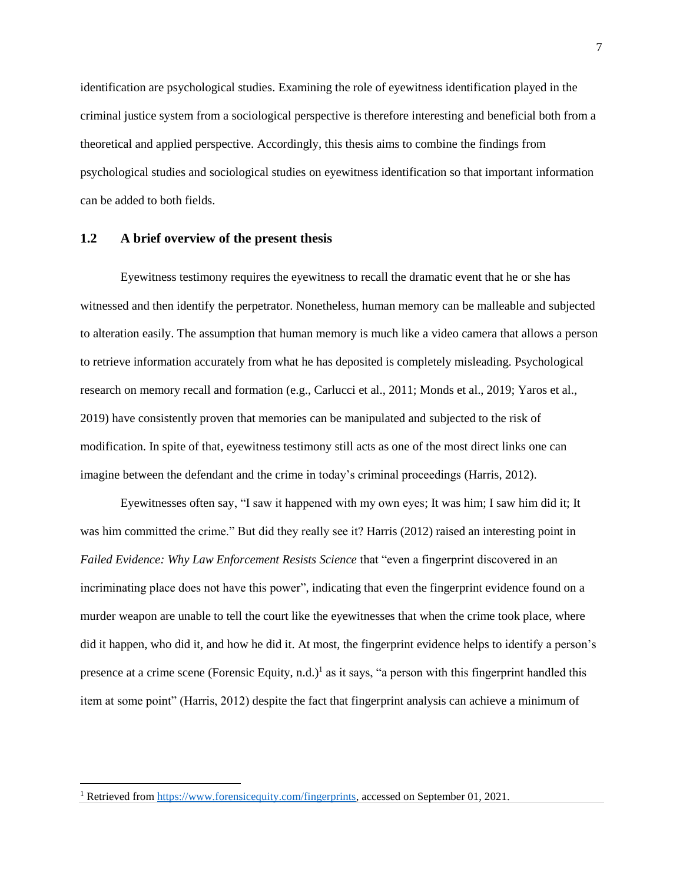identification are psychological studies. Examining the role of eyewitness identification played in the criminal justice system from a sociological perspective is therefore interesting and beneficial both from a theoretical and applied perspective. Accordingly, this thesis aims to combine the findings from psychological studies and sociological studies on eyewitness identification so that important information can be added to both fields.

## 1.2 A brief overview of the present thesis

Eyewitness testimony requires the eyewitness to recall the dramatic event that he or she has witnessed and then identify the perpetrator. Nonetheless, human memory can be malleable and subjected to alteration easily. The assumption that human memory is much like a video camera that allows a person to retrieve information accurately from what he has deposited is completely misleading. Psychological research on memory recall and formation (e.g., Carlucci et al., 2011; Monds et al., 2019; Yaros et al., 2019) have consistently proven that memories can be manipulated and subjected to the risk of modification. In spite of that, eyewitness testimony still acts as one of the most direct links one can imagine between the defendant and the crime in today's criminal proceedings (Harris, 2012).

Eyewitnesses often say, "I saw it happened with my own eyes; It was him; I saw him did it; It was him committed the crime." But did they really see it? Harris (2012) raised an interesting point in *Failed Evidence: Why Law Enforcement Resists Science* that "even a fingerprint discovered in an incriminating place does not have this power", indicating that even the fingerprint evidence found on a murder weapon are unable to tell the court like the eyewitnesses that when the crime took place, where did it happen, who did it, and how he did it. At most, the fingerprint evidence helps to identify a person's presence at a crime scene (Forensic Equity, n.d.)[1] as it says, "a person with this fingerprint handled this item at some point" (Harris, 2012) despite the fact that fingerprint analysis can achieve a minimum of

[1] Retrieved from https://www.forensicequity.com/fingerprints, accessed on September 01, 2021.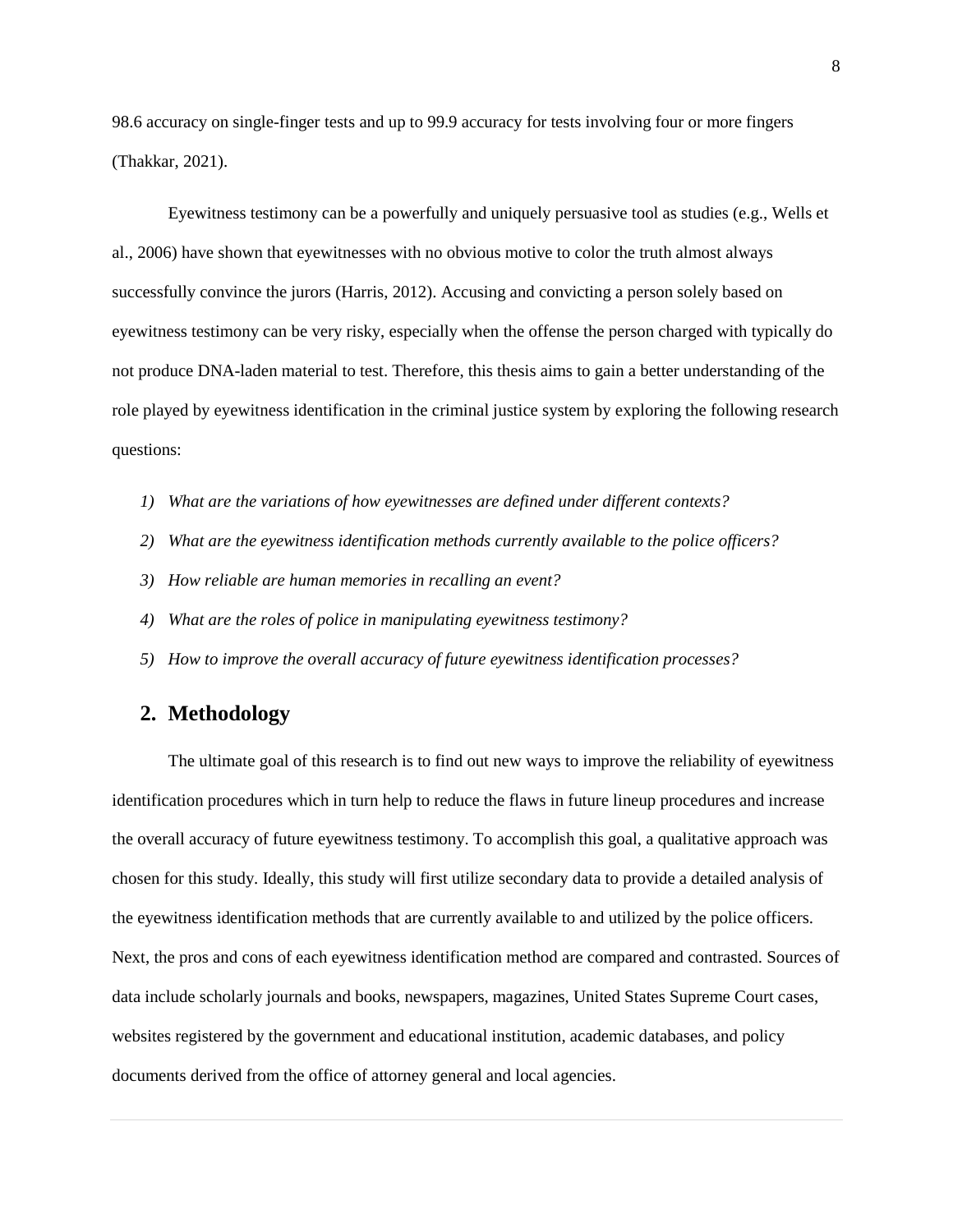98.6 accuracy on single-finger tests and up to 99.9 accuracy for tests involving four or more fingers (Thakkar, 2021).

Eyewitness testimony can be a powerfully and uniquely persuasive tool as studies (e.g., Wells et al., 2006) have shown that eyewitnesses with no obvious motive to color the truth almost always successfully convince the jurors (Harris, 2012). Accusing and convicting a person solely based on eyewitness testimony can be very risky, especially when the offense the person charged with typically do not produce DNA-laden material to test. Therefore, this thesis aims to gain a better understanding of the role played by eyewitness identification in the criminal justice system by exploring the following research questions:

1) *What are the variations of how eyewitnesses are defined under different contexts?*
2) *What are the eyewitness identification methods currently available to the police officers?*
3) *How reliable are human memories in recalling an event?*
4) *What are the roles of police in manipulating eyewitness testimony?*
5) *How to improve the overall accuracy of future eyewitness identification processes?*

## 2. Methodology

The ultimate goal of this research is to find out new ways to improve the reliability of eyewitness identification procedures which in turn help to reduce the flaws in future lineup procedures and increase the overall accuracy of future eyewitness testimony. To accomplish this goal, a qualitative approach was chosen for this study. Ideally, this study will first utilize secondary data to provide a detailed analysis of the eyewitness identification methods that are currently available to and utilized by the police officers. Next, the pros and cons of each eyewitness identification method are compared and contrasted. Sources of data include scholarly journals and books, newspapers, magazines, United States Supreme Court cases, websites registered by the government and educational institution, academic databases, and policy documents derived from the office of attorney general and local agencies.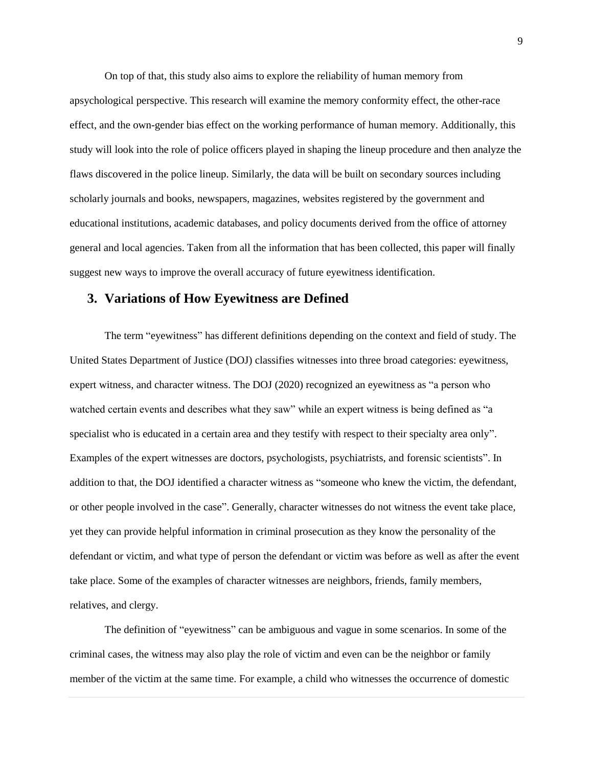On top of that, this study also aims to explore the reliability of human memory from apsychological perspective. This research will examine the memory conformity effect, the other-race effect, and the own-gender bias effect on the working performance of human memory. Additionally, this study will look into the role of police officers played in shaping the lineup procedure and then analyze the flaws discovered in the police lineup. Similarly, the data will be built on secondary sources including scholarly journals and books, newspapers, magazines, websites registered by the government and educational institutions, academic databases, and policy documents derived from the office of attorney general and local agencies. Taken from all the information that has been collected, this paper will finally suggest new ways to improve the overall accuracy of future eyewitness identification.

## 3. Variations of How Eyewitness are Defined

The term "eyewitness" has different definitions depending on the context and field of study. The United States Department of Justice (DOJ) classifies witnesses into three broad categories: eyewitness, expert witness, and character witness. The DOJ (2020) recognized an eyewitness as "a person who watched certain events and describes what they saw" while an expert witness is being defined as "a specialist who is educated in a certain area and they testify with respect to their specialty area only". Examples of the expert witnesses are doctors, psychologists, psychiatrists, and forensic scientists". In addition to that, the DOJ identified a character witness as "someone who knew the victim, the defendant, or other people involved in the case". Generally, character witnesses do not witness the event take place, yet they can provide helpful information in criminal prosecution as they know the personality of the defendant or victim, and what type of person the defendant or victim was before as well as after the event take place. Some of the examples of character witnesses are neighbors, friends, family members, relatives, and clergy.

The definition of "eyewitness" can be ambiguous and vague in some scenarios. In some of the criminal cases, the witness may also play the role of victim and even can be the neighbor or family member of the victim at the same time. For example, a child who witnesses the occurrence of domestic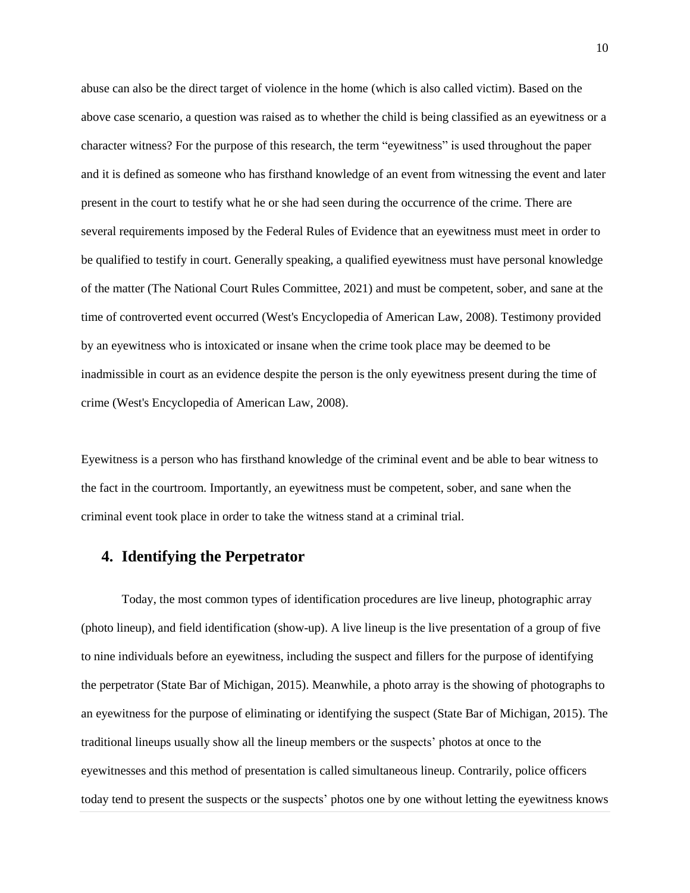abuse can also be the direct target of violence in the home (which is also called victim). Based on the above case scenario, a question was raised as to whether the child is being classified as an eyewitness or a character witness? For the purpose of this research, the term "eyewitness" is used throughout the paper and it is defined as someone who has firsthand knowledge of an event from witnessing the event and later present in the court to testify what he or she had seen during the occurrence of the crime. There are several requirements imposed by the Federal Rules of Evidence that an eyewitness must meet in order to be qualified to testify in court. Generally speaking, a qualified eyewitness must have personal knowledge of the matter (The National Court Rules Committee, 2021) and must be competent, sober, and sane at the time of controverted event occurred (West's Encyclopedia of American Law, 2008). Testimony provided by an eyewitness who is intoxicated or insane when the crime took place may be deemed to be inadmissible in court as an evidence despite the person is the only eyewitness present during the time of crime (West's Encyclopedia of American Law, 2008).

Eyewitness is a person who has firsthand knowledge of the criminal event and be able to bear witness to the fact in the courtroom. Importantly, an eyewitness must be competent, sober, and sane when the criminal event took place in order to take the witness stand at a criminal trial.

## 4. Identifying the Perpetrator

Today, the most common types of identification procedures are live lineup, photographic array (photo lineup), and field identification (show-up). A live lineup is the live presentation of a group of five to nine individuals before an eyewitness, including the suspect and fillers for the purpose of identifying the perpetrator (State Bar of Michigan, 2015). Meanwhile, a photo array is the showing of photographs to an eyewitness for the purpose of eliminating or identifying the suspect (State Bar of Michigan, 2015). The traditional lineups usually show all the lineup members or the suspects' photos at once to the eyewitnesses and this method of presentation is called simultaneous lineup. Contrarily, police officers today tend to present the suspects or the suspects' photos one by one without letting the eyewitness knows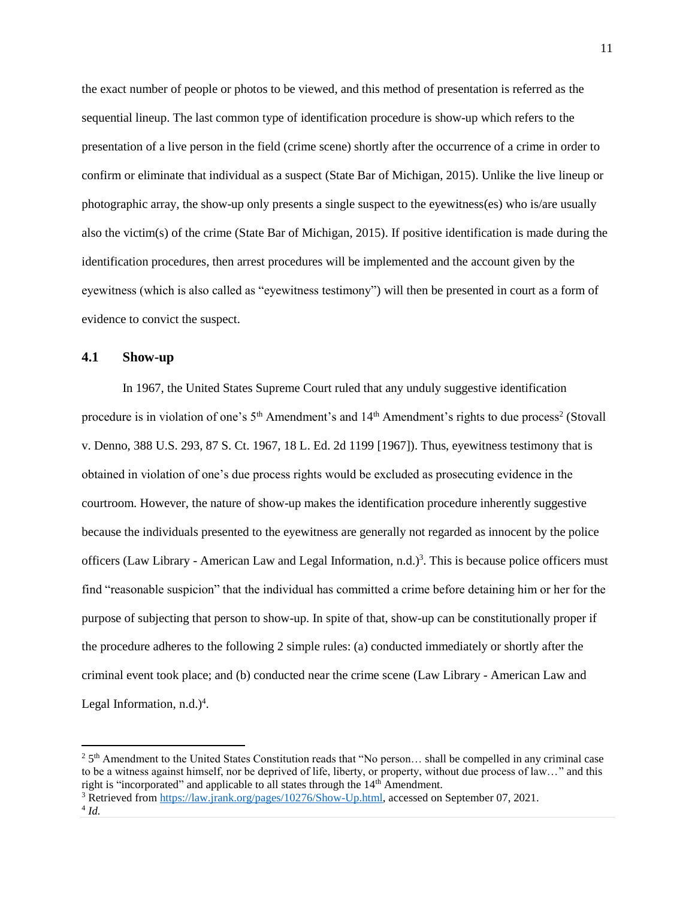the exact number of people or photos to be viewed, and this method of presentation is referred as the sequential lineup. The last common type of identification procedure is show-up which refers to the presentation of a live person in the field (crime scene) shortly after the occurrence of a crime in order to confirm or eliminate that individual as a suspect (State Bar of Michigan, 2015). Unlike the live lineup or photographic array, the show-up only presents a single suspect to the eyewitness(es) who is/are usually also the victim(s) of the crime (State Bar of Michigan, 2015). If positive identification is made during the identification procedures, then arrest procedures will be implemented and the account given by the eyewitness (which is also called as "eyewitness testimony") will then be presented in court as a form of evidence to convict the suspect.

### 4.1 Show-up

In 1967, the United States Supreme Court ruled that any unduly suggestive identification procedure is in violation of one's 5th Amendment's and 14th Amendment's rights to due process[2] (Stovall v. Denno, 388 U.S. 293, 87 S. Ct. 1967, 18 L. Ed. 2d 1199 [1967]). Thus, eyewitness testimony that is obtained in violation of one's due process rights would be excluded as prosecuting evidence in the courtroom. However, the nature of show-up makes the identification procedure inherently suggestive because the individuals presented to the eyewitness are generally not regarded as innocent by the police officers (Law Library - American Law and Legal Information, n.d.)[3]. This is because police officers must find "reasonable suspicion" that the individual has committed a crime before detaining him or her for the purpose of subjecting that person to show-up. In spite of that, show-up can be constitutionally proper if the procedure adheres to the following 2 simple rules: (a) conducted immediately or shortly after the criminal event took place; and (b) conducted near the crime scene (Law Library - American Law and Legal Information, n.d.)[4].

---

[2] 5th Amendment to the United States Constitution reads that "No person… shall be compelled in any criminal case to be a witness against himself, nor be deprived of life, liberty, or property, without due process of law…" and this right is "incorporated" and applicable to all states through the 14th Amendment.

[3] Retrieved from https://law.jrank.org/pages/10276/Show-Up.html, accessed on September 07, 2021.

[4] *Id.*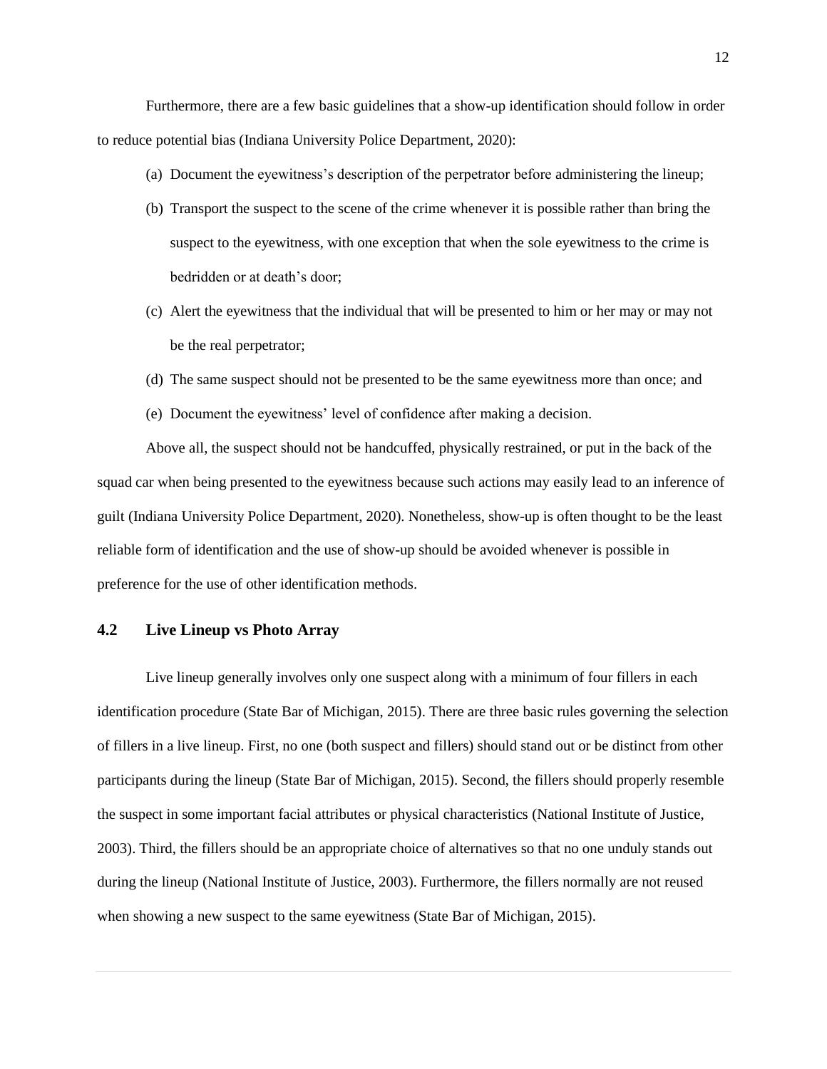Furthermore, there are a few basic guidelines that a show-up identification should follow in order to reduce potential bias (Indiana University Police Department, 2020):

(a) Document the eyewitness's description of the perpetrator before administering the lineup;

(b) Transport the suspect to the scene of the crime whenever it is possible rather than bring the suspect to the eyewitness, with one exception that when the sole eyewitness to the crime is bedridden or at death's door;

(c) Alert the eyewitness that the individual that will be presented to him or her may or may not be the real perpetrator;

(d) The same suspect should not be presented to be the same eyewitness more than once; and

(e) Document the eyewitness' level of confidence after making a decision.

Above all, the suspect should not be handcuffed, physically restrained, or put in the back of the squad car when being presented to the eyewitness because such actions may easily lead to an inference of guilt (Indiana University Police Department, 2020). Nonetheless, show-up is often thought to be the least reliable form of identification and the use of show-up should be avoided whenever is possible in preference for the use of other identification methods.

## 4.2 Live Lineup vs Photo Array

Live lineup generally involves only one suspect along with a minimum of four fillers in each identification procedure (State Bar of Michigan, 2015). There are three basic rules governing the selection of fillers in a live lineup. First, no one (both suspect and fillers) should stand out or be distinct from other participants during the lineup (State Bar of Michigan, 2015). Second, the fillers should properly resemble the suspect in some important facial attributes or physical characteristics (National Institute of Justice, 2003). Third, the fillers should be an appropriate choice of alternatives so that no one unduly stands out during the lineup (National Institute of Justice, 2003). Furthermore, the fillers normally are not reused when showing a new suspect to the same eyewitness (State Bar of Michigan, 2015).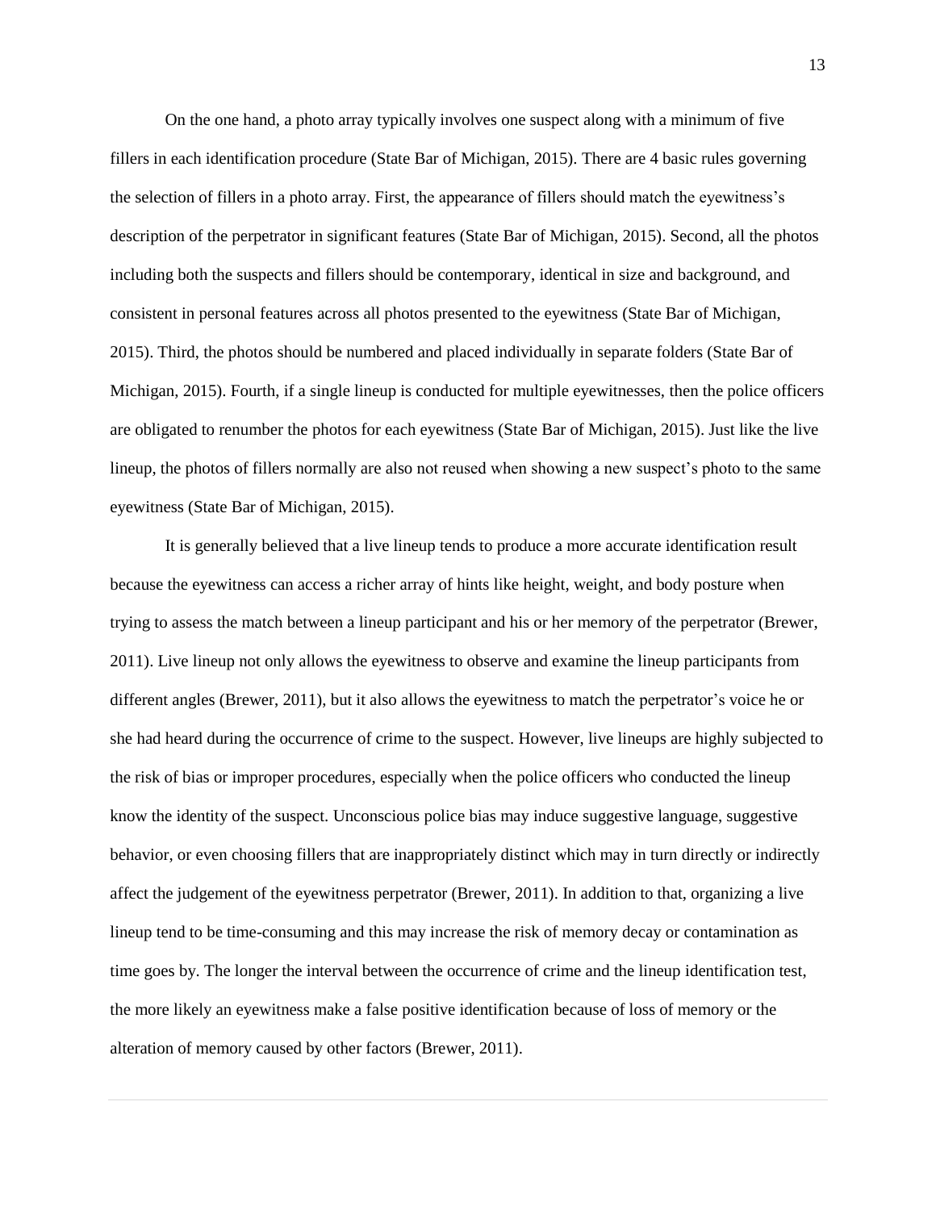On the one hand, a photo array typically involves one suspect along with a minimum of five fillers in each identification procedure (State Bar of Michigan, 2015). There are 4 basic rules governing the selection of fillers in a photo array. First, the appearance of fillers should match the eyewitness's description of the perpetrator in significant features (State Bar of Michigan, 2015). Second, all the photos including both the suspects and fillers should be contemporary, identical in size and background, and consistent in personal features across all photos presented to the eyewitness (State Bar of Michigan, 2015). Third, the photos should be numbered and placed individually in separate folders (State Bar of Michigan, 2015). Fourth, if a single lineup is conducted for multiple eyewitnesses, then the police officers are obligated to renumber the photos for each eyewitness (State Bar of Michigan, 2015). Just like the live lineup, the photos of fillers normally are also not reused when showing a new suspect's photo to the same eyewitness (State Bar of Michigan, 2015).

It is generally believed that a live lineup tends to produce a more accurate identification result because the eyewitness can access a richer array of hints like height, weight, and body posture when trying to assess the match between a lineup participant and his or her memory of the perpetrator (Brewer, 2011). Live lineup not only allows the eyewitness to observe and examine the lineup participants from different angles (Brewer, 2011), but it also allows the eyewitness to match the perpetrator's voice he or she had heard during the occurrence of crime to the suspect. However, live lineups are highly subjected to the risk of bias or improper procedures, especially when the police officers who conducted the lineup know the identity of the suspect. Unconscious police bias may induce suggestive language, suggestive behavior, or even choosing fillers that are inappropriately distinct which may in turn directly or indirectly affect the judgement of the eyewitness perpetrator (Brewer, 2011). In addition to that, organizing a live lineup tend to be time-consuming and this may increase the risk of memory decay or contamination as time goes by. The longer the interval between the occurrence of crime and the lineup identification test, the more likely an eyewitness make a false positive identification because of loss of memory or the alteration of memory caused by other factors (Brewer, 2011).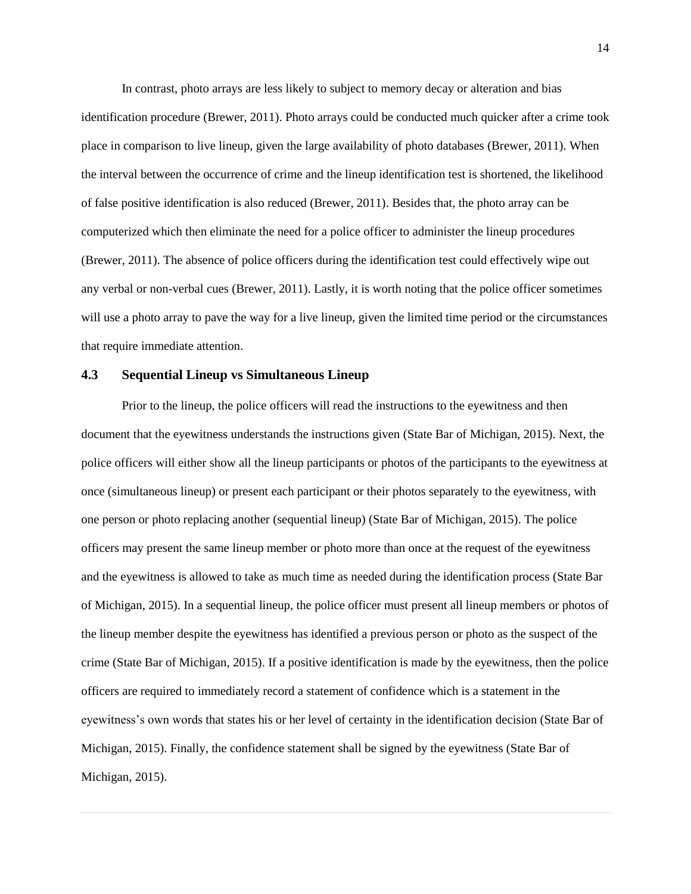In contrast, photo arrays are less likely to subject to memory decay or alteration and bias identification procedure (Brewer, 2011). Photo arrays could be conducted much quicker after a crime took place in comparison to live lineup, given the large availability of photo databases (Brewer, 2011). When the interval between the occurrence of crime and the lineup identification test is shortened, the likelihood of false positive identification is also reduced (Brewer, 2011). Besides that, the photo array can be computerized which then eliminate the need for a police officer to administer the lineup procedures (Brewer, 2011). The absence of police officers during the identification test could effectively wipe out any verbal or non-verbal cues (Brewer, 2011). Lastly, it is worth noting that the police officer sometimes will use a photo array to pave the way for a live lineup, given the limited time period or the circumstances that require immediate attention.

### 4.3 Sequential Lineup vs Simultaneous Lineup

Prior to the lineup, the police officers will read the instructions to the eyewitness and then document that the eyewitness understands the instructions given (State Bar of Michigan, 2015). Next, the police officers will either show all the lineup participants or photos of the participants to the eyewitness at once (simultaneous lineup) or present each participant or their photos separately to the eyewitness, with one person or photo replacing another (sequential lineup) (State Bar of Michigan, 2015). The police officers may present the same lineup member or photo more than once at the request of the eyewitness and the eyewitness is allowed to take as much time as needed during the identification process (State Bar of Michigan, 2015). In a sequential lineup, the police officer must present all lineup members or photos of the lineup member despite the eyewitness has identified a previous person or photo as the suspect of the crime (State Bar of Michigan, 2015). If a positive identification is made by the eyewitness, then the police officers are required to immediately record a statement of confidence which is a statement in the eyewitness's own words that states his or her level of certainty in the identification decision (State Bar of Michigan, 2015). Finally, the confidence statement shall be signed by the eyewitness (State Bar of Michigan, 2015).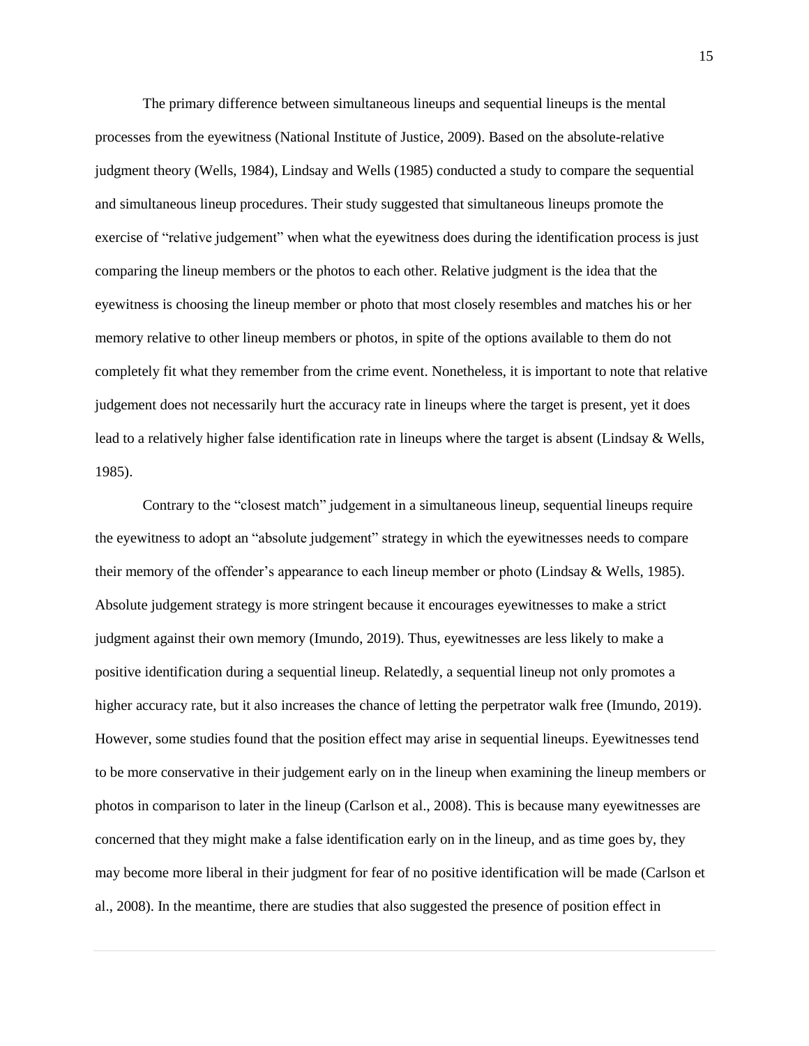The primary difference between simultaneous lineups and sequential lineups is the mental processes from the eyewitness (National Institute of Justice, 2009). Based on the absolute-relative judgment theory (Wells, 1984), Lindsay and Wells (1985) conducted a study to compare the sequential and simultaneous lineup procedures. Their study suggested that simultaneous lineups promote the exercise of "relative judgement" when what the eyewitness does during the identification process is just comparing the lineup members or the photos to each other. Relative judgment is the idea that the eyewitness is choosing the lineup member or photo that most closely resembles and matches his or her memory relative to other lineup members or photos, in spite of the options available to them do not completely fit what they remember from the crime event. Nonetheless, it is important to note that relative judgement does not necessarily hurt the accuracy rate in lineups where the target is present, yet it does lead to a relatively higher false identification rate in lineups where the target is absent (Lindsay & Wells, 1985).

Contrary to the "closest match" judgement in a simultaneous lineup, sequential lineups require the eyewitness to adopt an "absolute judgement" strategy in which the eyewitnesses needs to compare their memory of the offender's appearance to each lineup member or photo (Lindsay & Wells, 1985). Absolute judgement strategy is more stringent because it encourages eyewitnesses to make a strict judgment against their own memory (Imundo, 2019). Thus, eyewitnesses are less likely to make a positive identification during a sequential lineup. Relatedly, a sequential lineup not only promotes a higher accuracy rate, but it also increases the chance of letting the perpetrator walk free (Imundo, 2019). However, some studies found that the position effect may arise in sequential lineups. Eyewitnesses tend to be more conservative in their judgement early on in the lineup when examining the lineup members or photos in comparison to later in the lineup (Carlson et al., 2008). This is because many eyewitnesses are concerned that they might make a false identification early on in the lineup, and as time goes by, they may become more liberal in their judgment for fear of no positive identification will be made (Carlson et al., 2008). In the meantime, there are studies that also suggested the presence of position effect in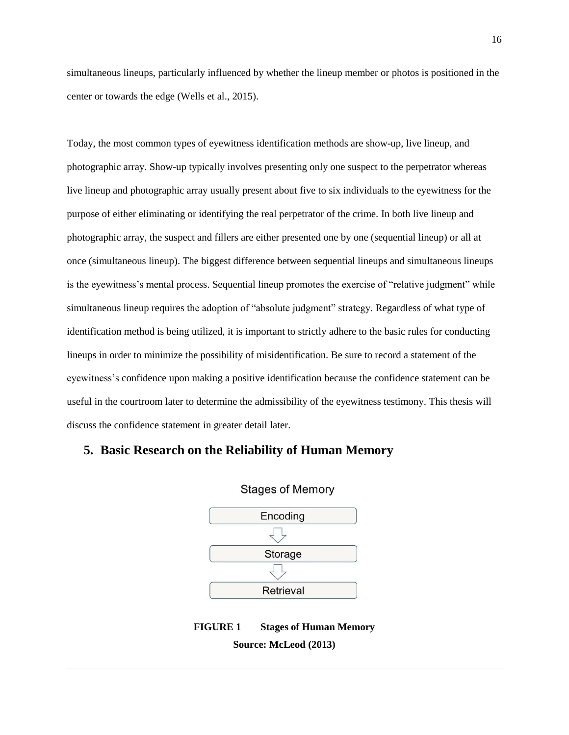simultaneous lineups, particularly influenced by whether the lineup member or photos is positioned in the center or towards the edge (Wells et al., 2015).

Today, the most common types of eyewitness identification methods are show-up, live lineup, and photographic array. Show-up typically involves presenting only one suspect to the perpetrator whereas live lineup and photographic array usually present about five to six individuals to the eyewitness for the purpose of either eliminating or identifying the real perpetrator of the crime. In both live lineup and photographic array, the suspect and fillers are either presented one by one (sequential lineup) or all at once (simultaneous lineup). The biggest difference between sequential lineups and simultaneous lineups is the eyewitness's mental process. Sequential lineup promotes the exercise of "relative judgment" while simultaneous lineup requires the adoption of "absolute judgment" strategy. Regardless of what type of identification method is being utilized, it is important to strictly adhere to the basic rules for conducting lineups in order to minimize the possibility of misidentification. Be sure to record a statement of the eyewitness's confidence upon making a positive identification because the confidence statement can be useful in the courtroom later to determine the admissibility of the eyewitness testimony. This thesis will discuss the confidence statement in greater detail later.

## 5. Basic Research on the Reliability of Human Memory

Stages of Memory

Encoding → Storage → Retrieval

**FIGURE 1 Stages of Human Memory**
**Source: McLeod (2013)**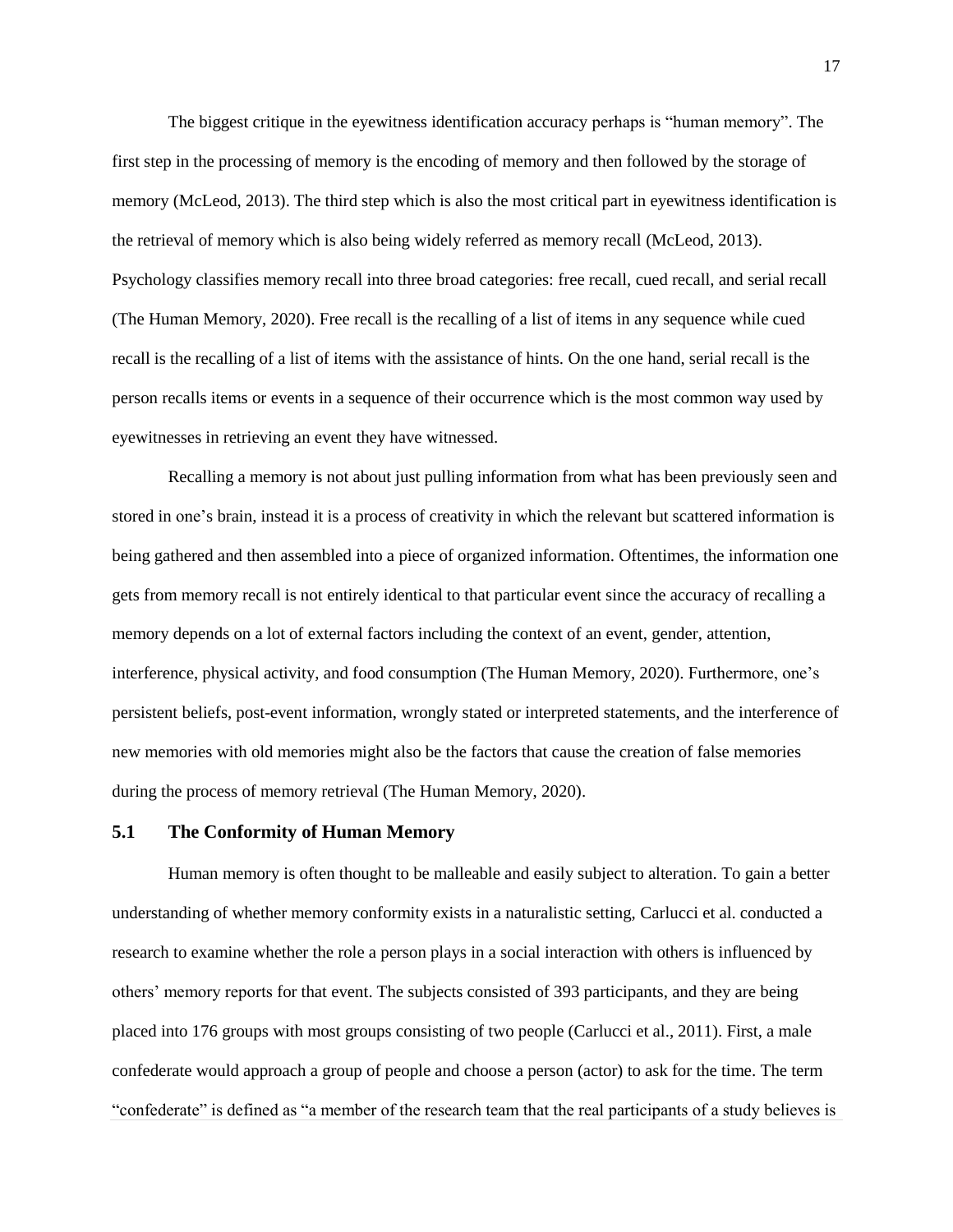The biggest critique in the eyewitness identification accuracy perhaps is "human memory". The first step in the processing of memory is the encoding of memory and then followed by the storage of memory (McLeod, 2013). The third step which is also the most critical part in eyewitness identification is the retrieval of memory which is also being widely referred as memory recall (McLeod, 2013). Psychology classifies memory recall into three broad categories: free recall, cued recall, and serial recall (The Human Memory, 2020). Free recall is the recalling of a list of items in any sequence while cued recall is the recalling of a list of items with the assistance of hints. On the one hand, serial recall is the person recalls items or events in a sequence of their occurrence which is the most common way used by eyewitnesses in retrieving an event they have witnessed.

Recalling a memory is not about just pulling information from what has been previously seen and stored in one's brain, instead it is a process of creativity in which the relevant but scattered information is being gathered and then assembled into a piece of organized information. Oftentimes, the information one gets from memory recall is not entirely identical to that particular event since the accuracy of recalling a memory depends on a lot of external factors including the context of an event, gender, attention, interference, physical activity, and food consumption (The Human Memory, 2020). Furthermore, one's persistent beliefs, post-event information, wrongly stated or interpreted statements, and the interference of new memories with old memories might also be the factors that cause the creation of false memories during the process of memory retrieval (The Human Memory, 2020).

## 5.1 The Conformity of Human Memory

Human memory is often thought to be malleable and easily subject to alteration. To gain a better understanding of whether memory conformity exists in a naturalistic setting, Carlucci et al. conducted a research to examine whether the role a person plays in a social interaction with others is influenced by others' memory reports for that event. The subjects consisted of 393 participants, and they are being placed into 176 groups with most groups consisting of two people (Carlucci et al., 2011). First, a male confederate would approach a group of people and choose a person (actor) to ask for the time. The term "confederate" is defined as "a member of the research team that the real participants of a study believes is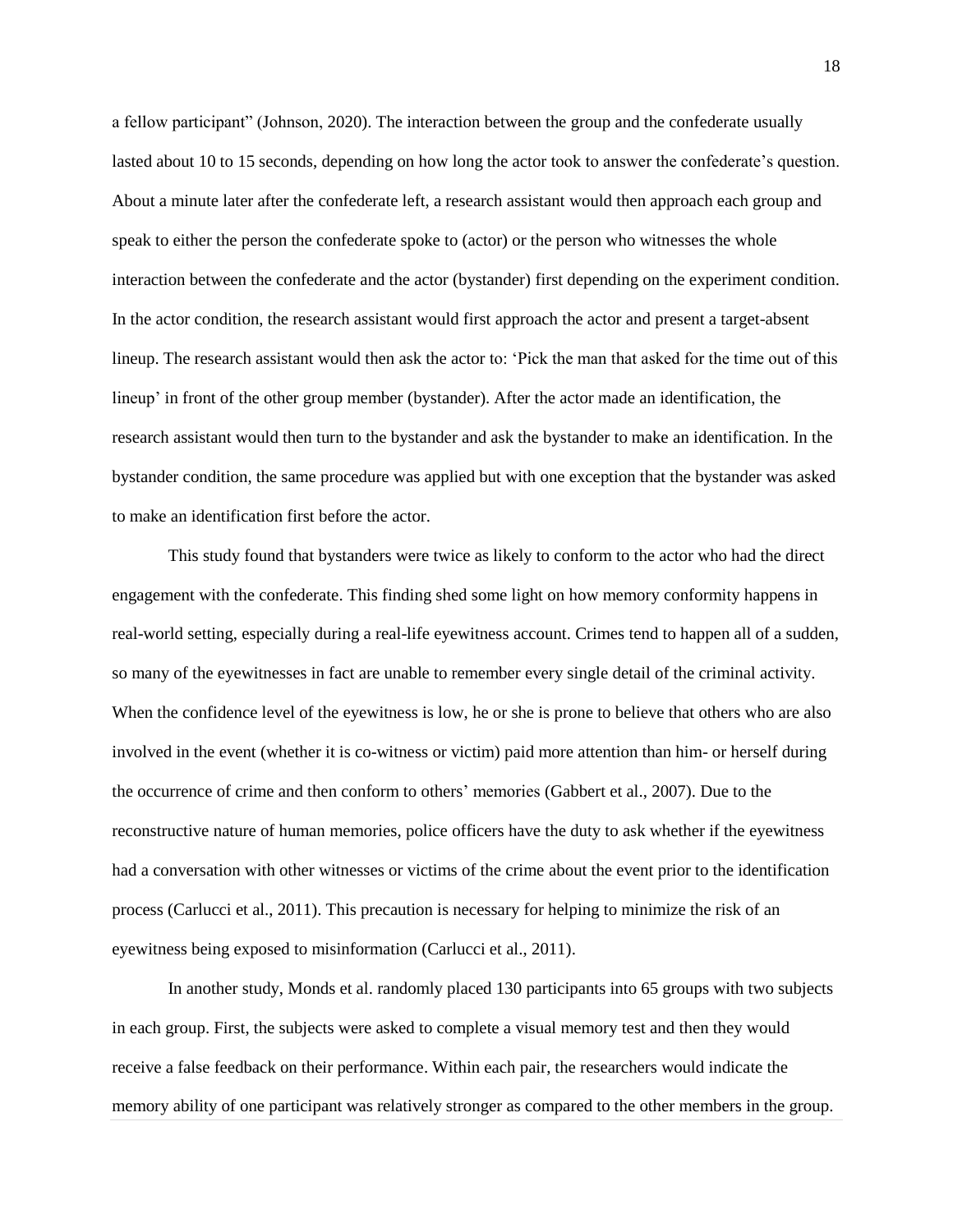a fellow participant" (Johnson, 2020). The interaction between the group and the confederate usually lasted about 10 to 15 seconds, depending on how long the actor took to answer the confederate's question. About a minute later after the confederate left, a research assistant would then approach each group and speak to either the person the confederate spoke to (actor) or the person who witnesses the whole interaction between the confederate and the actor (bystander) first depending on the experiment condition. In the actor condition, the research assistant would first approach the actor and present a target-absent lineup. The research assistant would then ask the actor to: 'Pick the man that asked for the time out of this lineup' in front of the other group member (bystander). After the actor made an identification, the research assistant would then turn to the bystander and ask the bystander to make an identification. In the bystander condition, the same procedure was applied but with one exception that the bystander was asked to make an identification first before the actor.

This study found that bystanders were twice as likely to conform to the actor who had the direct engagement with the confederate. This finding shed some light on how memory conformity happens in real-world setting, especially during a real-life eyewitness account. Crimes tend to happen all of a sudden, so many of the eyewitnesses in fact are unable to remember every single detail of the criminal activity. When the confidence level of the eyewitness is low, he or she is prone to believe that others who are also involved in the event (whether it is co-witness or victim) paid more attention than him- or herself during the occurrence of crime and then conform to others' memories (Gabbert et al., 2007). Due to the reconstructive nature of human memories, police officers have the duty to ask whether if the eyewitness had a conversation with other witnesses or victims of the crime about the event prior to the identification process (Carlucci et al., 2011). This precaution is necessary for helping to minimize the risk of an eyewitness being exposed to misinformation (Carlucci et al., 2011).

In another study, Monds et al. randomly placed 130 participants into 65 groups with two subjects in each group. First, the subjects were asked to complete a visual memory test and then they would receive a false feedback on their performance. Within each pair, the researchers would indicate the memory ability of one participant was relatively stronger as compared to the other members in the group.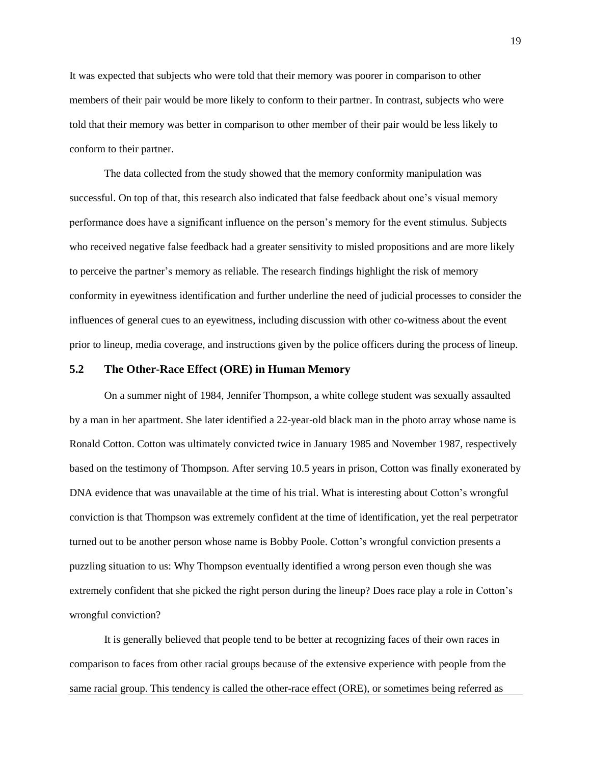It was expected that subjects who were told that their memory was poorer in comparison to other members of their pair would be more likely to conform to their partner. In contrast, subjects who were told that their memory was better in comparison to other member of their pair would be less likely to conform to their partner.

The data collected from the study showed that the memory conformity manipulation was successful. On top of that, this research also indicated that false feedback about one's visual memory performance does have a significant influence on the person's memory for the event stimulus. Subjects who received negative false feedback had a greater sensitivity to misled propositions and are more likely to perceive the partner's memory as reliable. The research findings highlight the risk of memory conformity in eyewitness identification and further underline the need of judicial processes to consider the influences of general cues to an eyewitness, including discussion with other co-witness about the event prior to lineup, media coverage, and instructions given by the police officers during the process of lineup.

## 5.2 The Other-Race Effect (ORE) in Human Memory

On a summer night of 1984, Jennifer Thompson, a white college student was sexually assaulted by a man in her apartment. She later identified a 22-year-old black man in the photo array whose name is Ronald Cotton. Cotton was ultimately convicted twice in January 1985 and November 1987, respectively based on the testimony of Thompson. After serving 10.5 years in prison, Cotton was finally exonerated by DNA evidence that was unavailable at the time of his trial. What is interesting about Cotton's wrongful conviction is that Thompson was extremely confident at the time of identification, yet the real perpetrator turned out to be another person whose name is Bobby Poole. Cotton's wrongful conviction presents a puzzling situation to us: Why Thompson eventually identified a wrong person even though she was extremely confident that she picked the right person during the lineup? Does race play a role in Cotton's wrongful conviction?

It is generally believed that people tend to be better at recognizing faces of their own races in comparison to faces from other racial groups because of the extensive experience with people from the same racial group. This tendency is called the other-race effect (ORE), or sometimes being referred as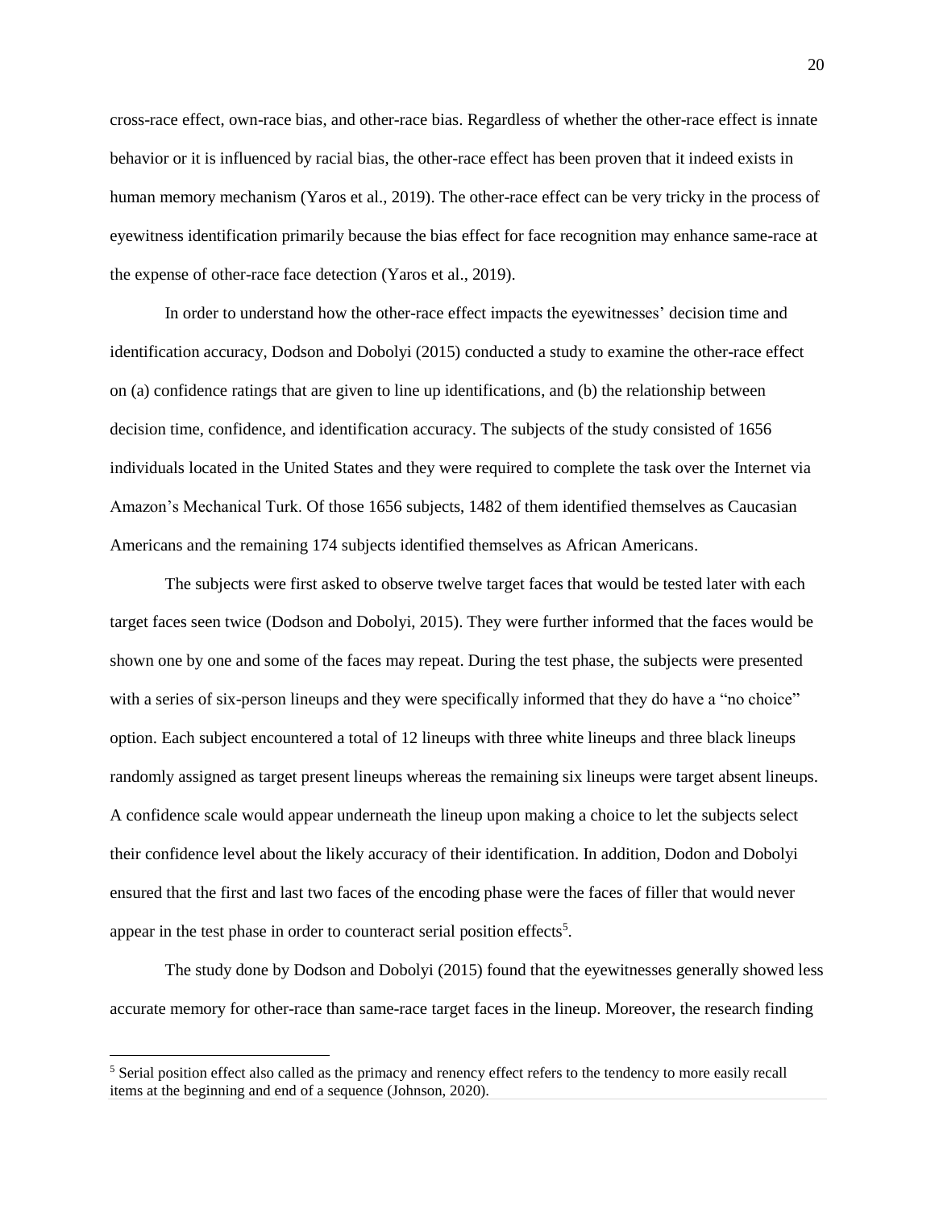cross-race effect, own-race bias, and other-race bias. Regardless of whether the other-race effect is innate behavior or it is influenced by racial bias, the other-race effect has been proven that it indeed exists in human memory mechanism (Yaros et al., 2019). The other-race effect can be very tricky in the process of eyewitness identification primarily because the bias effect for face recognition may enhance same-race at the expense of other-race face detection (Yaros et al., 2019).

In order to understand how the other-race effect impacts the eyewitnesses' decision time and identification accuracy, Dodson and Dobolyi (2015) conducted a study to examine the other-race effect on (a) confidence ratings that are given to line up identifications, and (b) the relationship between decision time, confidence, and identification accuracy. The subjects of the study consisted of 1656 individuals located in the United States and they were required to complete the task over the Internet via Amazon's Mechanical Turk. Of those 1656 subjects, 1482 of them identified themselves as Caucasian Americans and the remaining 174 subjects identified themselves as African Americans.

The subjects were first asked to observe twelve target faces that would be tested later with each target faces seen twice (Dodson and Dobolyi, 2015). They were further informed that the faces would be shown one by one and some of the faces may repeat. During the test phase, the subjects were presented with a series of six-person lineups and they were specifically informed that they do have a "no choice" option. Each subject encountered a total of 12 lineups with three white lineups and three black lineups randomly assigned as target present lineups whereas the remaining six lineups were target absent lineups. A confidence scale would appear underneath the lineup upon making a choice to let the subjects select their confidence level about the likely accuracy of their identification. In addition, Dodon and Dobolyi ensured that the first and last two faces of the encoding phase were the faces of filler that would never appear in the test phase in order to counteract serial position effects[5].

The study done by Dodson and Dobolyi (2015) found that the eyewitnesses generally showed less accurate memory for other-race than same-race target faces in the lineup. Moreover, the research finding

[5] Serial position effect also called as the primacy and renency effect refers to the tendency to more easily recall items at the beginning and end of a sequence (Johnson, 2020).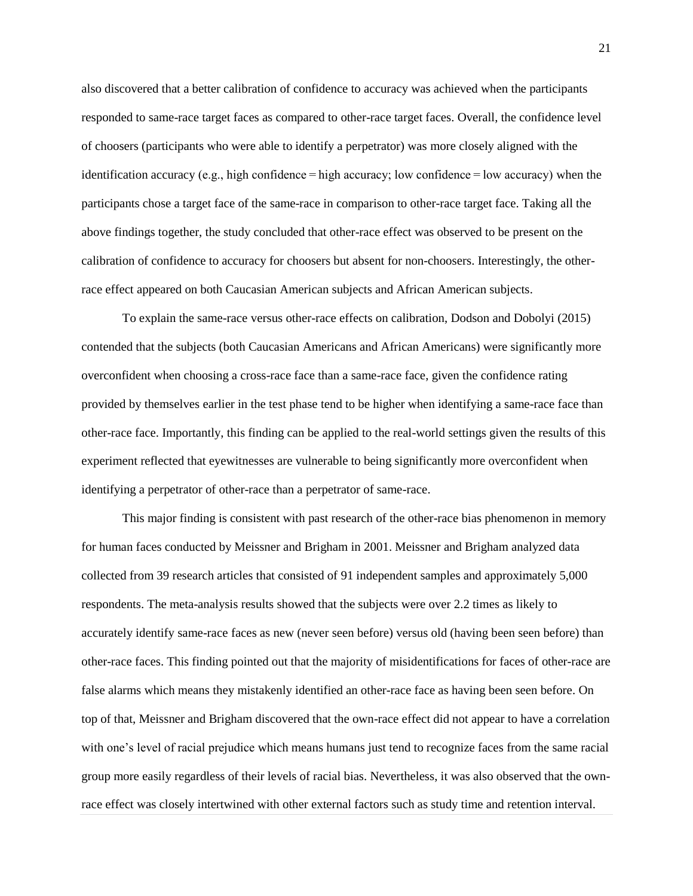also discovered that a better calibration of confidence to accuracy was achieved when the participants responded to same-race target faces as compared to other-race target faces. Overall, the confidence level of choosers (participants who were able to identify a perpetrator) was more closely aligned with the identification accuracy (e.g., high confidence = high accuracy; low confidence = low accuracy) when the participants chose a target face of the same-race in comparison to other-race target face. Taking all the above findings together, the study concluded that other-race effect was observed to be present on the calibration of confidence to accuracy for choosers but absent for non-choosers. Interestingly, the other-race effect appeared on both Caucasian American subjects and African American subjects.

To explain the same-race versus other-race effects on calibration, Dodson and Dobolyi (2015) contended that the subjects (both Caucasian Americans and African Americans) were significantly more overconfident when choosing a cross-race face than a same-race face, given the confidence rating provided by themselves earlier in the test phase tend to be higher when identifying a same-race face than other-race face. Importantly, this finding can be applied to the real-world settings given the results of this experiment reflected that eyewitnesses are vulnerable to being significantly more overconfident when identifying a perpetrator of other-race than a perpetrator of same-race.

This major finding is consistent with past research of the other-race bias phenomenon in memory for human faces conducted by Meissner and Brigham in 2001. Meissner and Brigham analyzed data collected from 39 research articles that consisted of 91 independent samples and approximately 5,000 respondents. The meta-analysis results showed that the subjects were over 2.2 times as likely to accurately identify same-race faces as new (never seen before) versus old (having been seen before) than other-race faces. This finding pointed out that the majority of misidentifications for faces of other-race are false alarms which means they mistakenly identified an other-race face as having been seen before. On top of that, Meissner and Brigham discovered that the own-race effect did not appear to have a correlation with one's level of racial prejudice which means humans just tend to recognize faces from the same racial group more easily regardless of their levels of racial bias. Nevertheless, it was also observed that the own-race effect was closely intertwined with other external factors such as study time and retention interval.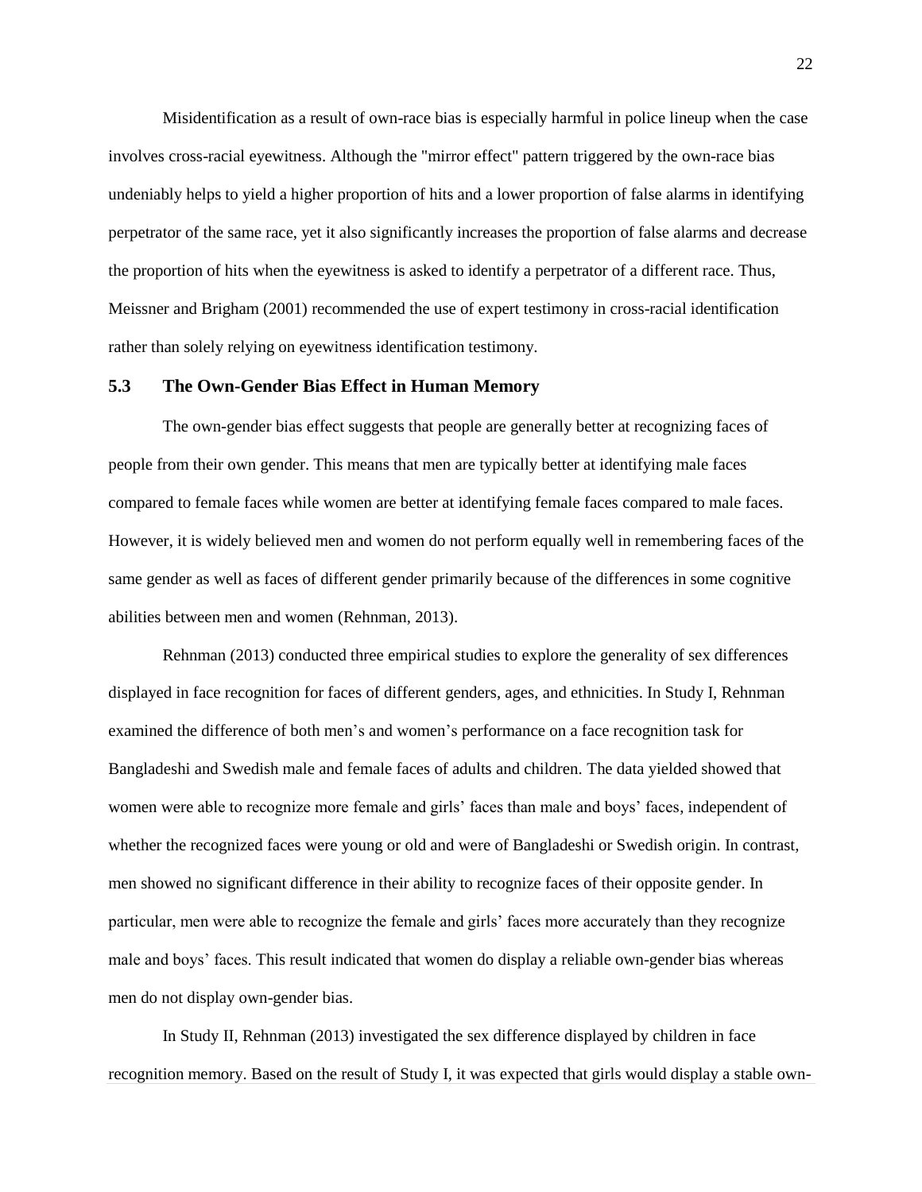Misidentification as a result of own-race bias is especially harmful in police lineup when the case involves cross-racial eyewitness. Although the "mirror effect" pattern triggered by the own-race bias undeniably helps to yield a higher proportion of hits and a lower proportion of false alarms in identifying perpetrator of the same race, yet it also significantly increases the proportion of false alarms and decrease the proportion of hits when the eyewitness is asked to identify a perpetrator of a different race. Thus, Meissner and Brigham (2001) recommended the use of expert testimony in cross-racial identification rather than solely relying on eyewitness identification testimony.

## 5.3 The Own-Gender Bias Effect in Human Memory

The own-gender bias effect suggests that people are generally better at recognizing faces of people from their own gender. This means that men are typically better at identifying male faces compared to female faces while women are better at identifying female faces compared to male faces. However, it is widely believed men and women do not perform equally well in remembering faces of the same gender as well as faces of different gender primarily because of the differences in some cognitive abilities between men and women (Rehnman, 2013).

Rehnman (2013) conducted three empirical studies to explore the generality of sex differences displayed in face recognition for faces of different genders, ages, and ethnicities. In Study I, Rehnman examined the difference of both men's and women's performance on a face recognition task for Bangladeshi and Swedish male and female faces of adults and children. The data yielded showed that women were able to recognize more female and girls' faces than male and boys' faces, independent of whether the recognized faces were young or old and were of Bangladeshi or Swedish origin. In contrast, men showed no significant difference in their ability to recognize faces of their opposite gender. In particular, men were able to recognize the female and girls' faces more accurately than they recognize male and boys' faces. This result indicated that women do display a reliable own-gender bias whereas men do not display own-gender bias.

In Study II, Rehnman (2013) investigated the sex difference displayed by children in face recognition memory. Based on the result of Study I, it was expected that girls would display a stable own-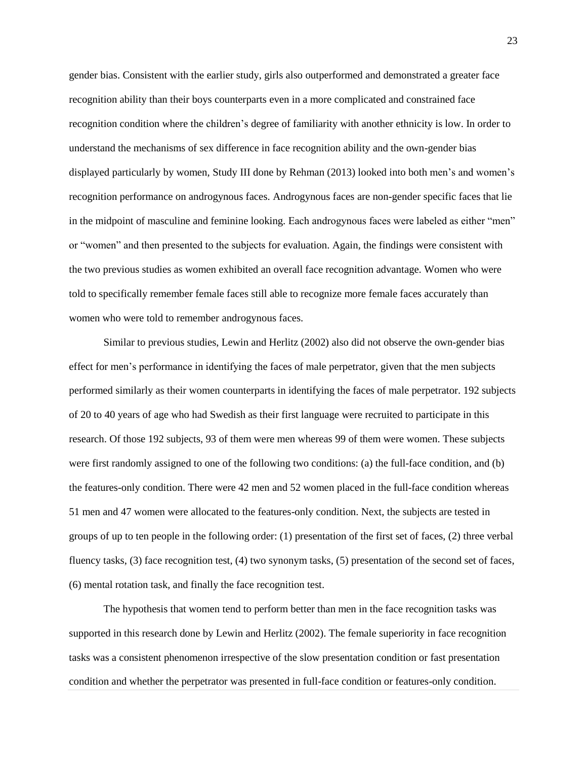gender bias. Consistent with the earlier study, girls also outperformed and demonstrated a greater face recognition ability than their boys counterparts even in a more complicated and constrained face recognition condition where the children's degree of familiarity with another ethnicity is low. In order to understand the mechanisms of sex difference in face recognition ability and the own-gender bias displayed particularly by women, Study III done by Rehman (2013) looked into both men's and women's recognition performance on androgynous faces. Androgynous faces are non-gender specific faces that lie in the midpoint of masculine and feminine looking. Each androgynous faces were labeled as either "men" or "women" and then presented to the subjects for evaluation. Again, the findings were consistent with the two previous studies as women exhibited an overall face recognition advantage. Women who were told to specifically remember female faces still able to recognize more female faces accurately than women who were told to remember androgynous faces.

Similar to previous studies, Lewin and Herlitz (2002) also did not observe the own-gender bias effect for men's performance in identifying the faces of male perpetrator, given that the men subjects performed similarly as their women counterparts in identifying the faces of male perpetrator. 192 subjects of 20 to 40 years of age who had Swedish as their first language were recruited to participate in this research. Of those 192 subjects, 93 of them were men whereas 99 of them were women. These subjects were first randomly assigned to one of the following two conditions: (a) the full-face condition, and (b) the features-only condition. There were 42 men and 52 women placed in the full-face condition whereas 51 men and 47 women were allocated to the features-only condition. Next, the subjects are tested in groups of up to ten people in the following order: (1) presentation of the first set of faces, (2) three verbal fluency tasks, (3) face recognition test, (4) two synonym tasks, (5) presentation of the second set of faces, (6) mental rotation task, and finally the face recognition test.

The hypothesis that women tend to perform better than men in the face recognition tasks was supported in this research done by Lewin and Herlitz (2002). The female superiority in face recognition tasks was a consistent phenomenon irrespective of the slow presentation condition or fast presentation condition and whether the perpetrator was presented in full-face condition or features-only condition.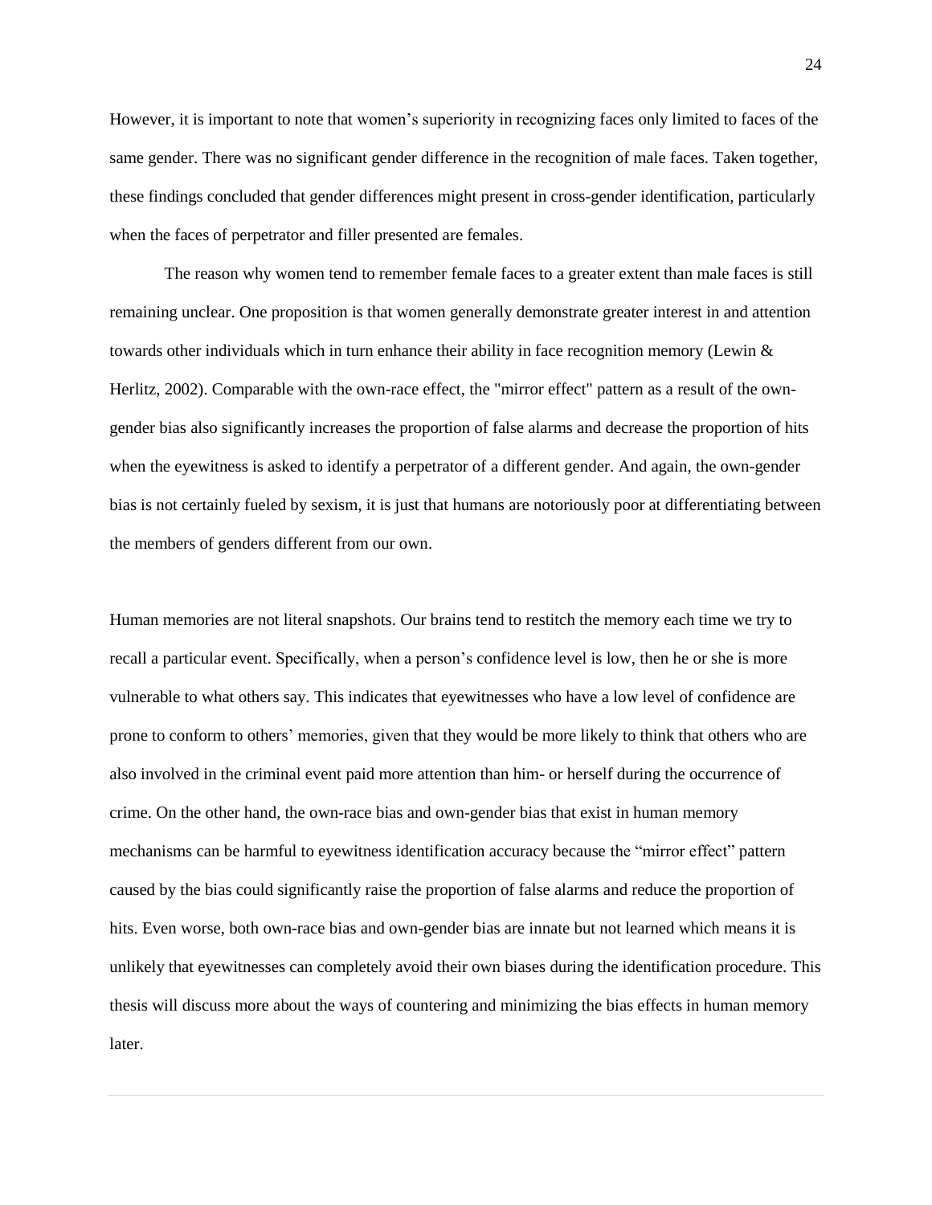However, it is important to note that women's superiority in recognizing faces only limited to faces of the same gender. There was no significant gender difference in the recognition of male faces. Taken together, these findings concluded that gender differences might present in cross-gender identification, particularly when the faces of perpetrator and filler presented are females.

The reason why women tend to remember female faces to a greater extent than male faces is still remaining unclear. One proposition is that women generally demonstrate greater interest in and attention towards other individuals which in turn enhance their ability in face recognition memory (Lewin & Herlitz, 2002). Comparable with the own-race effect, the "mirror effect" pattern as a result of the own-gender bias also significantly increases the proportion of false alarms and decrease the proportion of hits when the eyewitness is asked to identify a perpetrator of a different gender. And again, the own-gender bias is not certainly fueled by sexism, it is just that humans are notoriously poor at differentiating between the members of genders different from our own.

Human memories are not literal snapshots. Our brains tend to restitch the memory each time we try to recall a particular event. Specifically, when a person's confidence level is low, then he or she is more vulnerable to what others say. This indicates that eyewitnesses who have a low level of confidence are prone to conform to others' memories, given that they would be more likely to think that others who are also involved in the criminal event paid more attention than him- or herself during the occurrence of crime. On the other hand, the own-race bias and own-gender bias that exist in human memory mechanisms can be harmful to eyewitness identification accuracy because the "mirror effect" pattern caused by the bias could significantly raise the proportion of false alarms and reduce the proportion of hits. Even worse, both own-race bias and own-gender bias are innate but not learned which means it is unlikely that eyewitnesses can completely avoid their own biases during the identification procedure. This thesis will discuss more about the ways of countering and minimizing the bias effects in human memory later.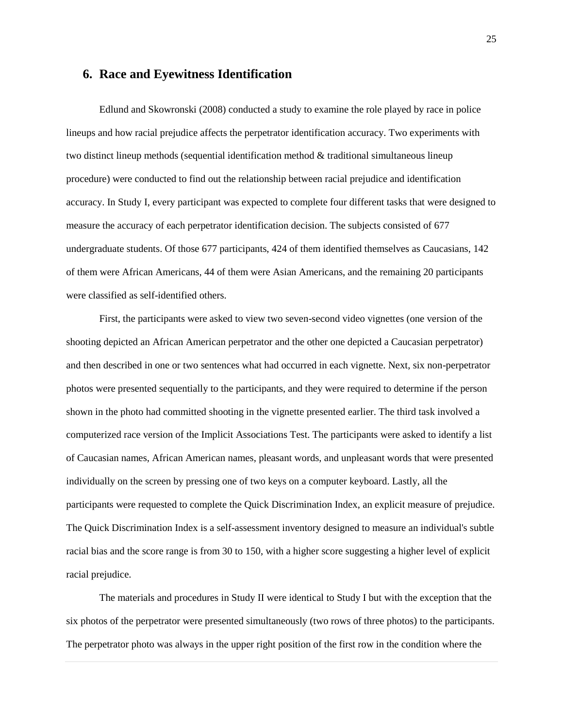## 6. Race and Eyewitness Identification

Edlund and Skowronski (2008) conducted a study to examine the role played by race in police lineups and how racial prejudice affects the perpetrator identification accuracy. Two experiments with two distinct lineup methods (sequential identification method & traditional simultaneous lineup procedure) were conducted to find out the relationship between racial prejudice and identification accuracy. In Study I, every participant was expected to complete four different tasks that were designed to measure the accuracy of each perpetrator identification decision. The subjects consisted of 677 undergraduate students. Of those 677 participants, 424 of them identified themselves as Caucasians, 142 of them were African Americans, 44 of them were Asian Americans, and the remaining 20 participants were classified as self-identified others.

First, the participants were asked to view two seven-second video vignettes (one version of the shooting depicted an African American perpetrator and the other one depicted a Caucasian perpetrator) and then described in one or two sentences what had occurred in each vignette. Next, six non-perpetrator photos were presented sequentially to the participants, and they were required to determine if the person shown in the photo had committed shooting in the vignette presented earlier. The third task involved a computerized race version of the Implicit Associations Test. The participants were asked to identify a list of Caucasian names, African American names, pleasant words, and unpleasant words that were presented individually on the screen by pressing one of two keys on a computer keyboard. Lastly, all the participants were requested to complete the Quick Discrimination Index, an explicit measure of prejudice. The Quick Discrimination Index is a self-assessment inventory designed to measure an individual's subtle racial bias and the score range is from 30 to 150, with a higher score suggesting a higher level of explicit racial prejudice.

The materials and procedures in Study II were identical to Study I but with the exception that the six photos of the perpetrator were presented simultaneously (two rows of three photos) to the participants. The perpetrator photo was always in the upper right position of the first row in the condition where the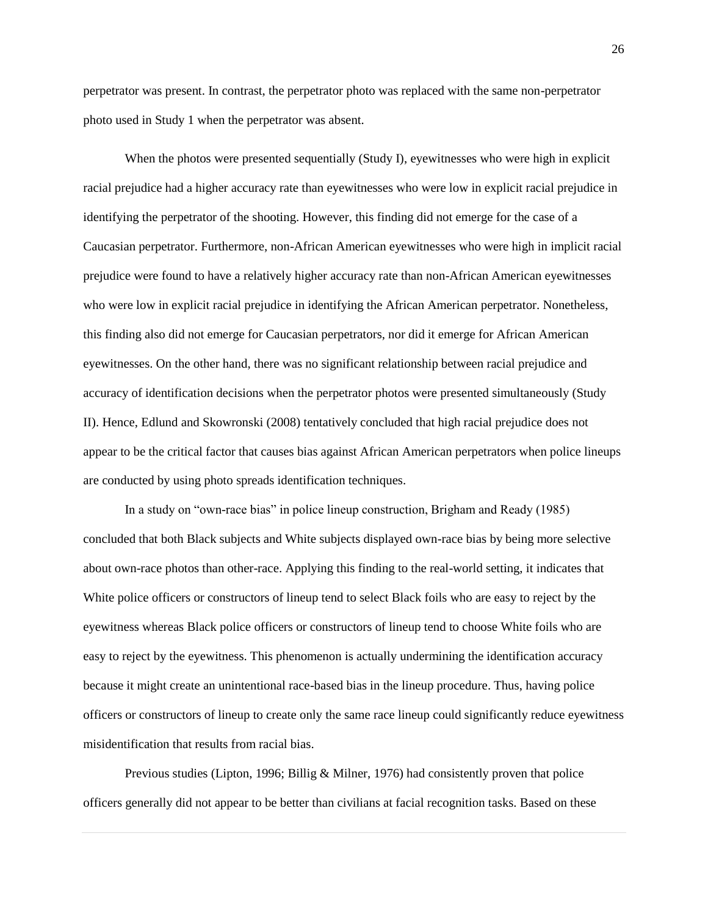perpetrator was present. In contrast, the perpetrator photo was replaced with the same non-perpetrator photo used in Study 1 when the perpetrator was absent.

When the photos were presented sequentially (Study I), eyewitnesses who were high in explicit racial prejudice had a higher accuracy rate than eyewitnesses who were low in explicit racial prejudice in identifying the perpetrator of the shooting. However, this finding did not emerge for the case of a Caucasian perpetrator. Furthermore, non-African American eyewitnesses who were high in implicit racial prejudice were found to have a relatively higher accuracy rate than non-African American eyewitnesses who were low in explicit racial prejudice in identifying the African American perpetrator. Nonetheless, this finding also did not emerge for Caucasian perpetrators, nor did it emerge for African American eyewitnesses. On the other hand, there was no significant relationship between racial prejudice and accuracy of identification decisions when the perpetrator photos were presented simultaneously (Study II). Hence, Edlund and Skowronski (2008) tentatively concluded that high racial prejudice does not appear to be the critical factor that causes bias against African American perpetrators when police lineups are conducted by using photo spreads identification techniques.

In a study on "own-race bias" in police lineup construction, Brigham and Ready (1985) concluded that both Black subjects and White subjects displayed own-race bias by being more selective about own-race photos than other-race. Applying this finding to the real-world setting, it indicates that White police officers or constructors of lineup tend to select Black foils who are easy to reject by the eyewitness whereas Black police officers or constructors of lineup tend to choose White foils who are easy to reject by the eyewitness. This phenomenon is actually undermining the identification accuracy because it might create an unintentional race-based bias in the lineup procedure. Thus, having police officers or constructors of lineup to create only the same race lineup could significantly reduce eyewitness misidentification that results from racial bias.

Previous studies (Lipton, 1996; Billig & Milner, 1976) had consistently proven that police officers generally did not appear to be better than civilians at facial recognition tasks. Based on these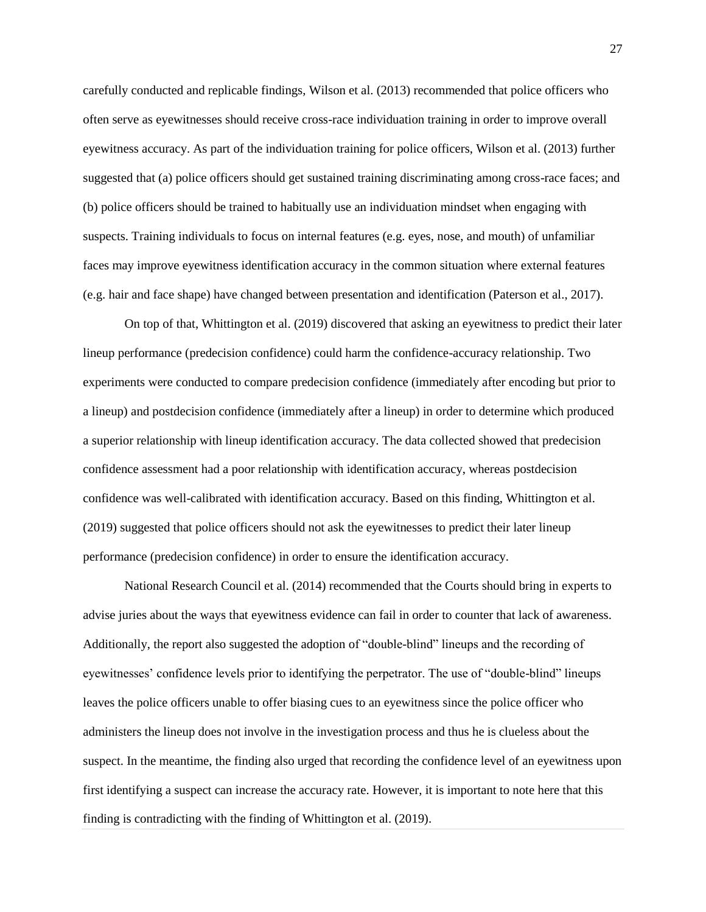carefully conducted and replicable findings, Wilson et al. (2013) recommended that police officers who often serve as eyewitnesses should receive cross-race individuation training in order to improve overall eyewitness accuracy. As part of the individuation training for police officers, Wilson et al. (2013) further suggested that (a) police officers should get sustained training discriminating among cross-race faces; and (b) police officers should be trained to habitually use an individuation mindset when engaging with suspects. Training individuals to focus on internal features (e.g. eyes, nose, and mouth) of unfamiliar faces may improve eyewitness identification accuracy in the common situation where external features (e.g. hair and face shape) have changed between presentation and identification (Paterson et al., 2017).

On top of that, Whittington et al. (2019) discovered that asking an eyewitness to predict their later lineup performance (predecision confidence) could harm the confidence-accuracy relationship. Two experiments were conducted to compare predecision confidence (immediately after encoding but prior to a lineup) and postdecision confidence (immediately after a lineup) in order to determine which produced a superior relationship with lineup identification accuracy. The data collected showed that predecision confidence assessment had a poor relationship with identification accuracy, whereas postdecision confidence was well-calibrated with identification accuracy. Based on this finding, Whittington et al. (2019) suggested that police officers should not ask the eyewitnesses to predict their later lineup performance (predecision confidence) in order to ensure the identification accuracy.

National Research Council et al. (2014) recommended that the Courts should bring in experts to advise juries about the ways that eyewitness evidence can fail in order to counter that lack of awareness. Additionally, the report also suggested the adoption of "double-blind" lineups and the recording of eyewitnesses' confidence levels prior to identifying the perpetrator. The use of "double-blind" lineups leaves the police officers unable to offer biasing cues to an eyewitness since the police officer who administers the lineup does not involve in the investigation process and thus he is clueless about the suspect. In the meantime, the finding also urged that recording the confidence level of an eyewitness upon first identifying a suspect can increase the accuracy rate. However, it is important to note here that this finding is contradicting with the finding of Whittington et al. (2019).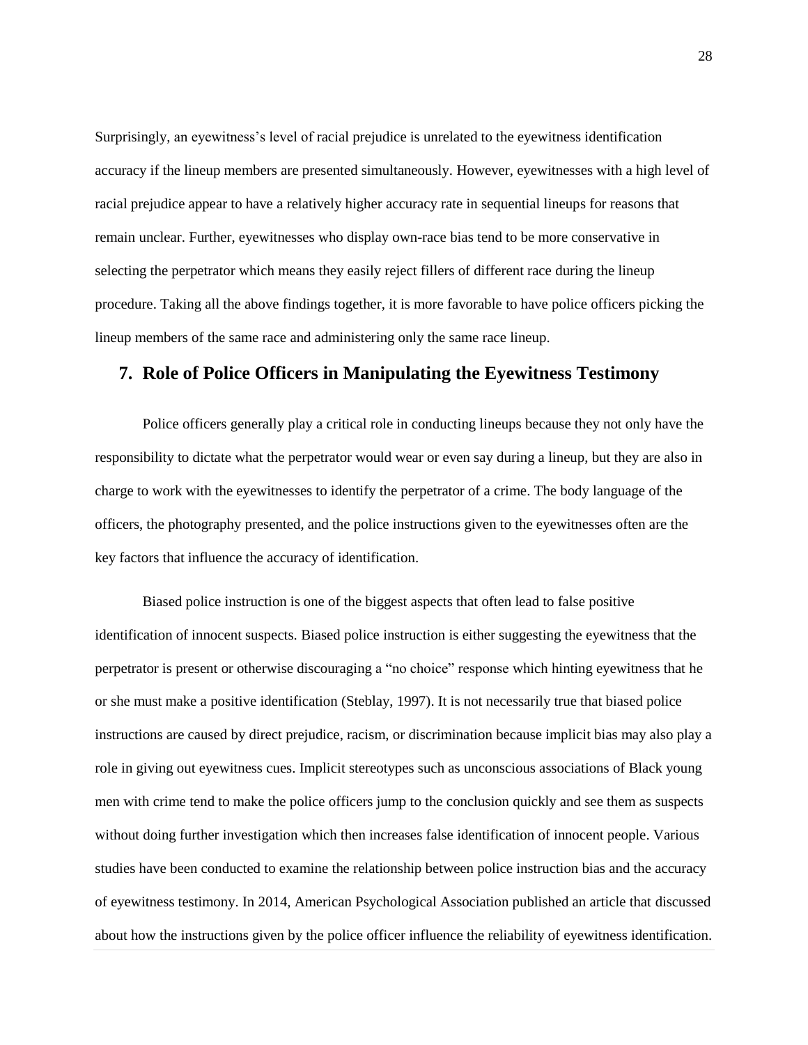Surprisingly, an eyewitness's level of racial prejudice is unrelated to the eyewitness identification accuracy if the lineup members are presented simultaneously. However, eyewitnesses with a high level of racial prejudice appear to have a relatively higher accuracy rate in sequential lineups for reasons that remain unclear. Further, eyewitnesses who display own-race bias tend to be more conservative in selecting the perpetrator which means they easily reject fillers of different race during the lineup procedure. Taking all the above findings together, it is more favorable to have police officers picking the lineup members of the same race and administering only the same race lineup.

## 7. Role of Police Officers in Manipulating the Eyewitness Testimony

Police officers generally play a critical role in conducting lineups because they not only have the responsibility to dictate what the perpetrator would wear or even say during a lineup, but they are also in charge to work with the eyewitnesses to identify the perpetrator of a crime. The body language of the officers, the photography presented, and the police instructions given to the eyewitnesses often are the key factors that influence the accuracy of identification.

Biased police instruction is one of the biggest aspects that often lead to false positive identification of innocent suspects. Biased police instruction is either suggesting the eyewitness that the perpetrator is present or otherwise discouraging a "no choice" response which hinting eyewitness that he or she must make a positive identification (Steblay, 1997). It is not necessarily true that biased police instructions are caused by direct prejudice, racism, or discrimination because implicit bias may also play a role in giving out eyewitness cues. Implicit stereotypes such as unconscious associations of Black young men with crime tend to make the police officers jump to the conclusion quickly and see them as suspects without doing further investigation which then increases false identification of innocent people. Various studies have been conducted to examine the relationship between police instruction bias and the accuracy of eyewitness testimony. In 2014, American Psychological Association published an article that discussed about how the instructions given by the police officer influence the reliability of eyewitness identification.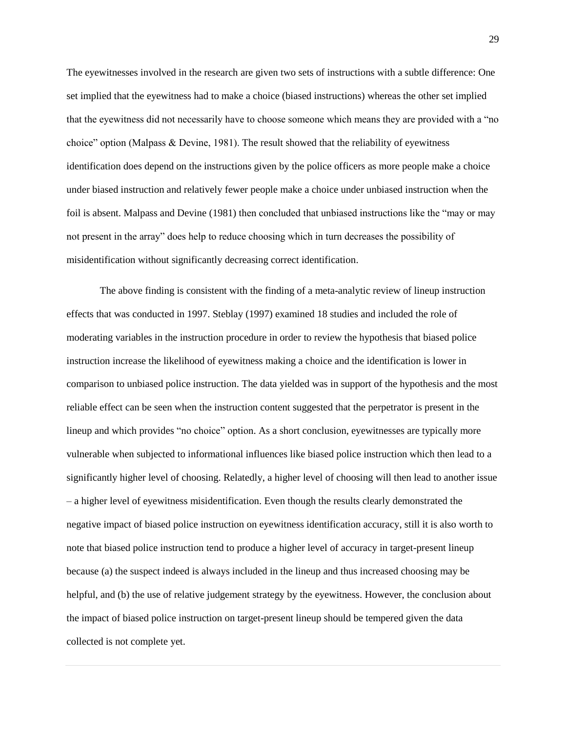The eyewitnesses involved in the research are given two sets of instructions with a subtle difference: One set implied that the eyewitness had to make a choice (biased instructions) whereas the other set implied that the eyewitness did not necessarily have to choose someone which means they are provided with a "no choice" option (Malpass & Devine, 1981). The result showed that the reliability of eyewitness identification does depend on the instructions given by the police officers as more people make a choice under biased instruction and relatively fewer people make a choice under unbiased instruction when the foil is absent. Malpass and Devine (1981) then concluded that unbiased instructions like the "may or may not present in the array" does help to reduce choosing which in turn decreases the possibility of misidentification without significantly decreasing correct identification.

The above finding is consistent with the finding of a meta-analytic review of lineup instruction effects that was conducted in 1997. Steblay (1997) examined 18 studies and included the role of moderating variables in the instruction procedure in order to review the hypothesis that biased police instruction increase the likelihood of eyewitness making a choice and the identification is lower in comparison to unbiased police instruction. The data yielded was in support of the hypothesis and the most reliable effect can be seen when the instruction content suggested that the perpetrator is present in the lineup and which provides "no choice" option. As a short conclusion, eyewitnesses are typically more vulnerable when subjected to informational influences like biased police instruction which then lead to a significantly higher level of choosing. Relatedly, a higher level of choosing will then lead to another issue – a higher level of eyewitness misidentification. Even though the results clearly demonstrated the negative impact of biased police instruction on eyewitness identification accuracy, still it is also worth to note that biased police instruction tend to produce a higher level of accuracy in target-present lineup because (a) the suspect indeed is always included in the lineup and thus increased choosing may be helpful, and (b) the use of relative judgement strategy by the eyewitness. However, the conclusion about the impact of biased police instruction on target-present lineup should be tempered given the data collected is not complete yet.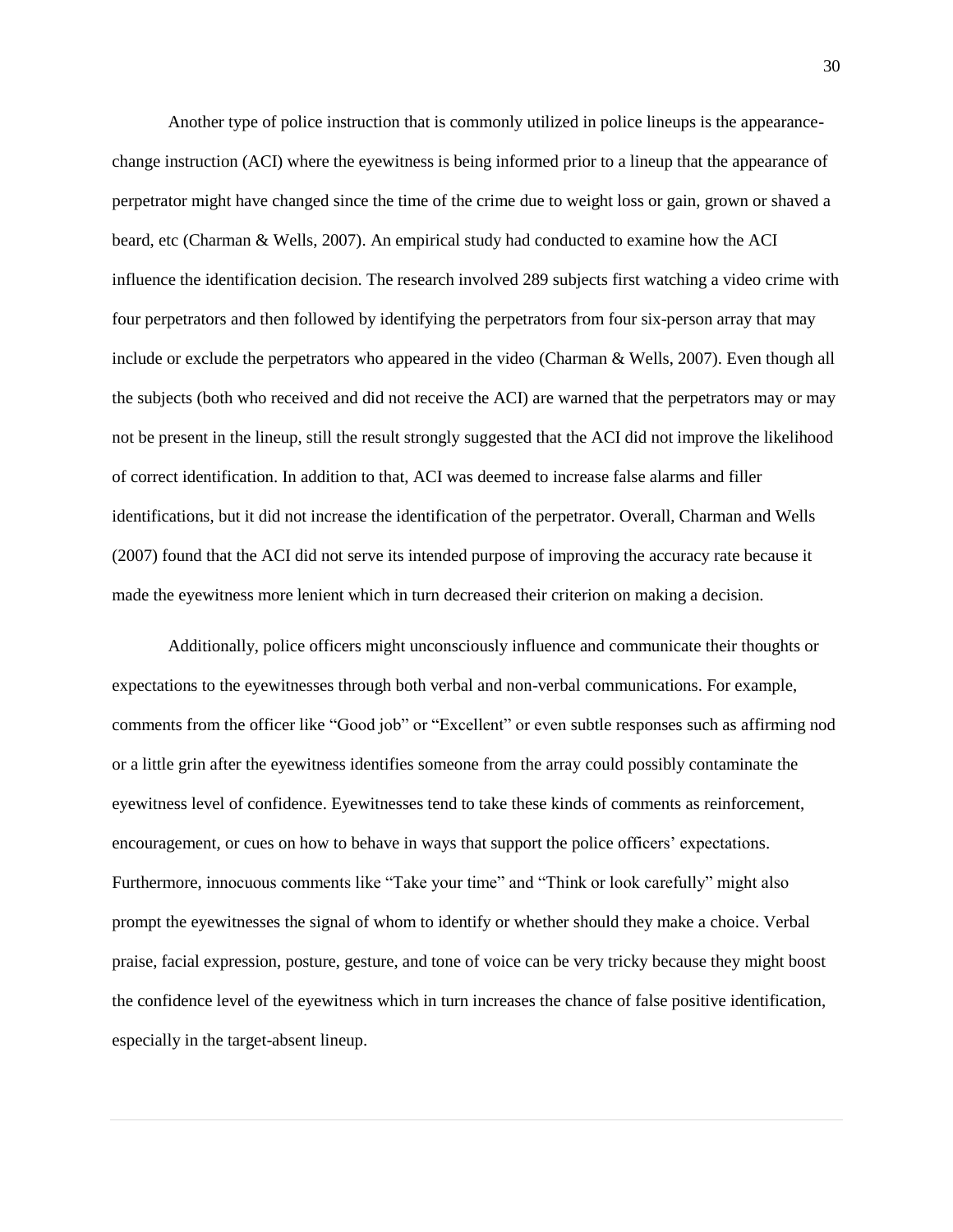Another type of police instruction that is commonly utilized in police lineups is the appearance-change instruction (ACI) where the eyewitness is being informed prior to a lineup that the appearance of perpetrator might have changed since the time of the crime due to weight loss or gain, grown or shaved a beard, etc (Charman & Wells, 2007). An empirical study had conducted to examine how the ACI influence the identification decision. The research involved 289 subjects first watching a video crime with four perpetrators and then followed by identifying the perpetrators from four six-person array that may include or exclude the perpetrators who appeared in the video (Charman & Wells, 2007). Even though all the subjects (both who received and did not receive the ACI) are warned that the perpetrators may or may not be present in the lineup, still the result strongly suggested that the ACI did not improve the likelihood of correct identification. In addition to that, ACI was deemed to increase false alarms and filler identifications, but it did not increase the identification of the perpetrator. Overall, Charman and Wells (2007) found that the ACI did not serve its intended purpose of improving the accuracy rate because it made the eyewitness more lenient which in turn decreased their criterion on making a decision.

Additionally, police officers might unconsciously influence and communicate their thoughts or expectations to the eyewitnesses through both verbal and non-verbal communications. For example, comments from the officer like "Good job" or "Excellent" or even subtle responses such as affirming nod or a little grin after the eyewitness identifies someone from the array could possibly contaminate the eyewitness level of confidence. Eyewitnesses tend to take these kinds of comments as reinforcement, encouragement, or cues on how to behave in ways that support the police officers' expectations. Furthermore, innocuous comments like "Take your time" and "Think or look carefully" might also prompt the eyewitnesses the signal of whom to identify or whether should they make a choice. Verbal praise, facial expression, posture, gesture, and tone of voice can be very tricky because they might boost the confidence level of the eyewitness which in turn increases the chance of false positive identification, especially in the target-absent lineup.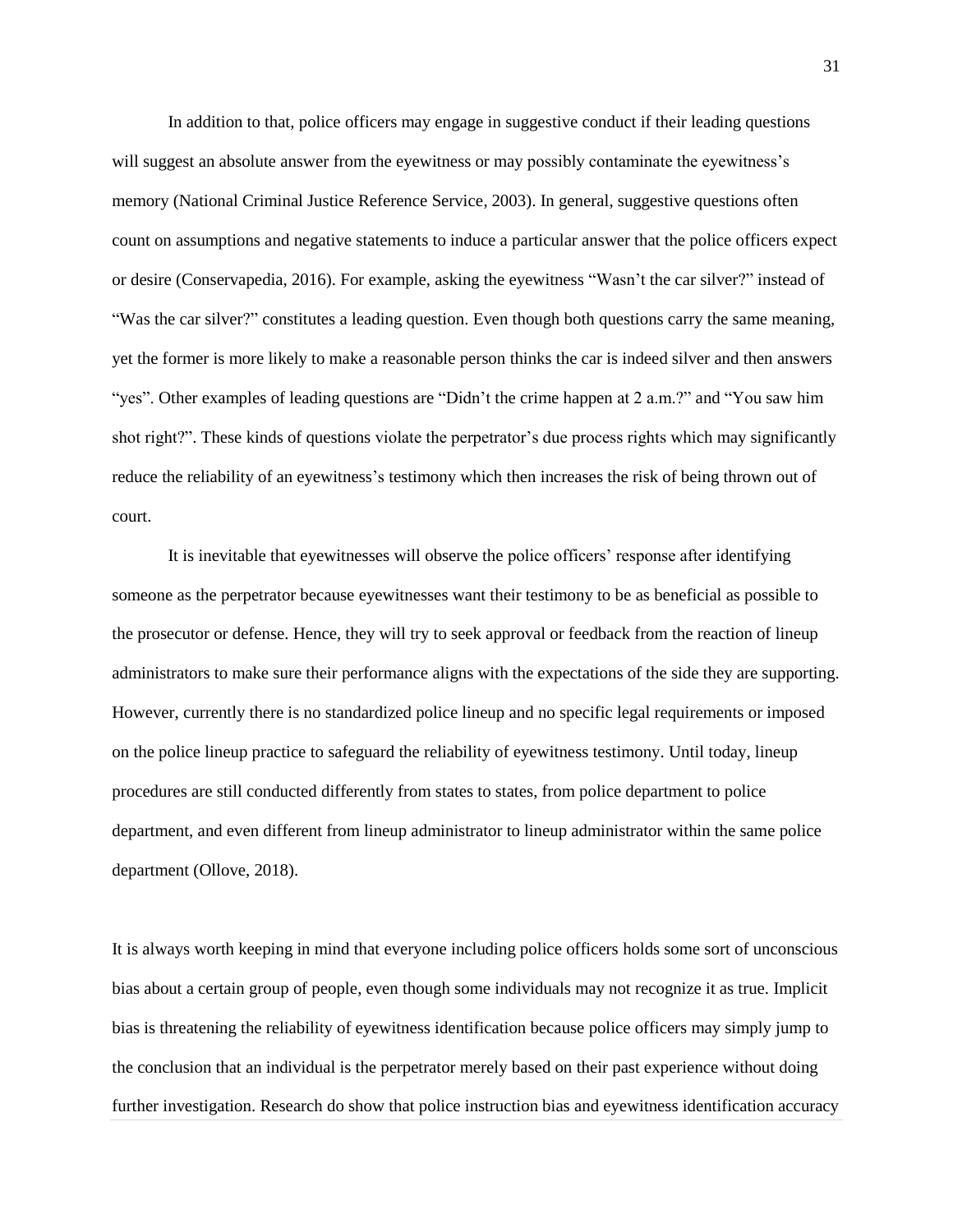In addition to that, police officers may engage in suggestive conduct if their leading questions will suggest an absolute answer from the eyewitness or may possibly contaminate the eyewitness's memory (National Criminal Justice Reference Service, 2003). In general, suggestive questions often count on assumptions and negative statements to induce a particular answer that the police officers expect or desire (Conservapedia, 2016). For example, asking the eyewitness "Wasn't the car silver?" instead of "Was the car silver?" constitutes a leading question. Even though both questions carry the same meaning, yet the former is more likely to make a reasonable person thinks the car is indeed silver and then answers "yes". Other examples of leading questions are "Didn't the crime happen at 2 a.m.?" and "You saw him shot right?". These kinds of questions violate the perpetrator's due process rights which may significantly reduce the reliability of an eyewitness's testimony which then increases the risk of being thrown out of court.

It is inevitable that eyewitnesses will observe the police officers' response after identifying someone as the perpetrator because eyewitnesses want their testimony to be as beneficial as possible to the prosecutor or defense. Hence, they will try to seek approval or feedback from the reaction of lineup administrators to make sure their performance aligns with the expectations of the side they are supporting. However, currently there is no standardized police lineup and no specific legal requirements or imposed on the police lineup practice to safeguard the reliability of eyewitness testimony. Until today, lineup procedures are still conducted differently from states to states, from police department to police department, and even different from lineup administrator to lineup administrator within the same police department (Ollove, 2018).

It is always worth keeping in mind that everyone including police officers holds some sort of unconscious bias about a certain group of people, even though some individuals may not recognize it as true. Implicit bias is threatening the reliability of eyewitness identification because police officers may simply jump to the conclusion that an individual is the perpetrator merely based on their past experience without doing further investigation. Research do show that police instruction bias and eyewitness identification accuracy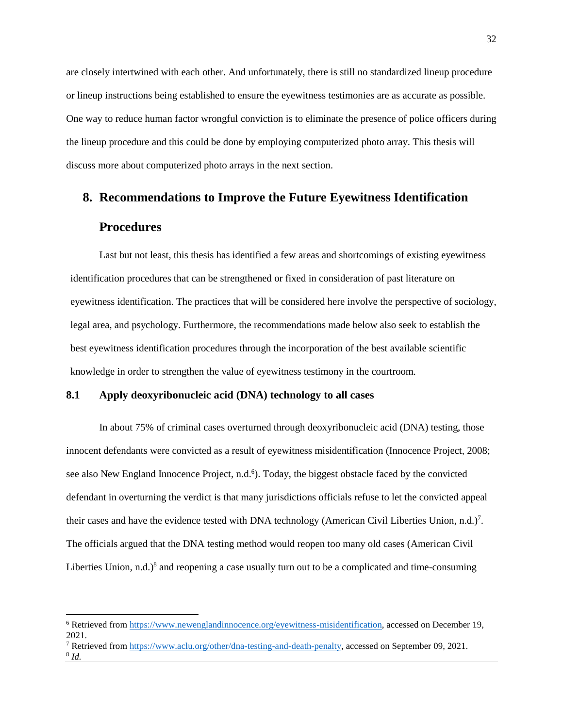are closely intertwined with each other. And unfortunately, there is still no standardized lineup procedure or lineup instructions being established to ensure the eyewitness testimonies are as accurate as possible. One way to reduce human factor wrongful conviction is to eliminate the presence of police officers during the lineup procedure and this could be done by employing computerized photo array. This thesis will discuss more about computerized photo arrays in the next section.

## 8. Recommendations to Improve the Future Eyewitness Identification Procedures

Last but not least, this thesis has identified a few areas and shortcomings of existing eyewitness identification procedures that can be strengthened or fixed in consideration of past literature on eyewitness identification. The practices that will be considered here involve the perspective of sociology, legal area, and psychology. Furthermore, the recommendations made below also seek to establish the best eyewitness identification procedures through the incorporation of the best available scientific knowledge in order to strengthen the value of eyewitness testimony in the courtroom.

### 8.1 Apply deoxyribonucleic acid (DNA) technology to all cases

In about 75% of criminal cases overturned through deoxyribonucleic acid (DNA) testing, those innocent defendants were convicted as a result of eyewitness misidentification (Innocence Project, 2008; see also New England Innocence Project, n.d.[6]). Today, the biggest obstacle faced by the convicted defendant in overturning the verdict is that many jurisdictions officials refuse to let the convicted appeal their cases and have the evidence tested with DNA technology (American Civil Liberties Union, n.d.)[7]. The officials argued that the DNA testing method would reopen too many old cases (American Civil Liberties Union, n.d.)[8] and reopening a case usually turn out to be a complicated and time-consuming

---

[6] Retrieved from https://www.newenglandinnocence.org/eyewitness-misidentification, accessed on December 19, 2021.

[7] Retrieved from https://www.aclu.org/other/dna-testing-and-death-penalty, accessed on September 09, 2021.

[8] *Id.*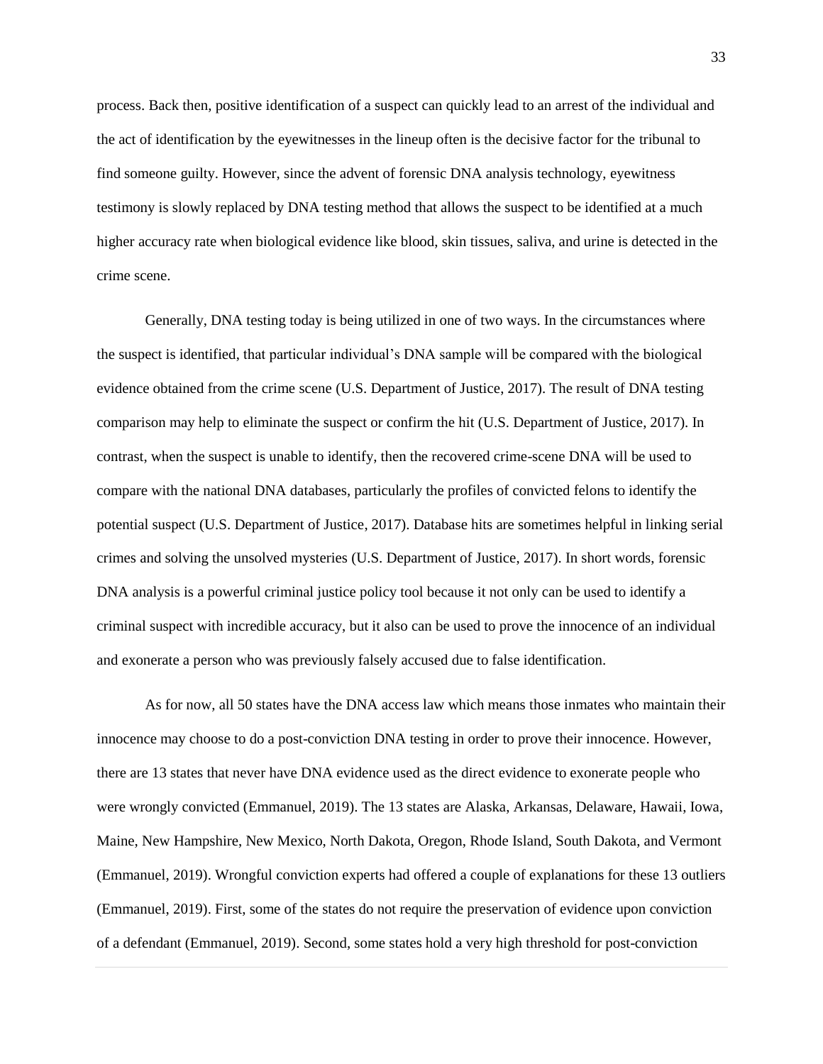process. Back then, positive identification of a suspect can quickly lead to an arrest of the individual and the act of identification by the eyewitnesses in the lineup often is the decisive factor for the tribunal to find someone guilty. However, since the advent of forensic DNA analysis technology, eyewitness testimony is slowly replaced by DNA testing method that allows the suspect to be identified at a much higher accuracy rate when biological evidence like blood, skin tissues, saliva, and urine is detected in the crime scene.

Generally, DNA testing today is being utilized in one of two ways. In the circumstances where the suspect is identified, that particular individual's DNA sample will be compared with the biological evidence obtained from the crime scene (U.S. Department of Justice, 2017). The result of DNA testing comparison may help to eliminate the suspect or confirm the hit (U.S. Department of Justice, 2017). In contrast, when the suspect is unable to identify, then the recovered crime-scene DNA will be used to compare with the national DNA databases, particularly the profiles of convicted felons to identify the potential suspect (U.S. Department of Justice, 2017). Database hits are sometimes helpful in linking serial crimes and solving the unsolved mysteries (U.S. Department of Justice, 2017). In short words, forensic DNA analysis is a powerful criminal justice policy tool because it not only can be used to identify a criminal suspect with incredible accuracy, but it also can be used to prove the innocence of an individual and exonerate a person who was previously falsely accused due to false identification.

As for now, all 50 states have the DNA access law which means those inmates who maintain their innocence may choose to do a post-conviction DNA testing in order to prove their innocence. However, there are 13 states that never have DNA evidence used as the direct evidence to exonerate people who were wrongly convicted (Emmanuel, 2019). The 13 states are Alaska, Arkansas, Delaware, Hawaii, Iowa, Maine, New Hampshire, New Mexico, North Dakota, Oregon, Rhode Island, South Dakota, and Vermont (Emmanuel, 2019). Wrongful conviction experts had offered a couple of explanations for these 13 outliers (Emmanuel, 2019). First, some of the states do not require the preservation of evidence upon conviction of a defendant (Emmanuel, 2019). Second, some states hold a very high threshold for post-conviction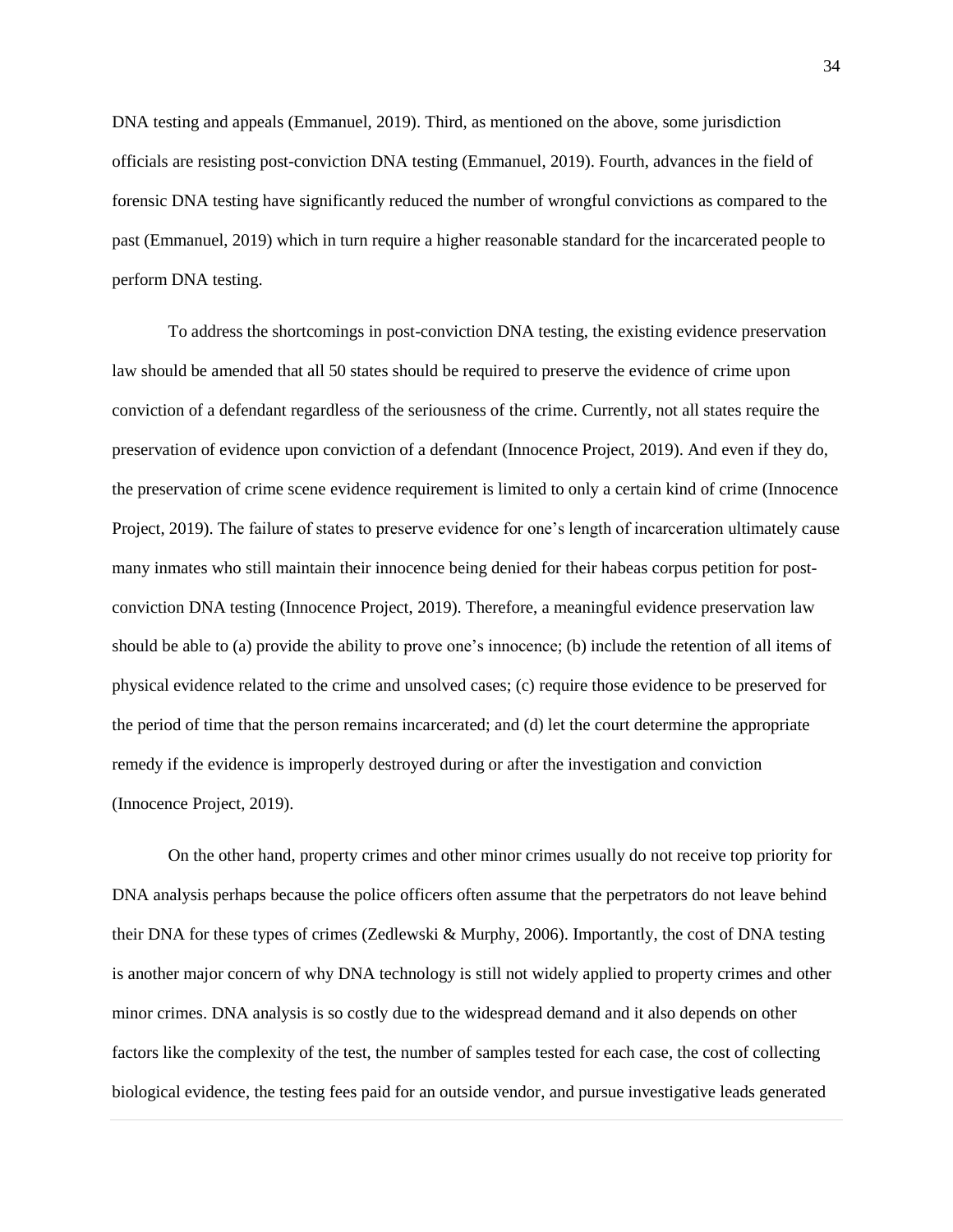DNA testing and appeals (Emmanuel, 2019). Third, as mentioned on the above, some jurisdiction officials are resisting post-conviction DNA testing (Emmanuel, 2019). Fourth, advances in the field of forensic DNA testing have significantly reduced the number of wrongful convictions as compared to the past (Emmanuel, 2019) which in turn require a higher reasonable standard for the incarcerated people to perform DNA testing.

To address the shortcomings in post-conviction DNA testing, the existing evidence preservation law should be amended that all 50 states should be required to preserve the evidence of crime upon conviction of a defendant regardless of the seriousness of the crime. Currently, not all states require the preservation of evidence upon conviction of a defendant (Innocence Project, 2019). And even if they do, the preservation of crime scene evidence requirement is limited to only a certain kind of crime (Innocence Project, 2019). The failure of states to preserve evidence for one's length of incarceration ultimately cause many inmates who still maintain their innocence being denied for their habeas corpus petition for post-conviction DNA testing (Innocence Project, 2019). Therefore, a meaningful evidence preservation law should be able to (a) provide the ability to prove one's innocence; (b) include the retention of all items of physical evidence related to the crime and unsolved cases; (c) require those evidence to be preserved for the period of time that the person remains incarcerated; and (d) let the court determine the appropriate remedy if the evidence is improperly destroyed during or after the investigation and conviction (Innocence Project, 2019).

On the other hand, property crimes and other minor crimes usually do not receive top priority for DNA analysis perhaps because the police officers often assume that the perpetrators do not leave behind their DNA for these types of crimes (Zedlewski & Murphy, 2006). Importantly, the cost of DNA testing is another major concern of why DNA technology is still not widely applied to property crimes and other minor crimes. DNA analysis is so costly due to the widespread demand and it also depends on other factors like the complexity of the test, the number of samples tested for each case, the cost of collecting biological evidence, the testing fees paid for an outside vendor, and pursue investigative leads generated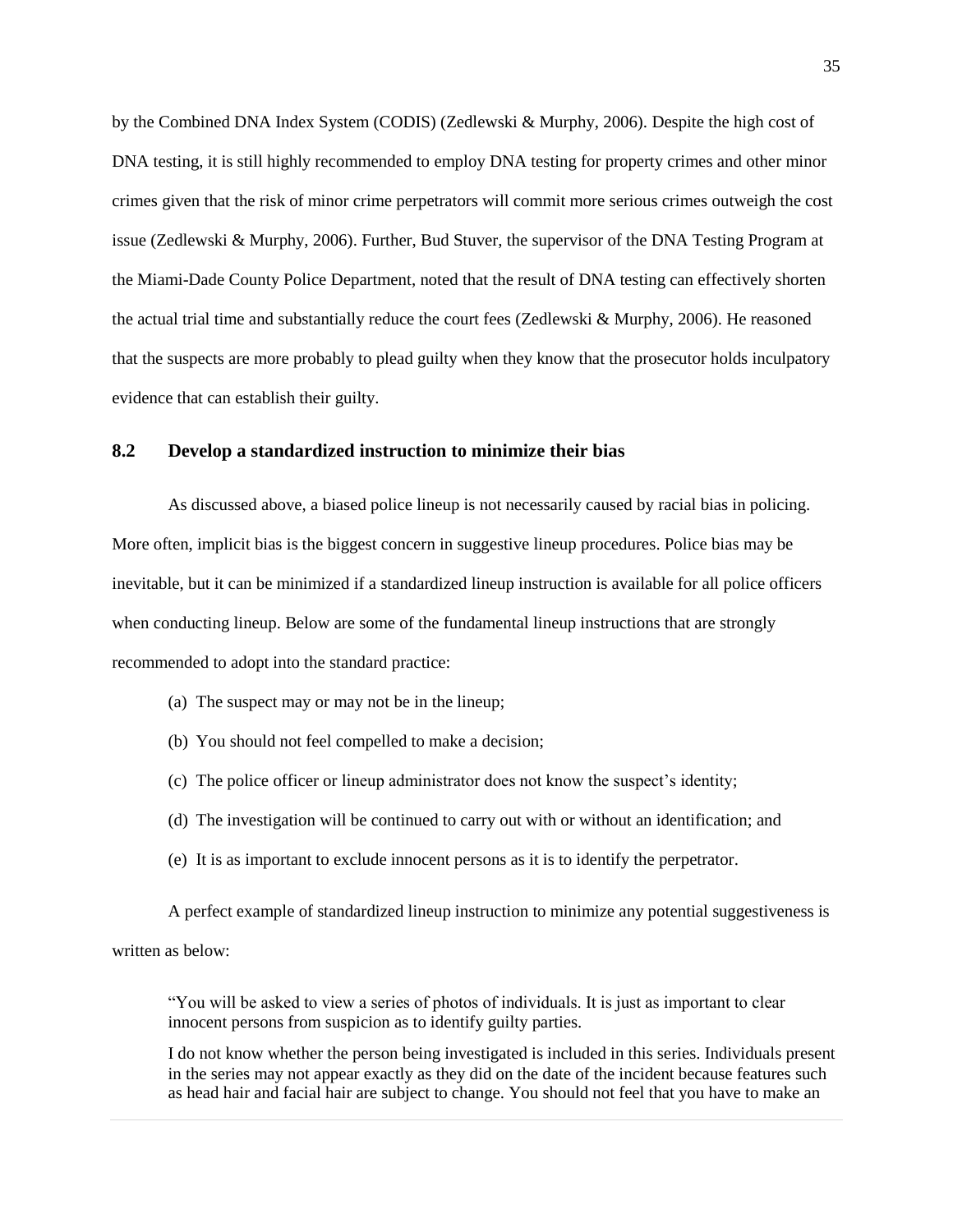by the Combined DNA Index System (CODIS) (Zedlewski & Murphy, 2006). Despite the high cost of DNA testing, it is still highly recommended to employ DNA testing for property crimes and other minor crimes given that the risk of minor crime perpetrators will commit more serious crimes outweigh the cost issue (Zedlewski & Murphy, 2006). Further, Bud Stuver, the supervisor of the DNA Testing Program at the Miami-Dade County Police Department, noted that the result of DNA testing can effectively shorten the actual trial time and substantially reduce the court fees (Zedlewski & Murphy, 2006). He reasoned that the suspects are more probably to plead guilty when they know that the prosecutor holds inculpatory evidence that can establish their guilty.

## 8.2 Develop a standardized instruction to minimize their bias

As discussed above, a biased police lineup is not necessarily caused by racial bias in policing. More often, implicit bias is the biggest concern in suggestive lineup procedures. Police bias may be inevitable, but it can be minimized if a standardized lineup instruction is available for all police officers when conducting lineup. Below are some of the fundamental lineup instructions that are strongly recommended to adopt into the standard practice:

(a) The suspect may or may not be in the lineup;

(b) You should not feel compelled to make a decision;

(c) The police officer or lineup administrator does not know the suspect's identity;

(d) The investigation will be continued to carry out with or without an identification; and

(e) It is as important to exclude innocent persons as it is to identify the perpetrator.

A perfect example of standardized lineup instruction to minimize any potential suggestiveness is written as below:

> "You will be asked to view a series of photos of individuals. It is just as important to clear innocent persons from suspicion as to identify guilty parties.
>
> I do not know whether the person being investigated is included in this series. Individuals present in the series may not appear exactly as they did on the date of the incident because features such as head hair and facial hair are subject to change. You should not feel that you have to make an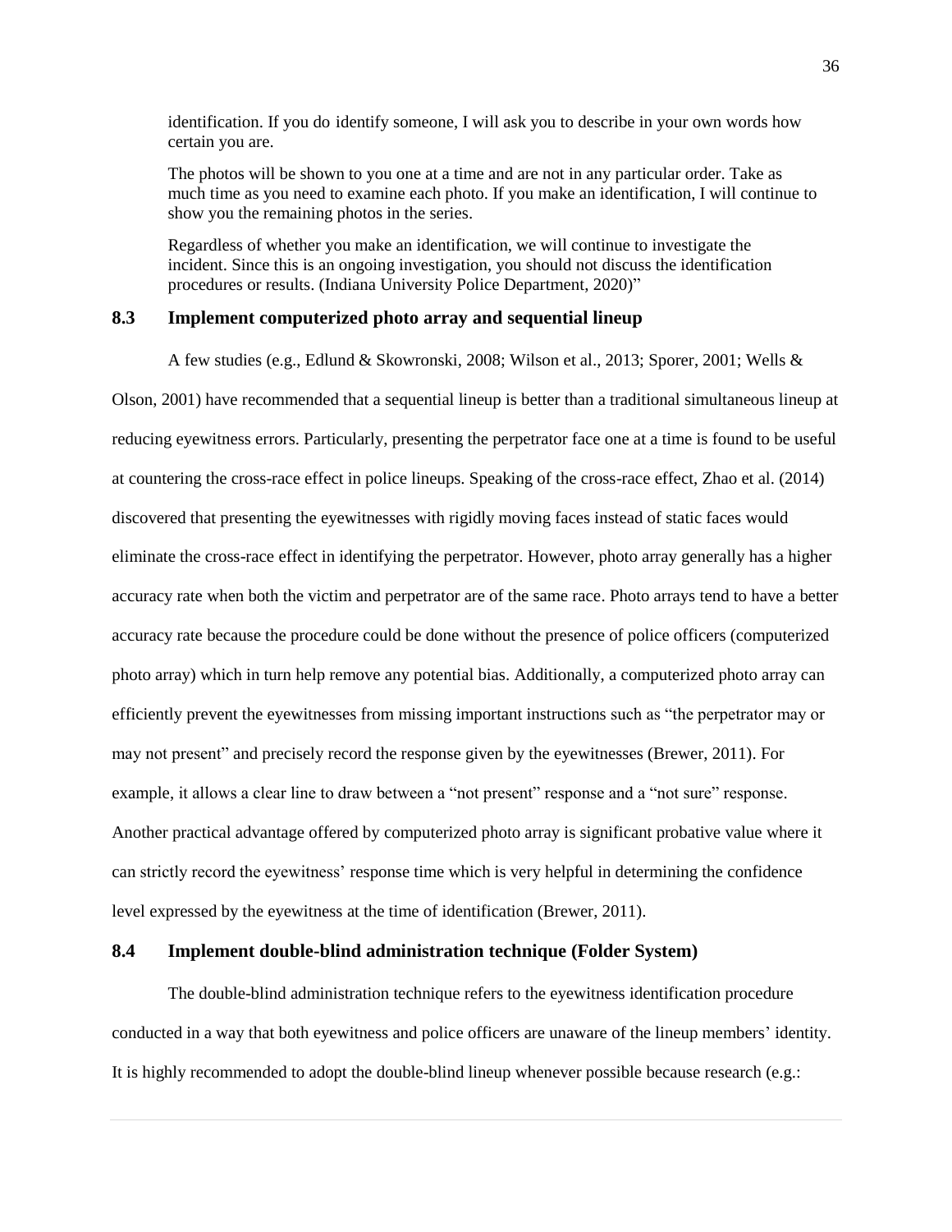> identification. If you do identify someone, I will ask you to describe in your own words how certain you are.
>
> The photos will be shown to you one at a time and are not in any particular order. Take as much time as you need to examine each photo. If you make an identification, I will continue to show you the remaining photos in the series.
>
> Regardless of whether you make an identification, we will continue to investigate the incident. Since this is an ongoing investigation, you should not discuss the identification procedures or results. (Indiana University Police Department, 2020)"

## 8.3 Implement computerized photo array and sequential lineup

A few studies (e.g., Edlund & Skowronski, 2008; Wilson et al., 2013; Sporer, 2001; Wells & Olson, 2001) have recommended that a sequential lineup is better than a traditional simultaneous lineup at reducing eyewitness errors. Particularly, presenting the perpetrator face one at a time is found to be useful at countering the cross-race effect in police lineups. Speaking of the cross-race effect, Zhao et al. (2014) discovered that presenting the eyewitnesses with rigidly moving faces instead of static faces would eliminate the cross-race effect in identifying the perpetrator. However, photo array generally has a higher accuracy rate when both the victim and perpetrator are of the same race. Photo arrays tend to have a better accuracy rate because the procedure could be done without the presence of police officers (computerized photo array) which in turn help remove any potential bias. Additionally, a computerized photo array can efficiently prevent the eyewitnesses from missing important instructions such as "the perpetrator may or may not present" and precisely record the response given by the eyewitnesses (Brewer, 2011). For example, it allows a clear line to draw between a "not present" response and a "not sure" response. Another practical advantage offered by computerized photo array is significant probative value where it can strictly record the eyewitness' response time which is very helpful in determining the confidence level expressed by the eyewitness at the time of identification (Brewer, 2011).

## 8.4 Implement double-blind administration technique (Folder System)

The double-blind administration technique refers to the eyewitness identification procedure conducted in a way that both eyewitness and police officers are unaware of the lineup members' identity. It is highly recommended to adopt the double-blind lineup whenever possible because research (e.g.: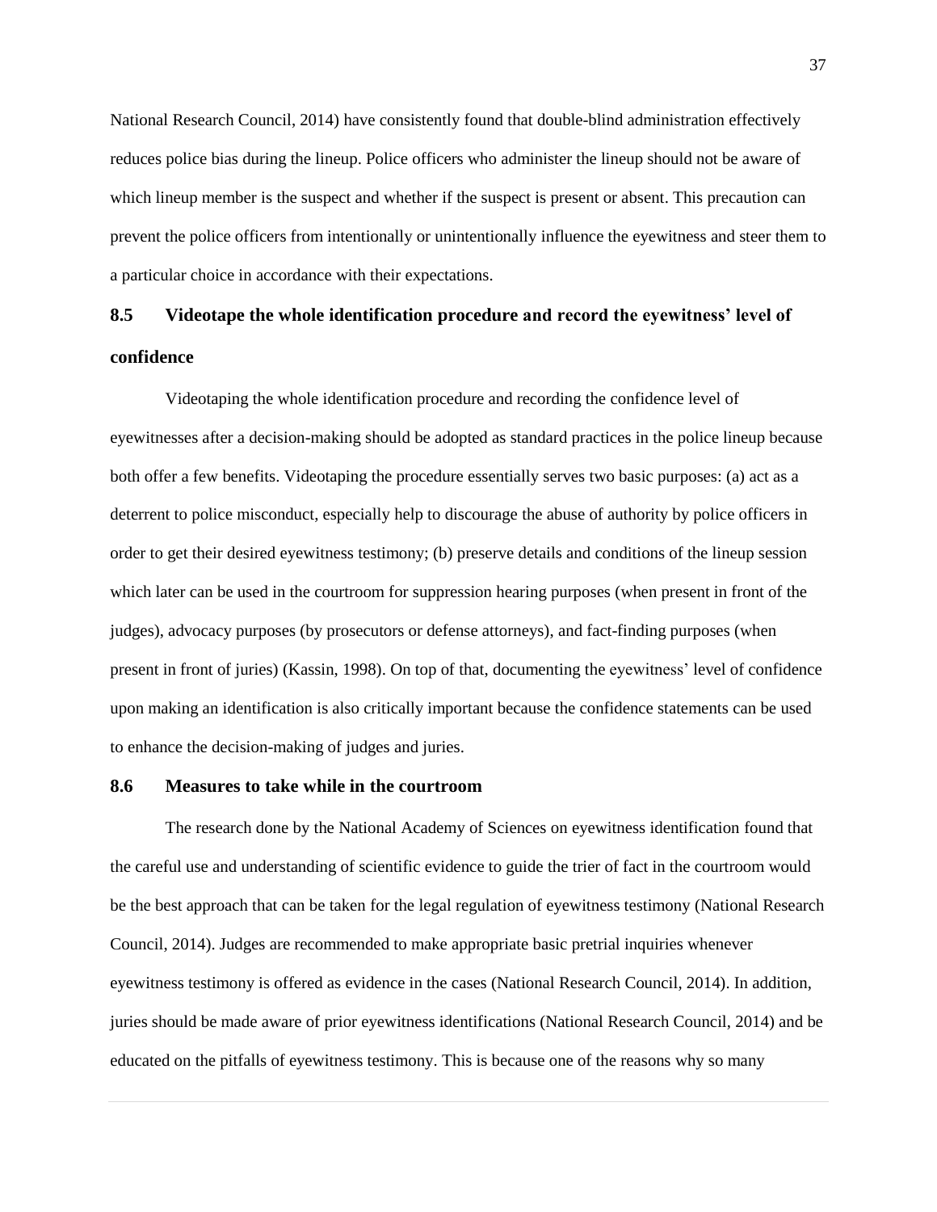National Research Council, 2014) have consistently found that double-blind administration effectively reduces police bias during the lineup. Police officers who administer the lineup should not be aware of which lineup member is the suspect and whether if the suspect is present or absent. This precaution can prevent the police officers from intentionally or unintentionally influence the eyewitness and steer them to a particular choice in accordance with their expectations.

## 8.5 Videotape the whole identification procedure and record the eyewitness' level of confidence

Videotaping the whole identification procedure and recording the confidence level of eyewitnesses after a decision-making should be adopted as standard practices in the police lineup because both offer a few benefits. Videotaping the procedure essentially serves two basic purposes: (a) act as a deterrent to police misconduct, especially help to discourage the abuse of authority by police officers in order to get their desired eyewitness testimony; (b) preserve details and conditions of the lineup session which later can be used in the courtroom for suppression hearing purposes (when present in front of the judges), advocacy purposes (by prosecutors or defense attorneys), and fact-finding purposes (when present in front of juries) (Kassin, 1998). On top of that, documenting the eyewitness' level of confidence upon making an identification is also critically important because the confidence statements can be used to enhance the decision-making of judges and juries.

## 8.6 Measures to take while in the courtroom

The research done by the National Academy of Sciences on eyewitness identification found that the careful use and understanding of scientific evidence to guide the trier of fact in the courtroom would be the best approach that can be taken for the legal regulation of eyewitness testimony (National Research Council, 2014). Judges are recommended to make appropriate basic pretrial inquiries whenever eyewitness testimony is offered as evidence in the cases (National Research Council, 2014). In addition, juries should be made aware of prior eyewitness identifications (National Research Council, 2014) and be educated on the pitfalls of eyewitness testimony. This is because one of the reasons why so many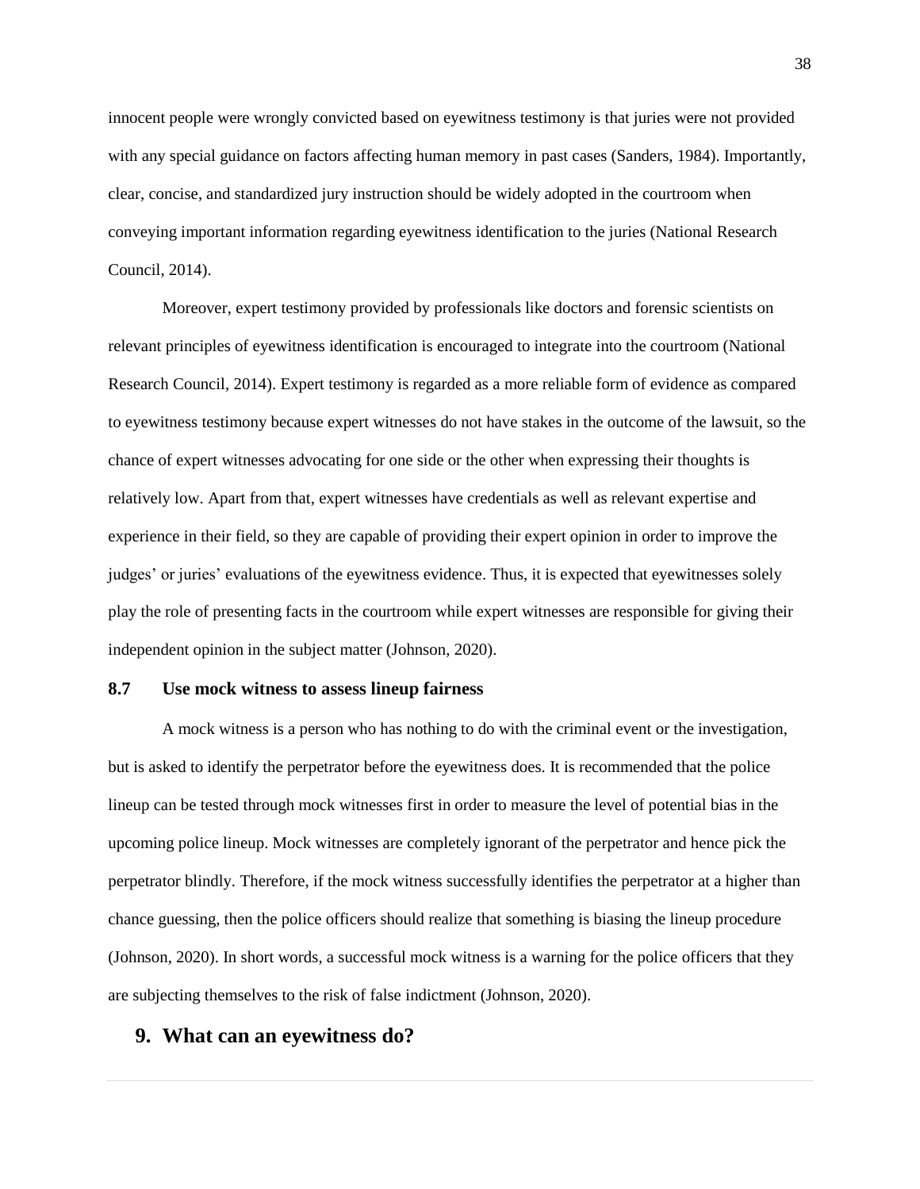innocent people were wrongly convicted based on eyewitness testimony is that juries were not provided with any special guidance on factors affecting human memory in past cases (Sanders, 1984). Importantly, clear, concise, and standardized jury instruction should be widely adopted in the courtroom when conveying important information regarding eyewitness identification to the juries (National Research Council, 2014).

Moreover, expert testimony provided by professionals like doctors and forensic scientists on relevant principles of eyewitness identification is encouraged to integrate into the courtroom (National Research Council, 2014). Expert testimony is regarded as a more reliable form of evidence as compared to eyewitness testimony because expert witnesses do not have stakes in the outcome of the lawsuit, so the chance of expert witnesses advocating for one side or the other when expressing their thoughts is relatively low. Apart from that, expert witnesses have credentials as well as relevant expertise and experience in their field, so they are capable of providing their expert opinion in order to improve the judges' or juries' evaluations of the eyewitness evidence. Thus, it is expected that eyewitnesses solely play the role of presenting facts in the courtroom while expert witnesses are responsible for giving their independent opinion in the subject matter (Johnson, 2020).

### 8.7 Use mock witness to assess lineup fairness

A mock witness is a person who has nothing to do with the criminal event or the investigation, but is asked to identify the perpetrator before the eyewitness does. It is recommended that the police lineup can be tested through mock witnesses first in order to measure the level of potential bias in the upcoming police lineup. Mock witnesses are completely ignorant of the perpetrator and hence pick the perpetrator blindly. Therefore, if the mock witness successfully identifies the perpetrator at a higher than chance guessing, then the police officers should realize that something is biasing the lineup procedure (Johnson, 2020). In short words, a successful mock witness is a warning for the police officers that they are subjecting themselves to the risk of false indictment (Johnson, 2020).

## 9. What can an eyewitness do?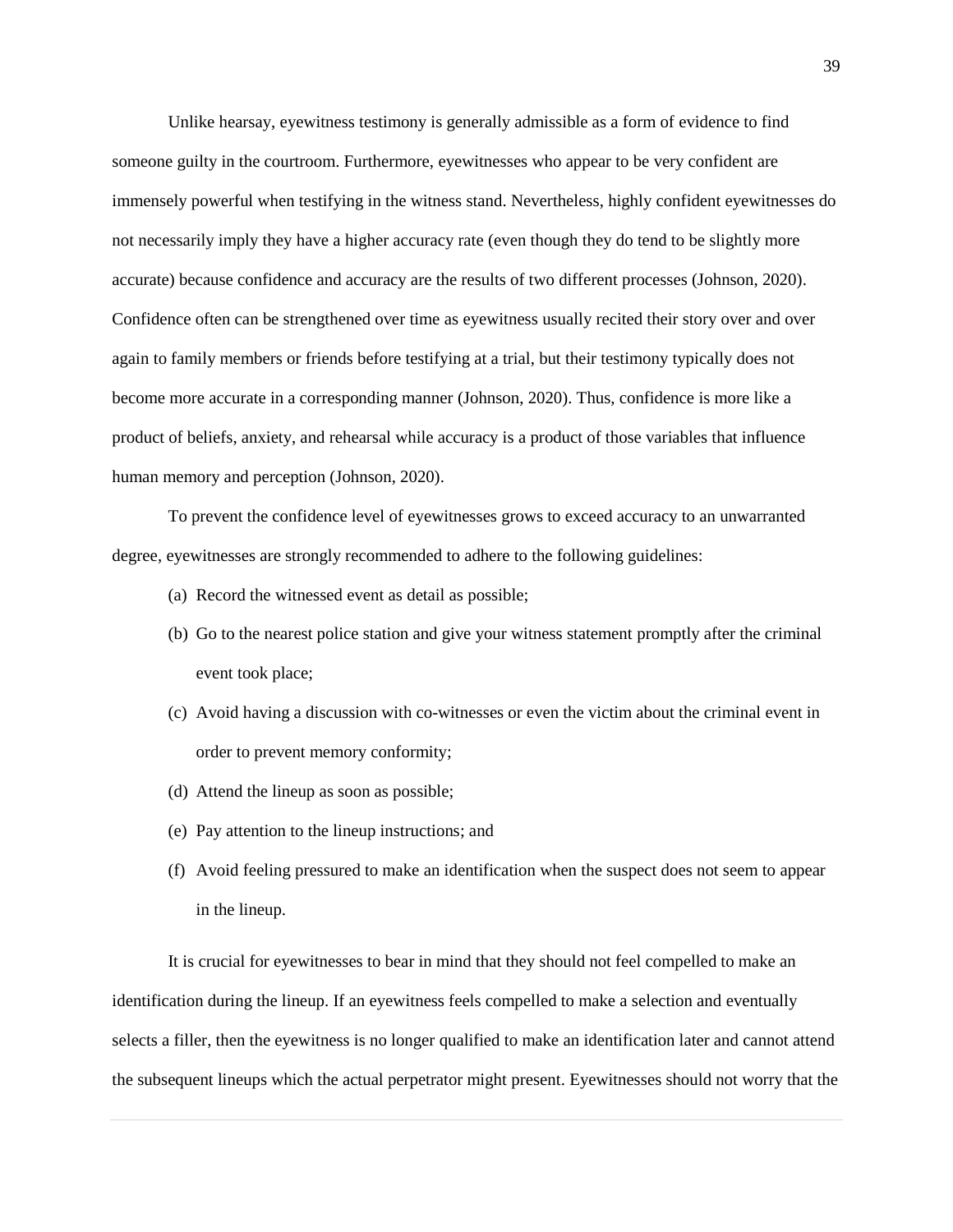Unlike hearsay, eyewitness testimony is generally admissible as a form of evidence to find someone guilty in the courtroom. Furthermore, eyewitnesses who appear to be very confident are immensely powerful when testifying in the witness stand. Nevertheless, highly confident eyewitnesses do not necessarily imply they have a higher accuracy rate (even though they do tend to be slightly more accurate) because confidence and accuracy are the results of two different processes (Johnson, 2020). Confidence often can be strengthened over time as eyewitness usually recited their story over and over again to family members or friends before testifying at a trial, but their testimony typically does not become more accurate in a corresponding manner (Johnson, 2020). Thus, confidence is more like a product of beliefs, anxiety, and rehearsal while accuracy is a product of those variables that influence human memory and perception (Johnson, 2020).

To prevent the confidence level of eyewitnesses grows to exceed accuracy to an unwarranted degree, eyewitnesses are strongly recommended to adhere to the following guidelines:

(a) Record the witnessed event as detail as possible;

(b) Go to the nearest police station and give your witness statement promptly after the criminal event took place;

(c) Avoid having a discussion with co-witnesses or even the victim about the criminal event in order to prevent memory conformity;

(d) Attend the lineup as soon as possible;

(e) Pay attention to the lineup instructions; and

(f) Avoid feeling pressured to make an identification when the suspect does not seem to appear in the lineup.

It is crucial for eyewitnesses to bear in mind that they should not feel compelled to make an identification during the lineup. If an eyewitness feels compelled to make a selection and eventually selects a filler, then the eyewitness is no longer qualified to make an identification later and cannot attend the subsequent lineups which the actual perpetrator might present. Eyewitnesses should not worry that the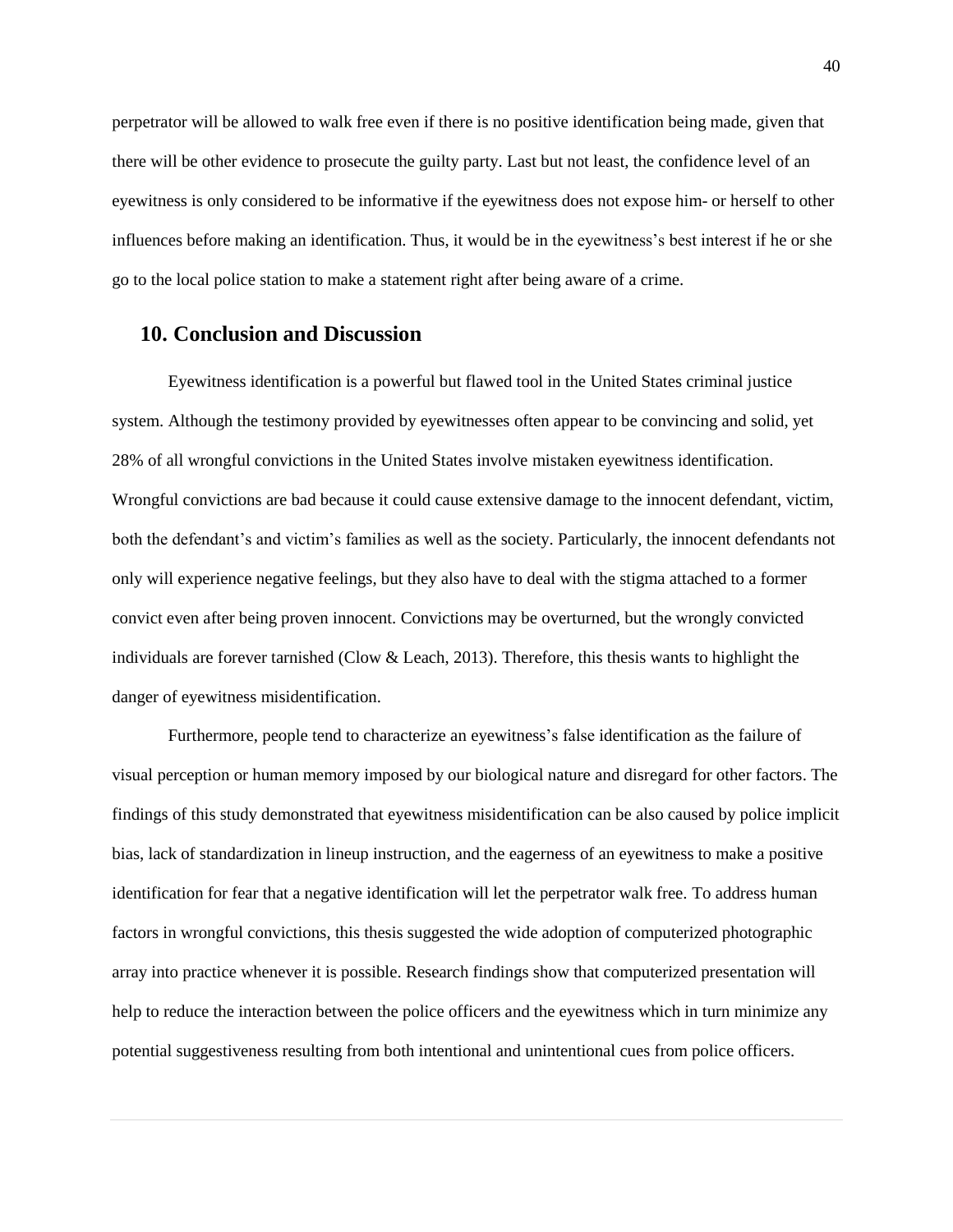perpetrator will be allowed to walk free even if there is no positive identification being made, given that there will be other evidence to prosecute the guilty party. Last but not least, the confidence level of an eyewitness is only considered to be informative if the eyewitness does not expose him- or herself to other influences before making an identification. Thus, it would be in the eyewitness's best interest if he or she go to the local police station to make a statement right after being aware of a crime.

## 10. Conclusion and Discussion

Eyewitness identification is a powerful but flawed tool in the United States criminal justice system. Although the testimony provided by eyewitnesses often appear to be convincing and solid, yet 28% of all wrongful convictions in the United States involve mistaken eyewitness identification. Wrongful convictions are bad because it could cause extensive damage to the innocent defendant, victim, both the defendant's and victim's families as well as the society. Particularly, the innocent defendants not only will experience negative feelings, but they also have to deal with the stigma attached to a former convict even after being proven innocent. Convictions may be overturned, but the wrongly convicted individuals are forever tarnished (Clow & Leach, 2013). Therefore, this thesis wants to highlight the danger of eyewitness misidentification.

Furthermore, people tend to characterize an eyewitness's false identification as the failure of visual perception or human memory imposed by our biological nature and disregard for other factors. The findings of this study demonstrated that eyewitness misidentification can be also caused by police implicit bias, lack of standardization in lineup instruction, and the eagerness of an eyewitness to make a positive identification for fear that a negative identification will let the perpetrator walk free. To address human factors in wrongful convictions, this thesis suggested the wide adoption of computerized photographic array into practice whenever it is possible. Research findings show that computerized presentation will help to reduce the interaction between the police officers and the eyewitness which in turn minimize any potential suggestiveness resulting from both intentional and unintentional cues from police officers.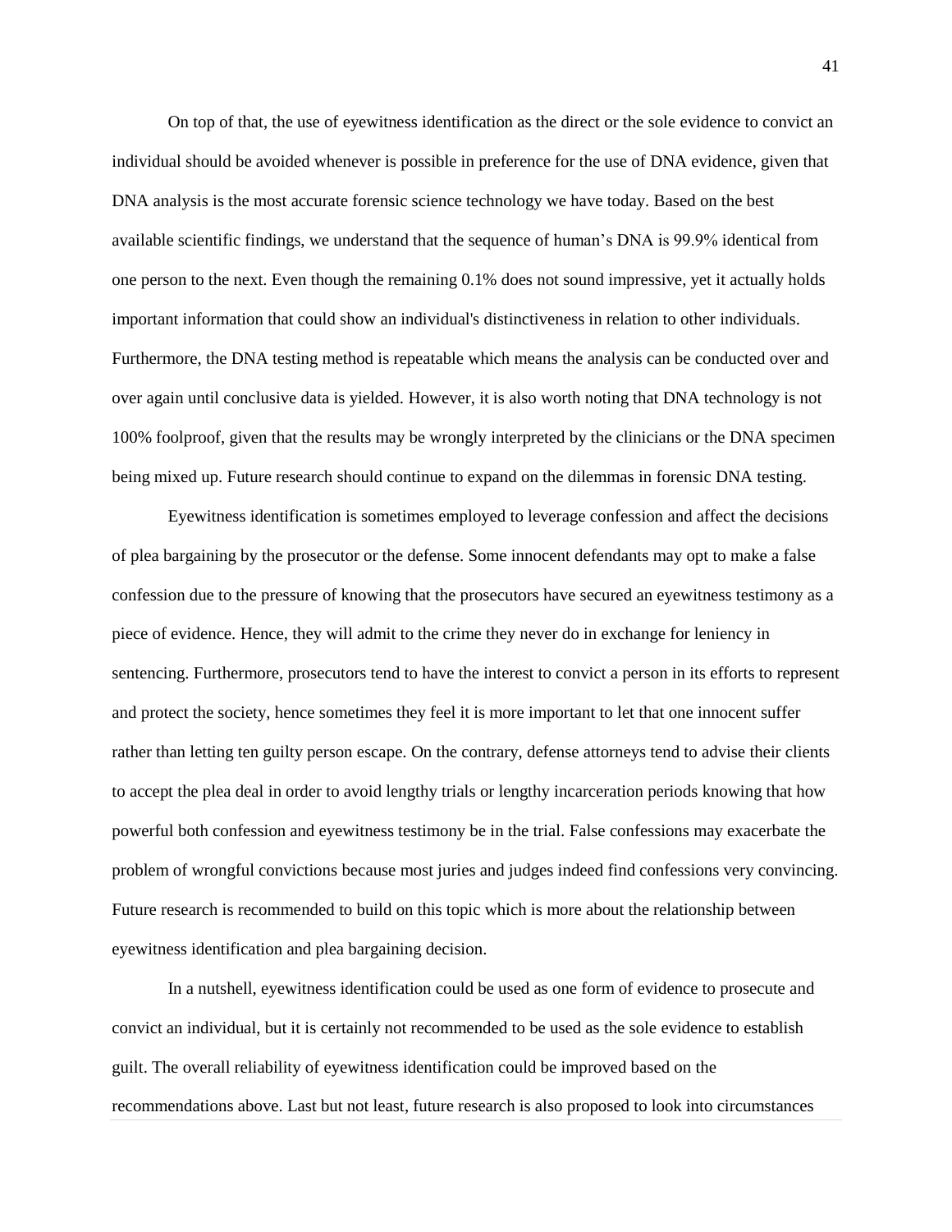On top of that, the use of eyewitness identification as the direct or the sole evidence to convict an individual should be avoided whenever is possible in preference for the use of DNA evidence, given that DNA analysis is the most accurate forensic science technology we have today. Based on the best available scientific findings, we understand that the sequence of human's DNA is 99.9% identical from one person to the next. Even though the remaining 0.1% does not sound impressive, yet it actually holds important information that could show an individual's distinctiveness in relation to other individuals. Furthermore, the DNA testing method is repeatable which means the analysis can be conducted over and over again until conclusive data is yielded. However, it is also worth noting that DNA technology is not 100% foolproof, given that the results may be wrongly interpreted by the clinicians or the DNA specimen being mixed up. Future research should continue to expand on the dilemmas in forensic DNA testing.

Eyewitness identification is sometimes employed to leverage confession and affect the decisions of plea bargaining by the prosecutor or the defense. Some innocent defendants may opt to make a false confession due to the pressure of knowing that the prosecutors have secured an eyewitness testimony as a piece of evidence. Hence, they will admit to the crime they never do in exchange for leniency in sentencing. Furthermore, prosecutors tend to have the interest to convict a person in its efforts to represent and protect the society, hence sometimes they feel it is more important to let that one innocent suffer rather than letting ten guilty person escape. On the contrary, defense attorneys tend to advise their clients to accept the plea deal in order to avoid lengthy trials or lengthy incarceration periods knowing that how powerful both confession and eyewitness testimony be in the trial. False confessions may exacerbate the problem of wrongful convictions because most juries and judges indeed find confessions very convincing. Future research is recommended to build on this topic which is more about the relationship between eyewitness identification and plea bargaining decision.

In a nutshell, eyewitness identification could be used as one form of evidence to prosecute and convict an individual, but it is certainly not recommended to be used as the sole evidence to establish guilt. The overall reliability of eyewitness identification could be improved based on the recommendations above. Last but not least, future research is also proposed to look into circumstances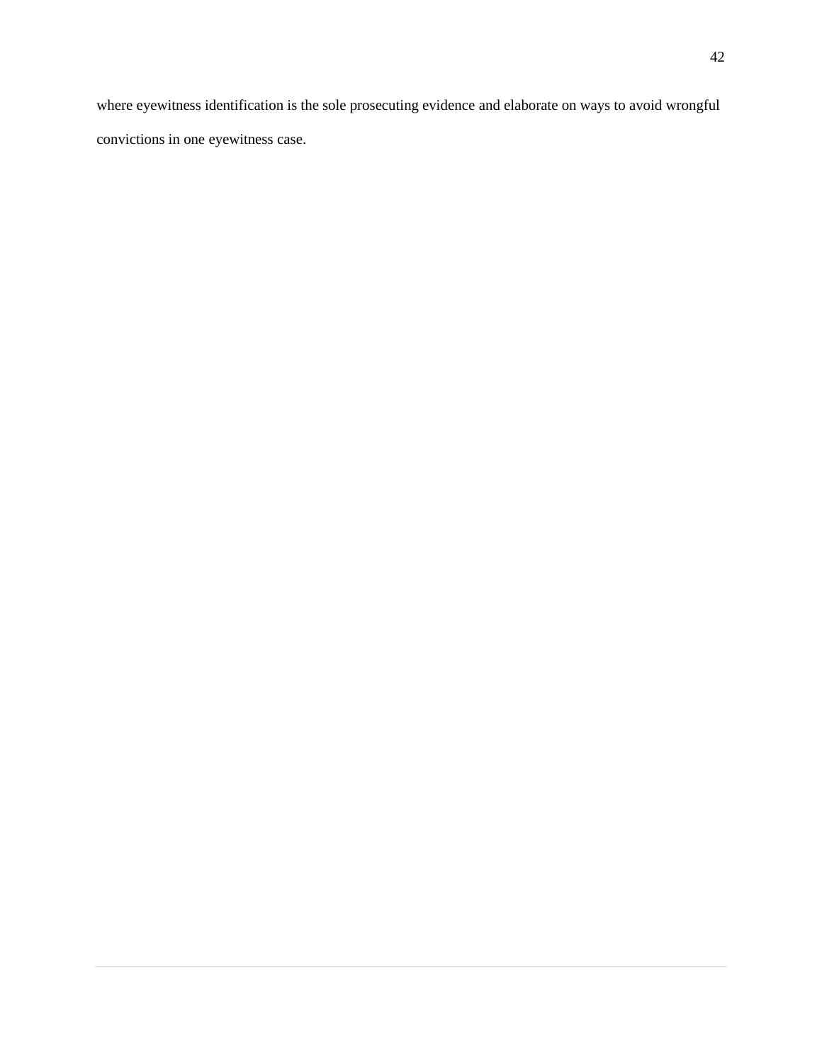where eyewitness identification is the sole prosecuting evidence and elaborate on ways to avoid wrongful convictions in one eyewitness case.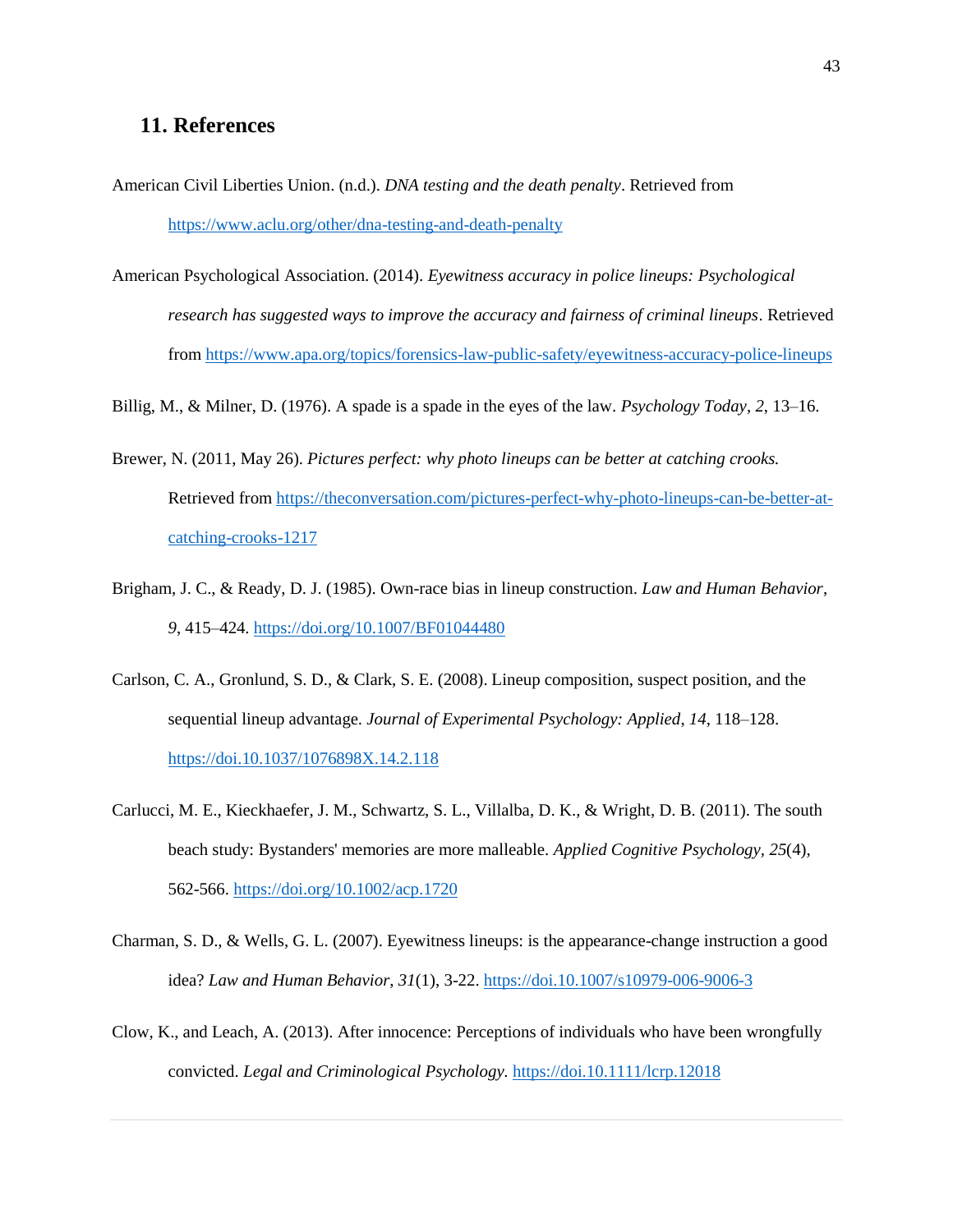## 11. References

American Civil Liberties Union. (n.d.). *DNA testing and the death penalty*. Retrieved from https://www.aclu.org/other/dna-testing-and-death-penalty

American Psychological Association. (2014). *Eyewitness accuracy in police lineups: Psychological research has suggested ways to improve the accuracy and fairness of criminal lineups*. Retrieved from https://www.apa.org/topics/forensics-law-public-safety/eyewitness-accuracy-police-lineups

Billig, M., & Milner, D. (1976). A spade is a spade in the eyes of the law. *Psychology Today*, *2*, 13–16.

Brewer, N. (2011, May 26). *Pictures perfect: why photo lineups can be better at catching crooks.* Retrieved from https://theconversation.com/pictures-perfect-why-photo-lineups-can-be-better-at-catching-crooks-1217

Brigham, J. C., & Ready, D. J. (1985). Own-race bias in lineup construction. *Law and Human Behavior*, *9*, 415–424. https://doi.org/10.1007/BF01044480

Carlson, C. A., Gronlund, S. D., & Clark, S. E. (2008). Lineup composition, suspect position, and the sequential lineup advantage. *Journal of Experimental Psychology: Applied*, *14,* 118–128. https://doi.10.1037/1076898X.14.2.118

Carlucci, M. E., Kieckhaefer, J. M., Schwartz, S. L., Villalba, D. K., & Wright, D. B. (2011). The south beach study: Bystanders' memories are more malleable. *Applied Cognitive Psychology, 25*(4), 562-566. https://doi.org/10.1002/acp.1720

Charman, S. D., & Wells, G. L. (2007). Eyewitness lineups: is the appearance-change instruction a good idea? *Law and Human Behavior, 31*(1), 3-22. https://doi.10.1007/s10979-006-9006-3

Clow, K., and Leach, A. (2013). After innocence: Perceptions of individuals who have been wrongfully convicted. *Legal and Criminological Psychology.* https://doi.10.1111/lcrp.12018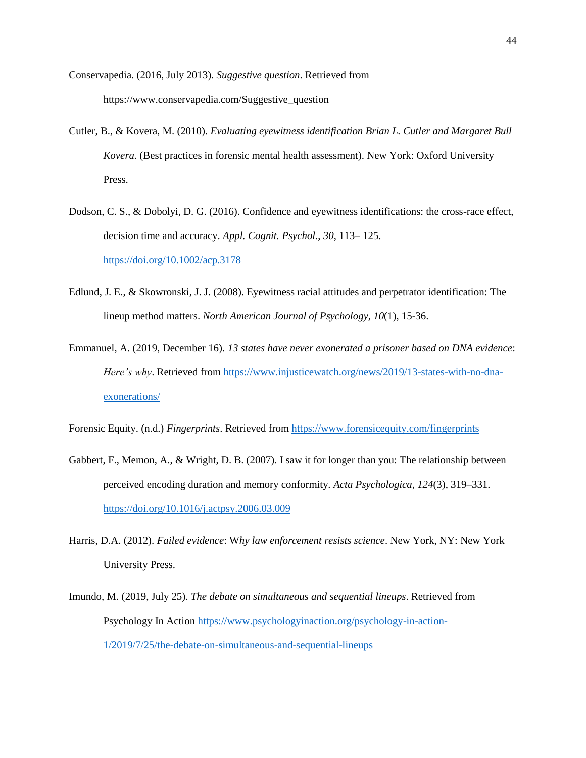Conservapedia. (2016, July 2013). *Suggestive question*. Retrieved from https://www.conservapedia.com/Suggestive_question

Cutler, B., & Kovera, M. (2010). *Evaluating eyewitness identification Brian L. Cutler and Margaret Bull Kovera.* (Best practices in forensic mental health assessment). New York: Oxford University Press.

Dodson, C. S., & Dobolyi, D. G. (2016). Confidence and eyewitness identifications: the cross-race effect, decision time and accuracy. *Appl. Cognit. Psychol.*, *30*, 113– 125. https://doi.org/10.1002/acp.3178

Edlund, J. E., & Skowronski, J. J. (2008). Eyewitness racial attitudes and perpetrator identification: The lineup method matters. *North American Journal of Psychology*, *10*(1), 15-36.

Emmanuel, A. (2019, December 16). *13 states have never exonerated a prisoner based on DNA evidence*: *Here's why*. Retrieved from https://www.injusticewatch.org/news/2019/13-states-with-no-dna-exonerations/

Forensic Equity. (n.d.) *Fingerprints*. Retrieved from https://www.forensicequity.com/fingerprints

Gabbert, F., Memon, A., & Wright, D. B. (2007). I saw it for longer than you: The relationship between perceived encoding duration and memory conformity. *Acta Psychologica*, *124*(3), 319–331. https://doi.org/10.1016/j.actpsy.2006.03.009

Harris, D.A. (2012). *Failed evidence*: W*hy law enforcement resists science*. New York, NY: New York University Press.

Imundo, M. (2019, July 25). *The debate on simultaneous and sequential lineups*. Retrieved from Psychology In Action https://www.psychologyinaction.org/psychology-in-action-1/2019/7/25/the-debate-on-simultaneous-and-sequential-lineups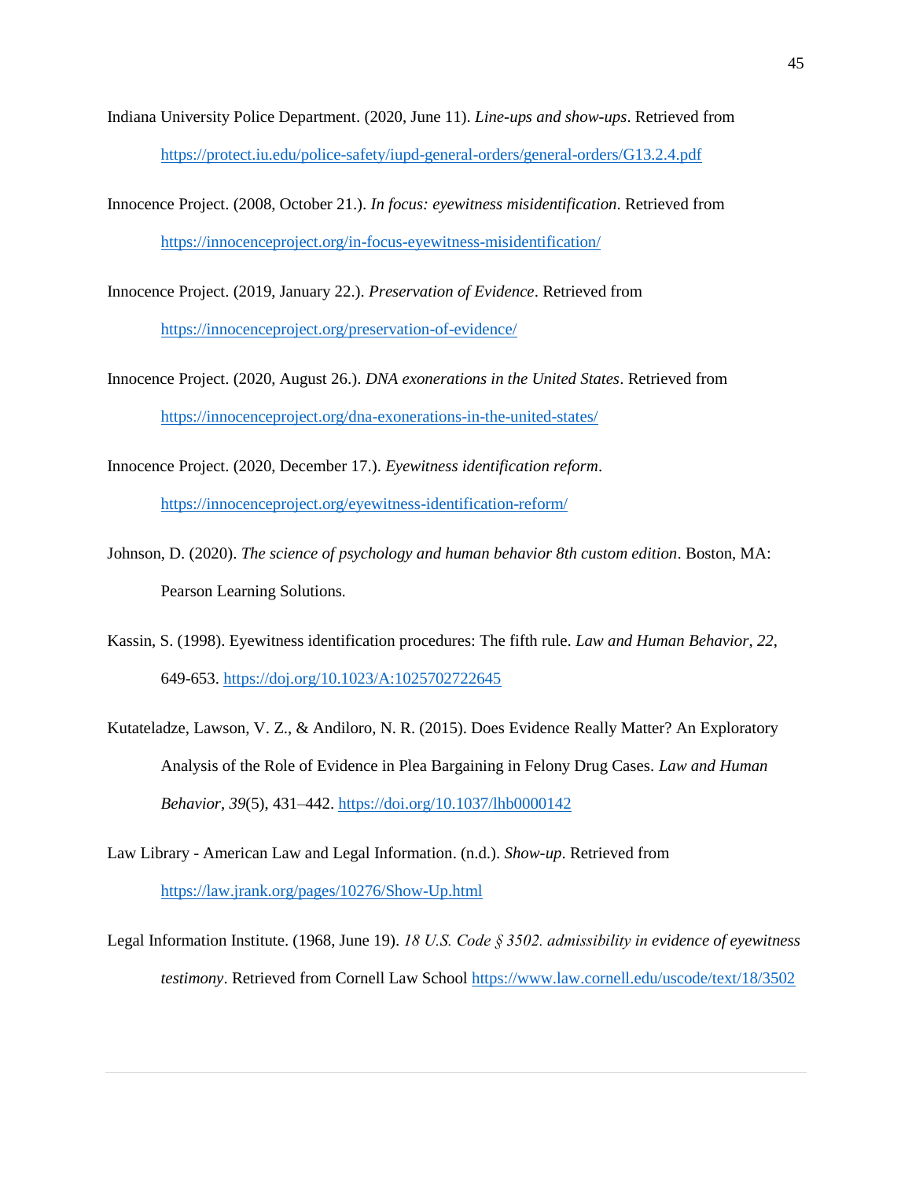Indiana University Police Department. (2020, June 11). *Line-ups and show-ups*. Retrieved from https://protect.iu.edu/police-safety/iupd-general-orders/general-orders/G13.2.4.pdf

Innocence Project. (2008, October 21.). *In focus: eyewitness misidentification*. Retrieved from https://innocenceproject.org/in-focus-eyewitness-misidentification/

Innocence Project. (2019, January 22.). *Preservation of Evidence*. Retrieved from https://innocenceproject.org/preservation-of-evidence/

Innocence Project. (2020, August 26.). *DNA exonerations in the United States*. Retrieved from https://innocenceproject.org/dna-exonerations-in-the-united-states/

Innocence Project. (2020, December 17.). *Eyewitness identification reform*. https://innocenceproject.org/eyewitness-identification-reform/

Johnson, D. (2020). *The science of psychology and human behavior 8th custom edition*. Boston, MA: Pearson Learning Solutions.

Kassin, S. (1998). Eyewitness identification procedures: The fifth rule. *Law and Human Behavior*, *22*, 649-653. https://doj.org/10.1023/A:1025702722645

Kutateladze, Lawson, V. Z., & Andiloro, N. R. (2015). Does Evidence Really Matter? An Exploratory Analysis of the Role of Evidence in Plea Bargaining in Felony Drug Cases. *Law and Human Behavior*, *39*(5), 431–442. https://doi.org/10.1037/lhb0000142

Law Library - American Law and Legal Information. (n.d.). *Show-up*. Retrieved from https://law.jrank.org/pages/10276/Show-Up.html

Legal Information Institute. (1968, June 19). *18 U.S. Code § 3502. admissibility in evidence of eyewitness testimony*. Retrieved from Cornell Law School https://www.law.cornell.edu/uscode/text/18/3502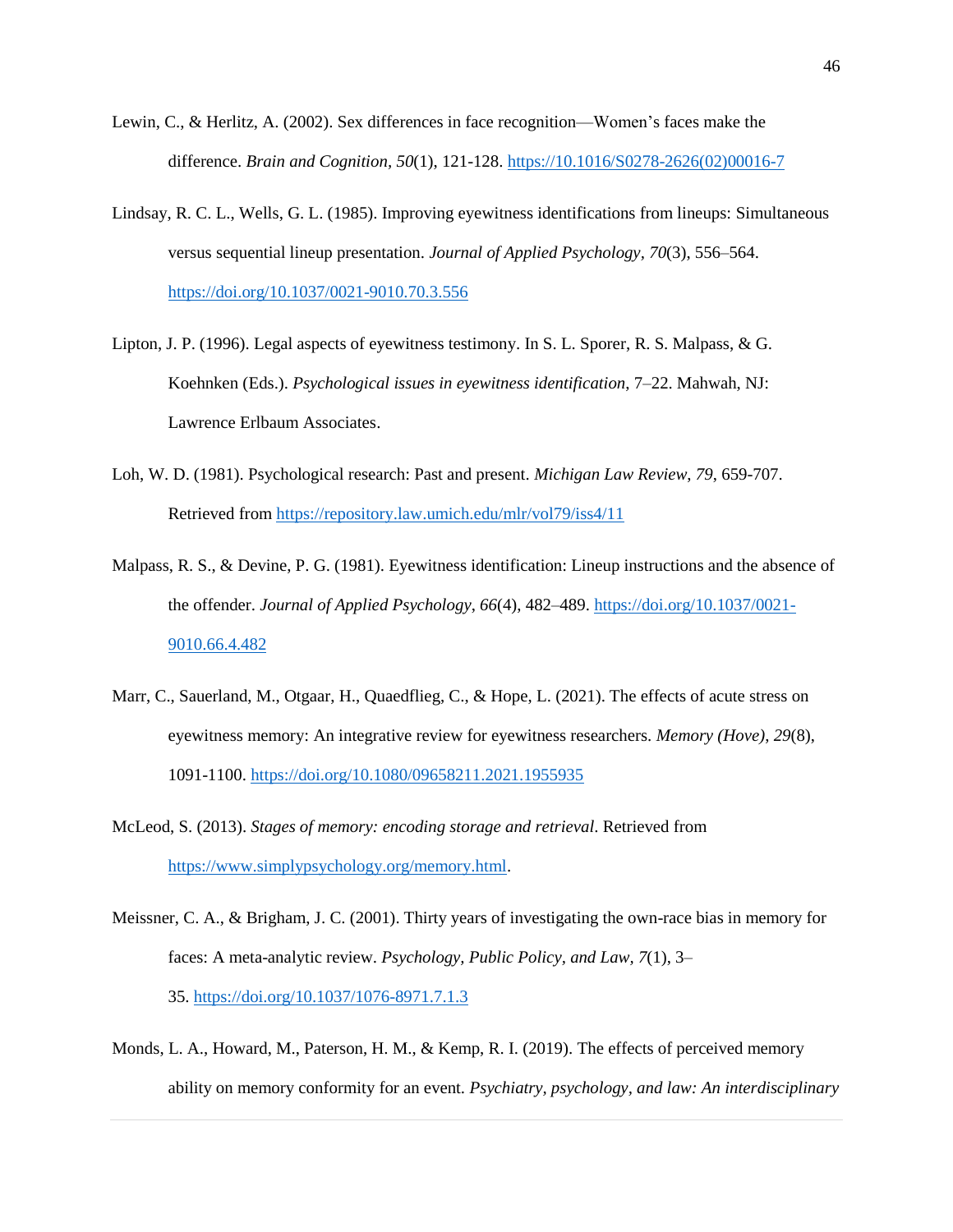Lewin, C., & Herlitz, A. (2002). Sex differences in face recognition—Women's faces make the difference. *Brain and Cognition, 50*(1), 121-128. https://10.1016/S0278-2626(02)00016-7

Lindsay, R. C. L., Wells, G. L. (1985). Improving eyewitness identifications from lineups: Simultaneous versus sequential lineup presentation. *Journal of Applied Psychology, 70*(3), 556–564. https://doi.org/10.1037/0021-9010.70.3.556

Lipton, J. P. (1996). Legal aspects of eyewitness testimony. In S. L. Sporer, R. S. Malpass, & G. Koehnken (Eds.). *Psychological issues in eyewitness identification*, 7–22. Mahwah, NJ: Lawrence Erlbaum Associates.

Loh, W. D. (1981). Psychological research: Past and present. *Michigan Law Review, 79*, 659-707. Retrieved from https://repository.law.umich.edu/mlr/vol79/iss4/11

Malpass, R. S., & Devine, P. G. (1981). Eyewitness identification: Lineup instructions and the absence of the offender. *Journal of Applied Psychology, 66*(4), 482–489. https://doi.org/10.1037/0021-9010.66.4.482

Marr, C., Sauerland, M., Otgaar, H., Quaedflieg, C., & Hope, L. (2021). The effects of acute stress on eyewitness memory: An integrative review for eyewitness researchers. *Memory (Hove), 29*(8), 1091-1100. https://doi.org/10.1080/09658211.2021.1955935

McLeod, S. (2013). *Stages of memory: encoding storage and retrieval*. Retrieved from https://www.simplypsychology.org/memory.html.

Meissner, C. A., & Brigham, J. C. (2001). Thirty years of investigating the own-race bias in memory for faces: A meta-analytic review. *Psychology, Public Policy, and Law, 7*(1), 3–35. https://doi.org/10.1037/1076-8971.7.1.3

Monds, L. A., Howard, M., Paterson, H. M., & Kemp, R. I. (2019). The effects of perceived memory ability on memory conformity for an event. *Psychiatry, psychology, and law: An interdisciplinary*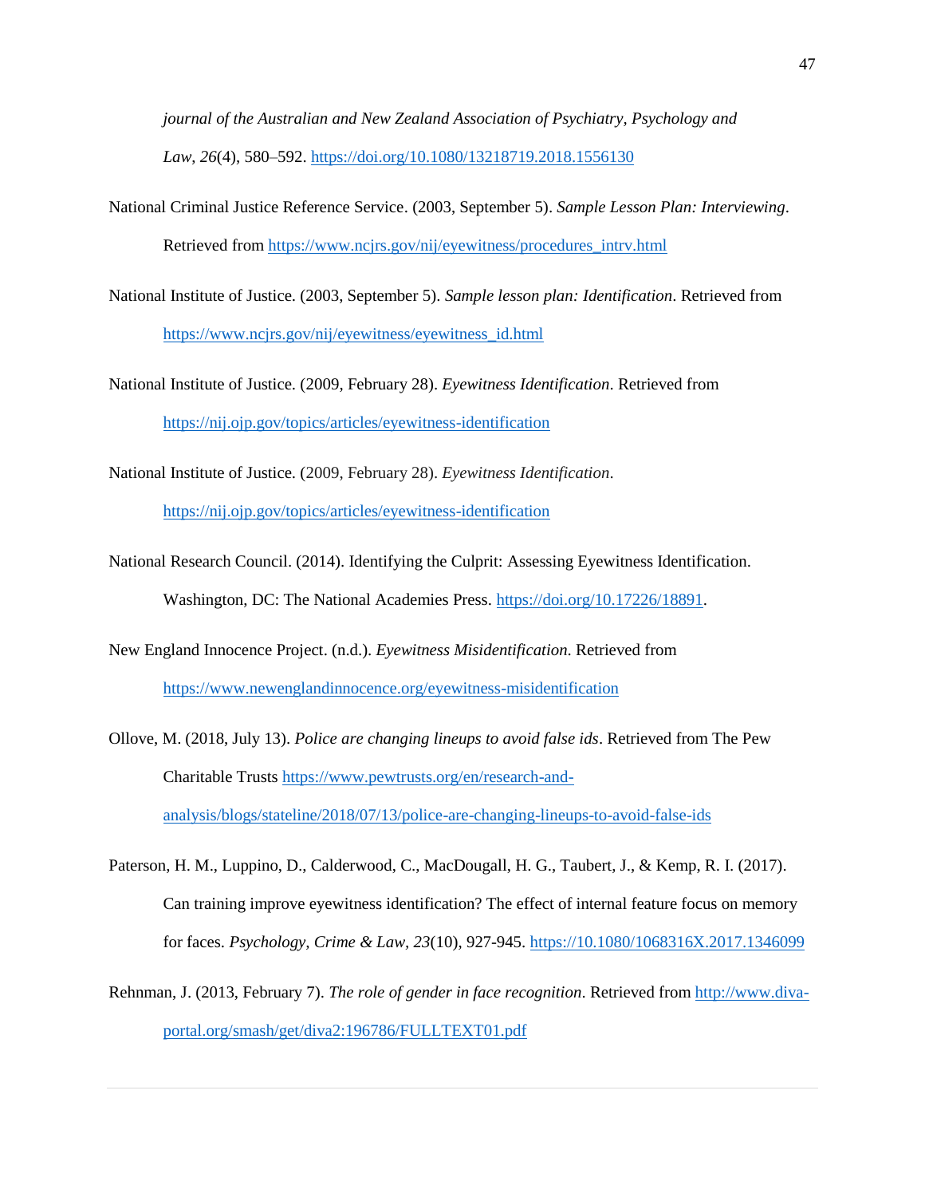*journal of the Australian and New Zealand Association of Psychiatry, Psychology and Law*, *26*(4), 580–592. https://doi.org/10.1080/13218719.2018.1556130

National Criminal Justice Reference Service. (2003, September 5). *Sample Lesson Plan: Interviewing*. Retrieved from https://www.ncjrs.gov/nij/eyewitness/procedures_intrv.html

National Institute of Justice. (2003, September 5). *Sample lesson plan: Identification*. Retrieved from https://www.ncjrs.gov/nij/eyewitness/eyewitness_id.html

National Institute of Justice. (2009, February 28). *Eyewitness Identification*. Retrieved from https://nij.ojp.gov/topics/articles/eyewitness-identification

National Institute of Justice. (2009, February 28). *Eyewitness Identification*. https://nij.ojp.gov/topics/articles/eyewitness-identification

National Research Council. (2014). Identifying the Culprit: Assessing Eyewitness Identification. Washington, DC: The National Academies Press. https://doi.org/10.17226/18891.

New England Innocence Project. (n.d.). *Eyewitness Misidentification*. Retrieved from https://www.newenglandinnocence.org/eyewitness-misidentification

Ollove, M. (2018, July 13). *Police are changing lineups to avoid false ids*. Retrieved from The Pew Charitable Trusts https://www.pewtrusts.org/en/research-and-analysis/blogs/stateline/2018/07/13/police-are-changing-lineups-to-avoid-false-ids

Paterson, H. M., Luppino, D., Calderwood, C., MacDougall, H. G., Taubert, J., & Kemp, R. I. (2017). Can training improve eyewitness identification? The effect of internal feature focus on memory for faces. *Psychology, Crime & Law*, *23*(10), 927-945. https://10.1080/1068316X.2017.1346099

Rehnman, J. (2013, February 7). *The role of gender in face recognition*. Retrieved from http://www.diva-portal.org/smash/get/diva2:196786/FULLTEXT01.pdf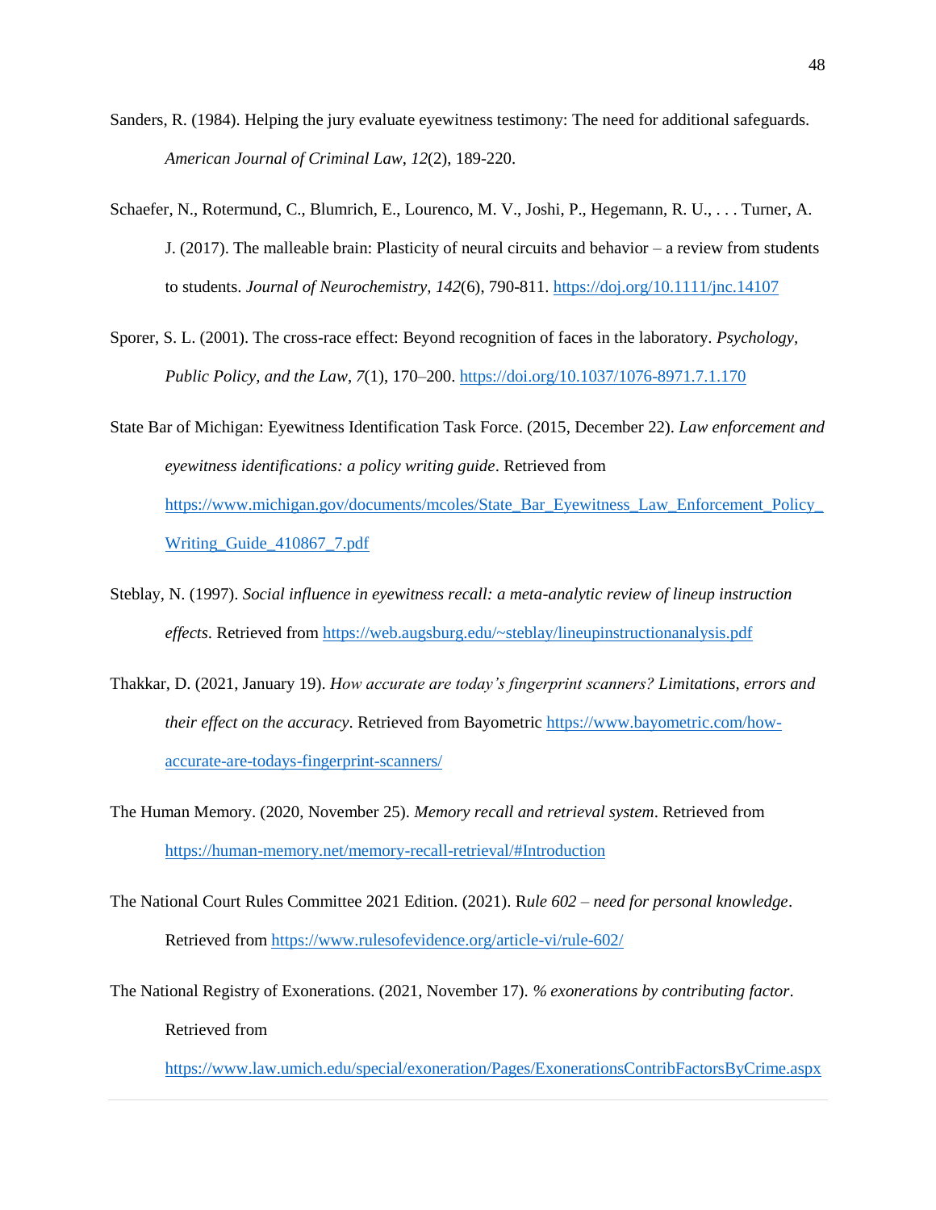Sanders, R. (1984). Helping the jury evaluate eyewitness testimony: The need for additional safeguards. *American Journal of Criminal Law*, *12*(2), 189-220.

Schaefer, N., Rotermund, C., Blumrich, E., Lourenco, M. V., Joshi, P., Hegemann, R. U., . . . Turner, A. J. (2017). The malleable brain: Plasticity of neural circuits and behavior – a review from students to students. *Journal of Neurochemistry*, *142*(6), 790-811. https://doi.org/10.1111/jnc.14107

Sporer, S. L. (2001). The cross-race effect: Beyond recognition of faces in the laboratory. *Psychology, Public Policy, and the Law*, *7*(1), 170–200. https://doi.org/10.1037/1076-8971.7.1.170

State Bar of Michigan: Eyewitness Identification Task Force. (2015, December 22). *Law enforcement and eyewitness identifications: a policy writing guide*. Retrieved from https://www.michigan.gov/documents/mcoles/State_Bar_Eyewitness_Law_Enforcement_Policy_Writing_Guide_410867_7.pdf

Steblay, N. (1997). *Social influence in eyewitness recall: a meta-analytic review of lineup instruction effects*. Retrieved from https://web.augsburg.edu/~steblay/lineupinstructionanalysis.pdf

Thakkar, D. (2021, January 19). *How accurate are today's fingerprint scanners? Limitations, errors and their effect on the accuracy*. Retrieved from Bayometric https://www.bayometric.com/how-accurate-are-todays-fingerprint-scanners/

The Human Memory. (2020, November 25). *Memory recall and retrieval system*. Retrieved from https://human-memory.net/memory-recall-retrieval/#Introduction

The National Court Rules Committee 2021 Edition. (2021). R*ule 602 – need for personal knowledge*. Retrieved from https://www.rulesofevidence.org/article-vi/rule-602/

The National Registry of Exonerations. (2021, November 17). *% exonerations by contributing factor*. Retrieved from https://www.law.umich.edu/special/exoneration/Pages/ExonerationsContribFactorsByCrime.aspx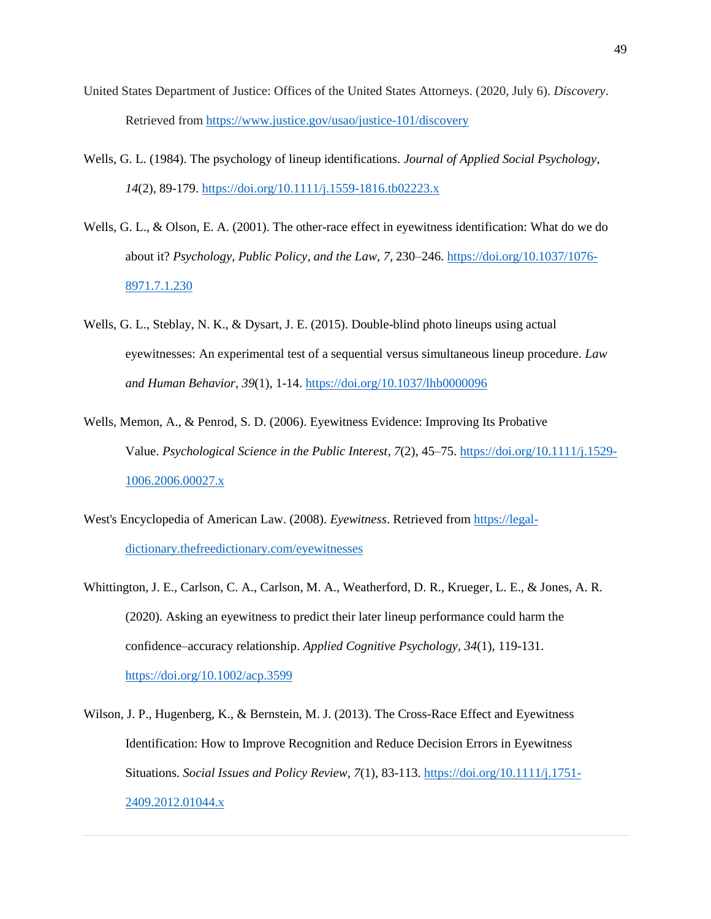United States Department of Justice: Offices of the United States Attorneys. (2020, July 6). *Discovery*. Retrieved from https://www.justice.gov/usao/justice-101/discovery

Wells, G. L. (1984). The psychology of lineup identifications. *Journal of Applied Social Psychology*, *14*(2), 89-179. https://doi.org/10.1111/j.1559-1816.tb02223.x

Wells, G. L., & Olson, E. A. (2001). The other-race effect in eyewitness identification: What do we do about it? *Psychology, Public Policy, and the Law*, *7*, 230–246. https://doi.org/10.1037/1076-8971.7.1.230

Wells, G. L., Steblay, N. K., & Dysart, J. E. (2015). Double-blind photo lineups using actual eyewitnesses: An experimental test of a sequential versus simultaneous lineup procedure. *Law and Human Behavior*, *39*(1), 1-14. https://doi.org/10.1037/lhb0000096

Wells, Memon, A., & Penrod, S. D. (2006). Eyewitness Evidence: Improving Its Probative Value. *Psychological Science in the Public Interest*, *7*(2), 45–75. https://doi.org/10.1111/j.1529-1006.2006.00027.x

West's Encyclopedia of American Law. (2008). *Eyewitness*. Retrieved from https://legal-dictionary.thefreedictionary.com/eyewitnesses

Whittington, J. E., Carlson, C. A., Carlson, M. A., Weatherford, D. R., Krueger, L. E., & Jones, A. R. (2020). Asking an eyewitness to predict their later lineup performance could harm the confidence–accuracy relationship. *Applied Cognitive Psychology*, *34*(1), 119-131. https://doi.org/10.1002/acp.3599

Wilson, J. P., Hugenberg, K., & Bernstein, M. J. (2013). The Cross-Race Effect and Eyewitness Identification: How to Improve Recognition and Reduce Decision Errors in Eyewitness Situations. *Social Issues and Policy Review*, *7*(1), 83-113. https://doi.org/10.1111/j.1751-2409.2012.01044.x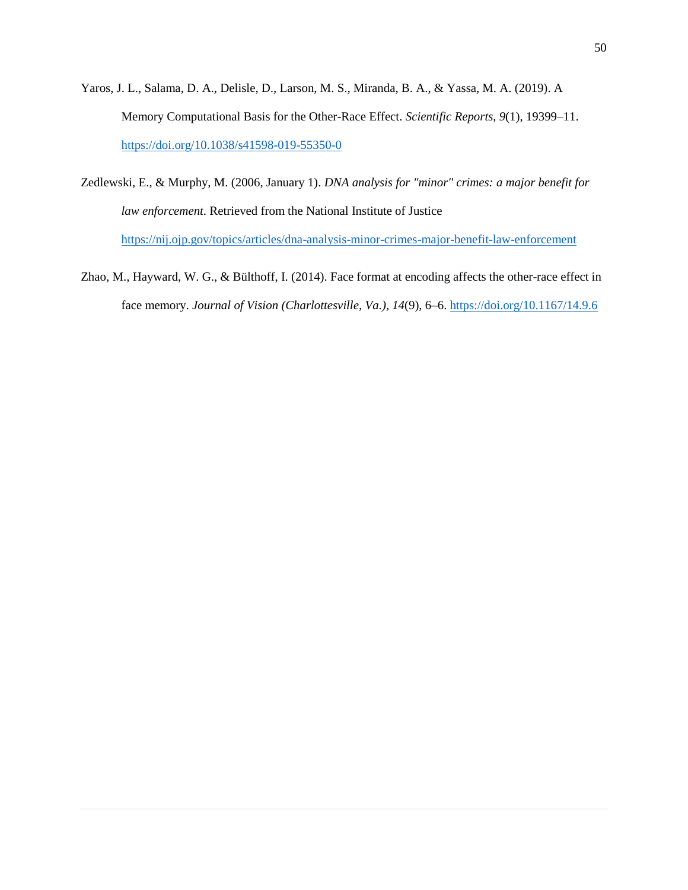Yaros, J. L., Salama, D. A., Delisle, D., Larson, M. S., Miranda, B. A., & Yassa, M. A. (2019). A Memory Computational Basis for the Other-Race Effect. *Scientific Reports*, *9*(1), 19399–11. https://doi.org/10.1038/s41598-019-55350-0

Zedlewski, E., & Murphy, M. (2006, January 1). *DNA analysis for "minor" crimes: a major benefit for law enforcement*. Retrieved from the National Institute of Justice https://nij.ojp.gov/topics/articles/dna-analysis-minor-crimes-major-benefit-law-enforcement

Zhao, M., Hayward, W. G., & Bülthoff, I. (2014). Face format at encoding affects the other-race effect in face memory. *Journal of Vision (Charlottesville, Va.)*, *14*(9), 6–6. https://doi.org/10.1167/14.9.6